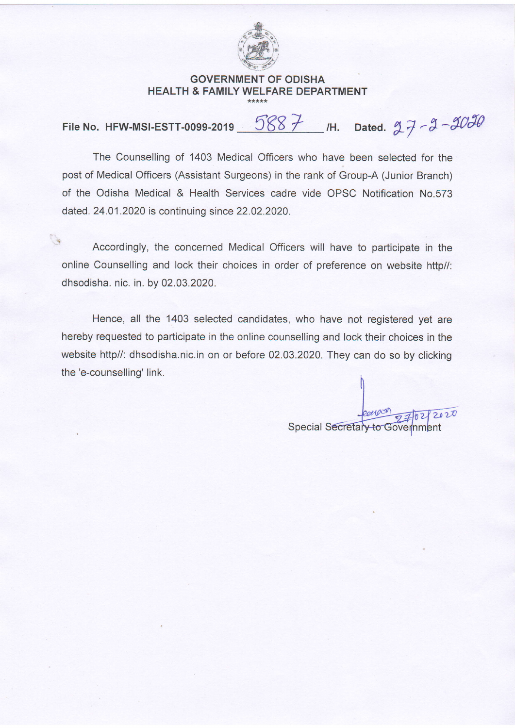# GOVERNMENT OF ODISHA
## HEALTH & FAMILY WELFARE DEPARTMENT

*****

**File No. HFW-MSI-ESTT-0099-2019 5887 /H. Dated. 27-2-2020**

The Counselling of 1403 Medical Officers who have been selected for the post of Medical Officers (Assistant Surgeons) in the rank of Group-A (Junior Branch) of the Odisha Medical & Health Services cadre vide OPSC Notification No.573 dated. 24.01.2020 is continuing since 22.02.2020.

Accordingly, the concerned Medical Officers will have to participate in the online Counselling and lock their choices in order of preference on website http//: dhsodisha. nic. in. by 02.03.2020.

Hence, all the 1403 selected candidates, who have not registered yet are hereby requested to participate in the online counselling and lock their choices in the website http//: dhsodisha.nic.in on or before 02.03.2020. They can do so by clicking the 'e-counselling' link.

27/02/2020

Special Secretary to Government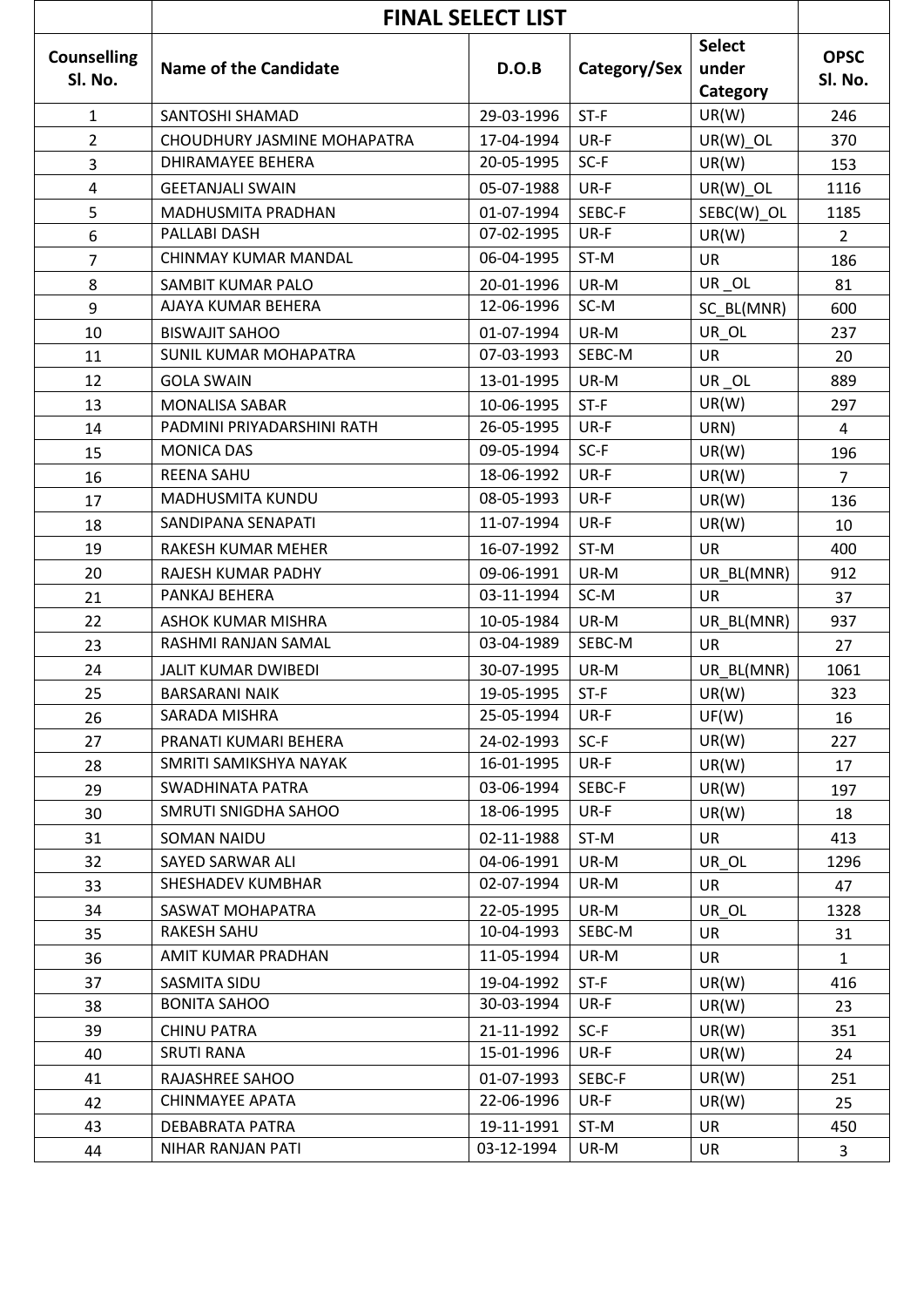| | FINAL SELECT LIST | | | | |
|---|---|---|---|---|---|
| Counselling Sl. No. | Name of the Candidate | D.O.B | Category/Sex | Select under Category | OPSC Sl. No. |
| 1 | SANTOSHI SHAMAD | 29-03-1996 | ST-F | UR(W) | 246 |
| 2 | CHOUDHURY JASMINE MOHAPATRA | 17-04-1994 | UR-F | UR(W)_OL | 370 |
| 3 | DHIRAMAYEE BEHERA | 20-05-1995 | SC-F | UR(W) | 153 |
| 4 | GEETANJALI SWAIN | 05-07-1988 | UR-F | UR(W)_OL | 1116 |
| 5 | MADHUSMITA PRADHAN | 01-07-1994 | SEBC-F | SEBC(W)_OL | 1185 |
| 6 | PALLABI DASH | 07-02-1995 | UR-F | UR(W) | 2 |
| 7 | CHINMAY KUMAR MANDAL | 06-04-1995 | ST-M | UR | 186 |
| 8 | SAMBIT KUMAR PALO | 20-01-1996 | UR-M | UR _OL | 81 |
| 9 | AJAYA KUMAR BEHERA | 12-06-1996 | SC-M | SC_BL(MNR) | 600 |
| 10 | BISWAJIT SAHOO | 01-07-1994 | UR-M | UR_OL | 237 |
| 11 | SUNIL KUMAR MOHAPATRA | 07-03-1993 | SEBC-M | UR | 20 |
| 12 | GOLA SWAIN | 13-01-1995 | UR-M | UR _OL | 889 |
| 13 | MONALISA SABAR | 10-06-1995 | ST-F | UR(W) | 297 |
| 14 | PADMINI PRIYADARSHINI RATH | 26-05-1995 | UR-F | URN) | 4 |
| 15 | MONICA DAS | 09-05-1994 | SC-F | UR(W) | 196 |
| 16 | REENA SAHU | 18-06-1992 | UR-F | UR(W) | 7 |
| 17 | MADHUSMITA KUNDU | 08-05-1993 | UR-F | UR(W) | 136 |
| 18 | SANDIPANA SENAPATI | 11-07-1994 | UR-F | UR(W) | 10 |
| 19 | RAKESH KUMAR MEHER | 16-07-1992 | ST-M | UR | 400 |
| 20 | RAJESH KUMAR PADHY | 09-06-1991 | UR-M | UR_BL(MNR) | 912 |
| 21 | PANKAJ BEHERA | 03-11-1994 | SC-M | UR | 37 |
| 22 | ASHOK KUMAR MISHRA | 10-05-1984 | UR-M | UR_BL(MNR) | 937 |
| 23 | RASHMI RANJAN SAMAL | 03-04-1989 | SEBC-M | UR | 27 |
| 24 | JALIT KUMAR DWIBEDI | 30-07-1995 | UR-M | UR_BL(MNR) | 1061 |
| 25 | BARSARANI NAIK | 19-05-1995 | ST-F | UR(W) | 323 |
| 26 | SARADA MISHRA | 25-05-1994 | UR-F | UF(W) | 16 |
| 27 | PRANATI KUMARI BEHERA | 24-02-1993 | SC-F | UR(W) | 227 |
| 28 | SMRITI SAMIKSHYA NAYAK | 16-01-1995 | UR-F | UR(W) | 17 |
| 29 | SWADHINATA PATRA | 03-06-1994 | SEBC-F | UR(W) | 197 |
| 30 | SMRUTI SNIGDHA SAHOO | 18-06-1995 | UR-F | UR(W) | 18 |
| 31 | SOMAN NAIDU | 02-11-1988 | ST-M | UR | 413 |
| 32 | SAYED SARWAR ALI | 04-06-1991 | UR-M | UR_OL | 1296 |
| 33 | SHESHADEV KUMBHAR | 02-07-1994 | UR-M | UR | 47 |
| 34 | SASWAT MOHAPATRA | 22-05-1995 | UR-M | UR_OL | 1328 |
| 35 | RAKESH SAHU | 10-04-1993 | SEBC-M | UR | 31 |
| 36 | AMIT KUMAR PRADHAN | 11-05-1994 | UR-M | UR | 1 |
| 37 | SASMITA SIDU | 19-04-1992 | ST-F | UR(W) | 416 |
| 38 | BONITA SAHOO | 30-03-1994 | UR-F | UR(W) | 23 |
| 39 | CHINU PATRA | 21-11-1992 | SC-F | UR(W) | 351 |
| 40 | SRUTI RANA | 15-01-1996 | UR-F | UR(W) | 24 |
| 41 | RAJASHREE SAHOO | 01-07-1993 | SEBC-F | UR(W) | 251 |
| 42 | CHINMAYEE APATA | 22-06-1996 | UR-F | UR(W) | 25 |
| 43 | DEBABRATA PATRA | 19-11-1991 | ST-M | UR | 450 |
| 44 | NIHAR RANJAN PATI | 03-12-1994 | UR-M | UR | 3 |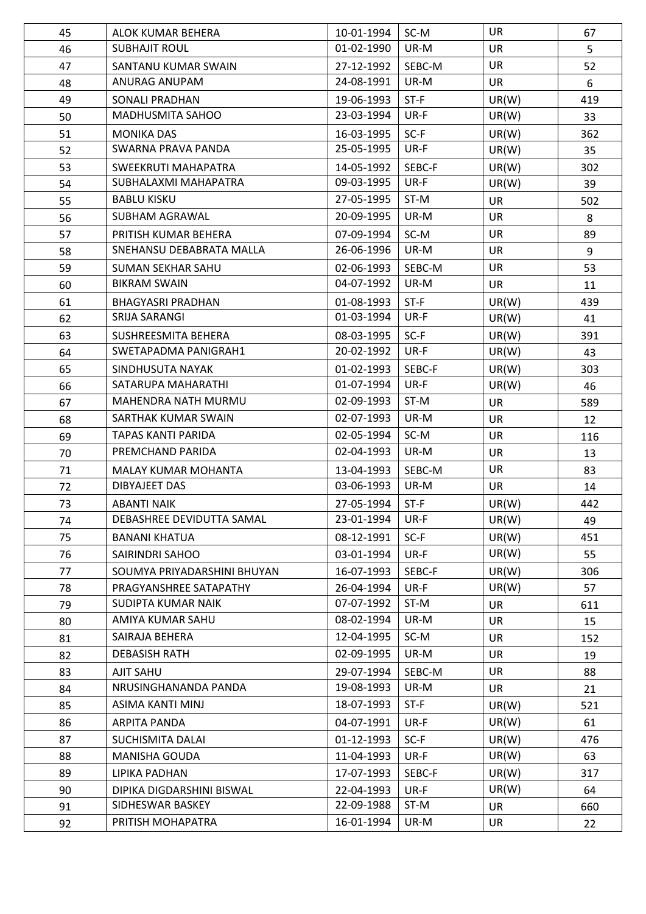| 45 | ALOK KUMAR BEHERA | 10-01-1994 | SC-M | UR | 67 |
|---|---|---|---|---|---|
| 46 | SUBHAJIT ROUL | 01-02-1990 | UR-M | UR | 5 |
| 47 | SANTANU KUMAR SWAIN | 27-12-1992 | SEBC-M | UR | 52 |
| 48 | ANURAG ANUPAM | 24-08-1991 | UR-M | UR | 6 |
| 49 | SONALI PRADHAN | 19-06-1993 | ST-F | UR(W) | 419 |
| 50 | MADHUSMITA SAHOO | 23-03-1994 | UR-F | UR(W) | 33 |
| 51 | MONIKA DAS | 16-03-1995 | SC-F | UR(W) | 362 |
| 52 | SWARNA PRAVA PANDA | 25-05-1995 | UR-F | UR(W) | 35 |
| 53 | SWEEKRUTI MAHAPATRA | 14-05-1992 | SEBC-F | UR(W) | 302 |
| 54 | SUBHALAXMI MAHAPATRA | 09-03-1995 | UR-F | UR(W) | 39 |
| 55 | BABLU KISKU | 27-05-1995 | ST-M | UR | 502 |
| 56 | SUBHAM AGRAWAL | 20-09-1995 | UR-M | UR | 8 |
| 57 | PRITISH KUMAR BEHERA | 07-09-1994 | SC-M | UR | 89 |
| 58 | SNEHANSU DEBABRATA MALLA | 26-06-1996 | UR-M | UR | 9 |
| 59 | SUMAN SEKHAR SAHU | 02-06-1993 | SEBC-M | UR | 53 |
| 60 | BIKRAM SWAIN | 04-07-1992 | UR-M | UR | 11 |
| 61 | BHAGYASRI PRADHAN | 01-08-1993 | ST-F | UR(W) | 439 |
| 62 | SRIJA SARANGI | 01-03-1994 | UR-F | UR(W) | 41 |
| 63 | SUSHREESMITA BEHERA | 08-03-1995 | SC-F | UR(W) | 391 |
| 64 | SWETAPADMA PANIGRAH1 | 20-02-1992 | UR-F | UR(W) | 43 |
| 65 | SINDHUSUTA NAYAK | 01-02-1993 | SEBC-F | UR(W) | 303 |
| 66 | SATARUPA MAHARATHI | 01-07-1994 | UR-F | UR(W) | 46 |
| 67 | MAHENDRA NATH MURMU | 02-09-1993 | ST-M | UR | 589 |
| 68 | SARTHAK KUMAR SWAIN | 02-07-1993 | UR-M | UR | 12 |
| 69 | TAPAS KANTI PARIDA | 02-05-1994 | SC-M | UR | 116 |
| 70 | PREMCHAND PARIDA | 02-04-1993 | UR-M | UR | 13 |
| 71 | MALAY KUMAR MOHANTA | 13-04-1993 | SEBC-M | UR | 83 |
| 72 | DIBYAJEET DAS | 03-06-1993 | UR-M | UR | 14 |
| 73 | ABANTI NAIK | 27-05-1994 | ST-F | UR(W) | 442 |
| 74 | DEBASHREE DEVIDUTTA SAMAL | 23-01-1994 | UR-F | UR(W) | 49 |
| 75 | BANANI KHATUA | 08-12-1991 | SC-F | UR(W) | 451 |
| 76 | SAIRINDRI SAHOO | 03-01-1994 | UR-F | UR(W) | 55 |
| 77 | SOUMYA PRIYADARSHINI BHUYAN | 16-07-1993 | SEBC-F | UR(W) | 306 |
| 78 | PRAGYANSHREE SATAPATHY | 26-04-1994 | UR-F | UR(W) | 57 |
| 79 | SUDIPTA KUMAR NAIK | 07-07-1992 | ST-M | UR | 611 |
| 80 | AMIYA KUMAR SAHU | 08-02-1994 | UR-M | UR | 15 |
| 81 | SAIRAJA BEHERA | 12-04-1995 | SC-M | UR | 152 |
| 82 | DEBASISH RATH | 02-09-1995 | UR-M | UR | 19 |
| 83 | AJIT SAHU | 29-07-1994 | SEBC-M | UR | 88 |
| 84 | NRUSINGHANANDA PANDA | 19-08-1993 | UR-M | UR | 21 |
| 85 | ASIMA KANTI MINJ | 18-07-1993 | ST-F | UR(W) | 521 |
| 86 | ARPITA PANDA | 04-07-1991 | UR-F | UR(W) | 61 |
| 87 | SUCHISMITA DALAI | 01-12-1993 | SC-F | UR(W) | 476 |
| 88 | MANISHA GOUDA | 11-04-1993 | UR-F | UR(W) | 63 |
| 89 | LIPIKA PADHAN | 17-07-1993 | SEBC-F | UR(W) | 317 |
| 90 | DIPIKA DIGDARSHINI BISWAL | 22-04-1993 | UR-F | UR(W) | 64 |
| 91 | SIDHESWAR BASKEY | 22-09-1988 | ST-M | UR | 660 |
| 92 | PRITISH MOHAPATRA | 16-01-1994 | UR-M | UR | 22 |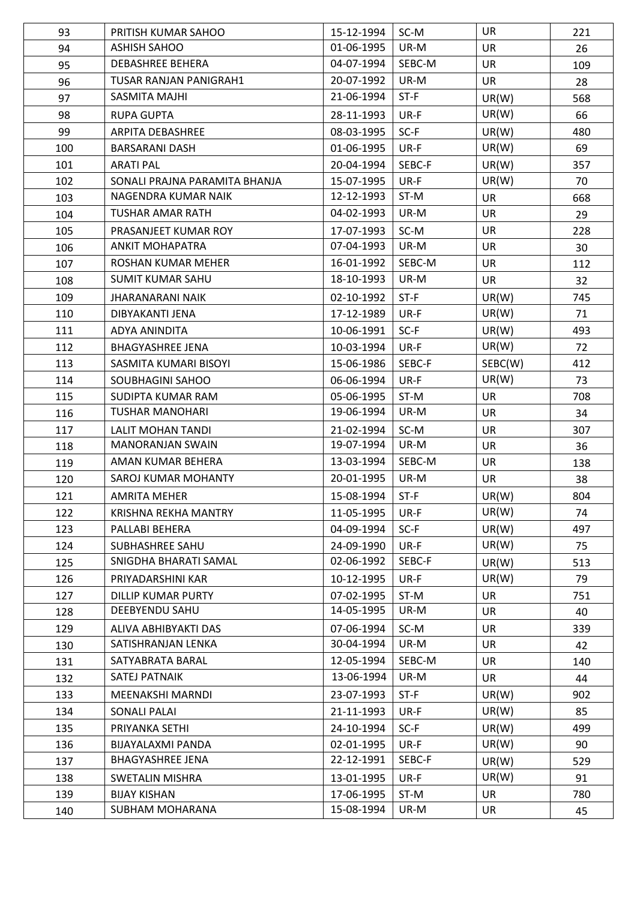| | | | | | |
|---|---|---|---|---|---|
| 93 | PRITISH KUMAR SAHOO | 15-12-1994 | SC-M | UR | 221 |
| 94 | ASHISH SAHOO | 01-06-1995 | UR-M | UR | 26 |
| 95 | DEBASHREE BEHERA | 04-07-1994 | SEBC-M | UR | 109 |
| 96 | TUSAR RANJAN PANIGRAH1 | 20-07-1992 | UR-M | UR | 28 |
| 97 | SASMITA MAJHI | 21-06-1994 | ST-F | UR(W) | 568 |
| 98 | RUPA GUPTA | 28-11-1993 | UR-F | UR(W) | 66 |
| 99 | ARPITA DEBASHREE | 08-03-1995 | SC-F | UR(W) | 480 |
| 100 | BARSARANI DASH | 01-06-1995 | UR-F | UR(W) | 69 |
| 101 | ARATI PAL | 20-04-1994 | SEBC-F | UR(W) | 357 |
| 102 | SONALI PRAJNA PARAMITA BHANJA | 15-07-1995 | UR-F | UR(W) | 70 |
| 103 | NAGENDRA KUMAR NAIK | 12-12-1993 | ST-M | UR | 668 |
| 104 | TUSHAR AMAR RATH | 04-02-1993 | UR-M | UR | 29 |
| 105 | PRASANJEET KUMAR ROY | 17-07-1993 | SC-M | UR | 228 |
| 106 | ANKIT MOHAPATRA | 07-04-1993 | UR-M | UR | 30 |
| 107 | ROSHAN KUMAR MEHER | 16-01-1992 | SEBC-M | UR | 112 |
| 108 | SUMIT KUMAR SAHU | 18-10-1993 | UR-M | UR | 32 |
| 109 | JHARANARANI NAIK | 02-10-1992 | ST-F | UR(W) | 745 |
| 110 | DIBYAKANTI JENA | 17-12-1989 | UR-F | UR(W) | 71 |
| 111 | ADYA ANINDITA | 10-06-1991 | SC-F | UR(W) | 493 |
| 112 | BHAGYASHREE JENA | 10-03-1994 | UR-F | UR(W) | 72 |
| 113 | SASMITA KUMARI BISOYI | 15-06-1986 | SEBC-F | SEBC(W) | 412 |
| 114 | SOUBHAGINI SAHOO | 06-06-1994 | UR-F | UR(W) | 73 |
| 115 | SUDIPTA KUMAR RAM | 05-06-1995 | ST-M | UR | 708 |
| 116 | TUSHAR MANOHARI | 19-06-1994 | UR-M | UR | 34 |
| 117 | LALIT MOHAN TANDI | 21-02-1994 | SC-M | UR | 307 |
| 118 | MANORANJAN SWAIN | 19-07-1994 | UR-M | UR | 36 |
| 119 | AMAN KUMAR BEHERA | 13-03-1994 | SEBC-M | UR | 138 |
| 120 | SAROJ KUMAR MOHANTY | 20-01-1995 | UR-M | UR | 38 |
| 121 | AMRITA MEHER | 15-08-1994 | ST-F | UR(W) | 804 |
| 122 | KRISHNA REKHA MANTRY | 11-05-1995 | UR-F | UR(W) | 74 |
| 123 | PALLABI BEHERA | 04-09-1994 | SC-F | UR(W) | 497 |
| 124 | SUBHASHREE SAHU | 24-09-1990 | UR-F | UR(W) | 75 |
| 125 | SNIGDHA BHARATI SAMAL | 02-06-1992 | SEBC-F | UR(W) | 513 |
| 126 | PRIYADARSHINI KAR | 10-12-1995 | UR-F | UR(W) | 79 |
| 127 | DILLIP KUMAR PURTY | 07-02-1995 | ST-M | UR | 751 |
| 128 | DEEBYENDU SAHU | 14-05-1995 | UR-M | UR | 40 |
| 129 | ALIVA ABHIBYAKTI DAS | 07-06-1994 | SC-M | UR | 339 |
| 130 | SATISHRANJAN LENKA | 30-04-1994 | UR-M | UR | 42 |
| 131 | SATYABRATA BARAL | 12-05-1994 | SEBC-M | UR | 140 |
| 132 | SATEJ PATNAIK | 13-06-1994 | UR-M | UR | 44 |
| 133 | MEENAKSHI MARNDI | 23-07-1993 | ST-F | UR(W) | 902 |
| 134 | SONALI PALAI | 21-11-1993 | UR-F | UR(W) | 85 |
| 135 | PRIYANKA SETHI | 24-10-1994 | SC-F | UR(W) | 499 |
| 136 | BIJAYALAXMI PANDA | 02-01-1995 | UR-F | UR(W) | 90 |
| 137 | BHAGYASHREE JENA | 22-12-1991 | SEBC-F | UR(W) | 529 |
| 138 | SWETALIN MISHRA | 13-01-1995 | UR-F | UR(W) | 91 |
| 139 | BIJAY KISHAN | 17-06-1995 | ST-M | UR | 780 |
| 140 | SUBHAM MOHARANA | 15-08-1994 | UR-M | UR | 45 |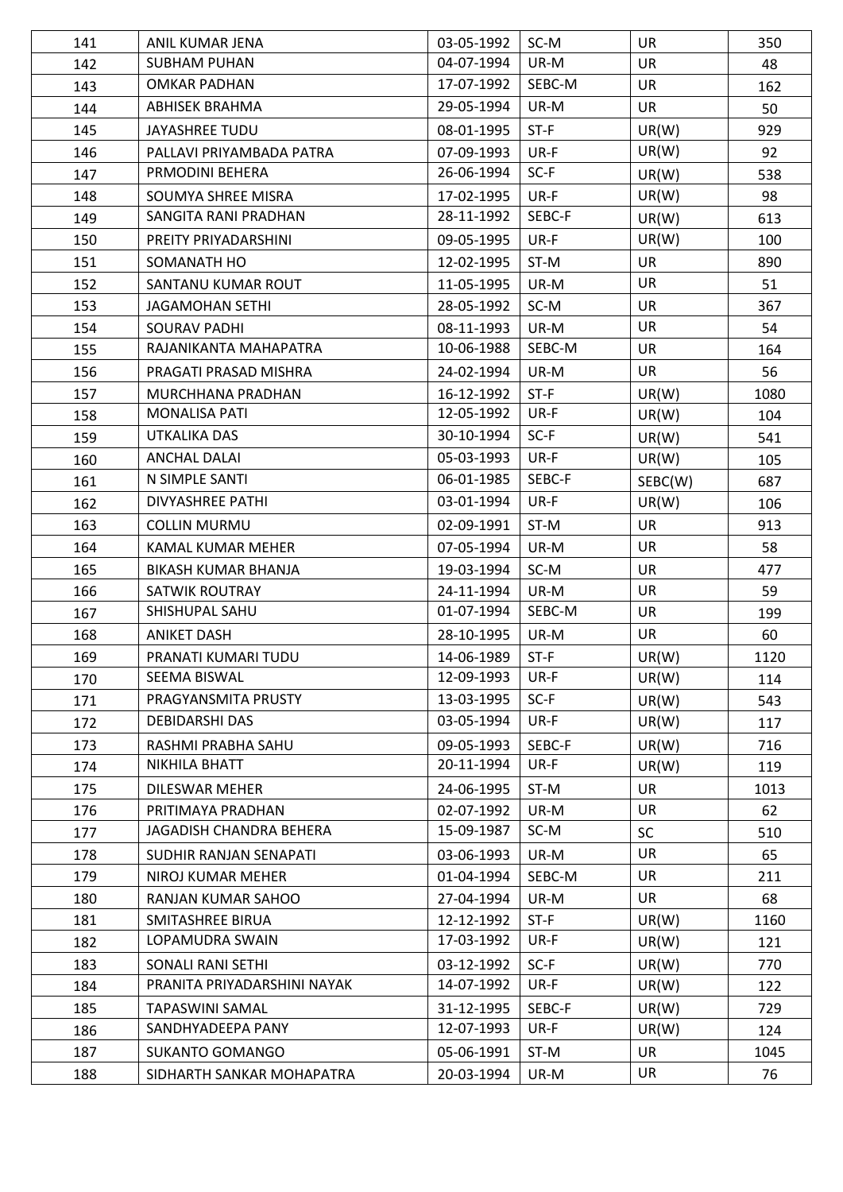| 141 | ANIL KUMAR JENA | 03-05-1992 | SC-M | UR | 350 |
|---|---|---|---|---|---|
| 142 | SUBHAM PUHAN | 04-07-1994 | UR-M | UR | 48 |
| 143 | OMKAR PADHAN | 17-07-1992 | SEBC-M | UR | 162 |
| 144 | ABHISEK BRAHMA | 29-05-1994 | UR-M | UR | 50 |
| 145 | JAYASHREE TUDU | 08-01-1995 | ST-F | UR(W) | 929 |
| 146 | PALLAVI PRIYAMBADA PATRA | 07-09-1993 | UR-F | UR(W) | 92 |
| 147 | PRMODINI BEHERA | 26-06-1994 | SC-F | UR(W) | 538 |
| 148 | SOUMYA SHREE MISRA | 17-02-1995 | UR-F | UR(W) | 98 |
| 149 | SANGITA RANI PRADHAN | 28-11-1992 | SEBC-F | UR(W) | 613 |
| 150 | PREITY PRIYADARSHINI | 09-05-1995 | UR-F | UR(W) | 100 |
| 151 | SOMANATH HO | 12-02-1995 | ST-M | UR | 890 |
| 152 | SANTANU KUMAR ROUT | 11-05-1995 | UR-M | UR | 51 |
| 153 | JAGAMOHAN SETHI | 28-05-1992 | SC-M | UR | 367 |
| 154 | SOURAV PADHI | 08-11-1993 | UR-M | UR | 54 |
| 155 | RAJANIKANTA MAHAPATRA | 10-06-1988 | SEBC-M | UR | 164 |
| 156 | PRAGATI PRASAD MISHRA | 24-02-1994 | UR-M | UR | 56 |
| 157 | MURCHHANA PRADHAN | 16-12-1992 | ST-F | UR(W) | 1080 |
| 158 | MONALISA PATI | 12-05-1992 | UR-F | UR(W) | 104 |
| 159 | UTKALIKA DAS | 30-10-1994 | SC-F | UR(W) | 541 |
| 160 | ANCHAL DALAI | 05-03-1993 | UR-F | UR(W) | 105 |
| 161 | N SIMPLE SANTI | 06-01-1985 | SEBC-F | SEBC(W) | 687 |
| 162 | DIVYASHREE PATHI | 03-01-1994 | UR-F | UR(W) | 106 |
| 163 | COLLIN MURMU | 02-09-1991 | ST-M | UR | 913 |
| 164 | KAMAL KUMAR MEHER | 07-05-1994 | UR-M | UR | 58 |
| 165 | BIKASH KUMAR BHANJA | 19-03-1994 | SC-M | UR | 477 |
| 166 | SATWIK ROUTRAY | 24-11-1994 | UR-M | UR | 59 |
| 167 | SHISHUPAL SAHU | 01-07-1994 | SEBC-M | UR | 199 |
| 168 | ANIKET DASH | 28-10-1995 | UR-M | UR | 60 |
| 169 | PRANATI KUMARI TUDU | 14-06-1989 | ST-F | UR(W) | 1120 |
| 170 | SEEMA BISWAL | 12-09-1993 | UR-F | UR(W) | 114 |
| 171 | PRAGYANSMITA PRUSTY | 13-03-1995 | SC-F | UR(W) | 543 |
| 172 | DEBIDARSHI DAS | 03-05-1994 | UR-F | UR(W) | 117 |
| 173 | RASHMI PRABHA SAHU | 09-05-1993 | SEBC-F | UR(W) | 716 |
| 174 | NIKHILA BHATT | 20-11-1994 | UR-F | UR(W) | 119 |
| 175 | DILESWAR MEHER | 24-06-1995 | ST-M | UR | 1013 |
| 176 | PRITIMAYA PRADHAN | 02-07-1992 | UR-M | UR | 62 |
| 177 | JAGADISH CHANDRA BEHERA | 15-09-1987 | SC-M | SC | 510 |
| 178 | SUDHIR RANJAN SENAPATI | 03-06-1993 | UR-M | UR | 65 |
| 179 | NIROJ KUMAR MEHER | 01-04-1994 | SEBC-M | UR | 211 |
| 180 | RANJAN KUMAR SAHOO | 27-04-1994 | UR-M | UR | 68 |
| 181 | SMITASHREE BIRUA | 12-12-1992 | ST-F | UR(W) | 1160 |
| 182 | LOPAMUDRA SWAIN | 17-03-1992 | UR-F | UR(W) | 121 |
| 183 | SONALI RANI SETHI | 03-12-1992 | SC-F | UR(W) | 770 |
| 184 | PRANITA PRIYADARSHINI NAYAK | 14-07-1992 | UR-F | UR(W) | 122 |
| 185 | TAPASWINI SAMAL | 31-12-1995 | SEBC-F | UR(W) | 729 |
| 186 | SANDHYADEEPA PANY | 12-07-1993 | UR-F | UR(W) | 124 |
| 187 | SUKANTO GOMANGO | 05-06-1991 | ST-M | UR | 1045 |
| 188 | SIDHARTH SANKAR MOHAPATRA | 20-03-1994 | UR-M | UR | 76 |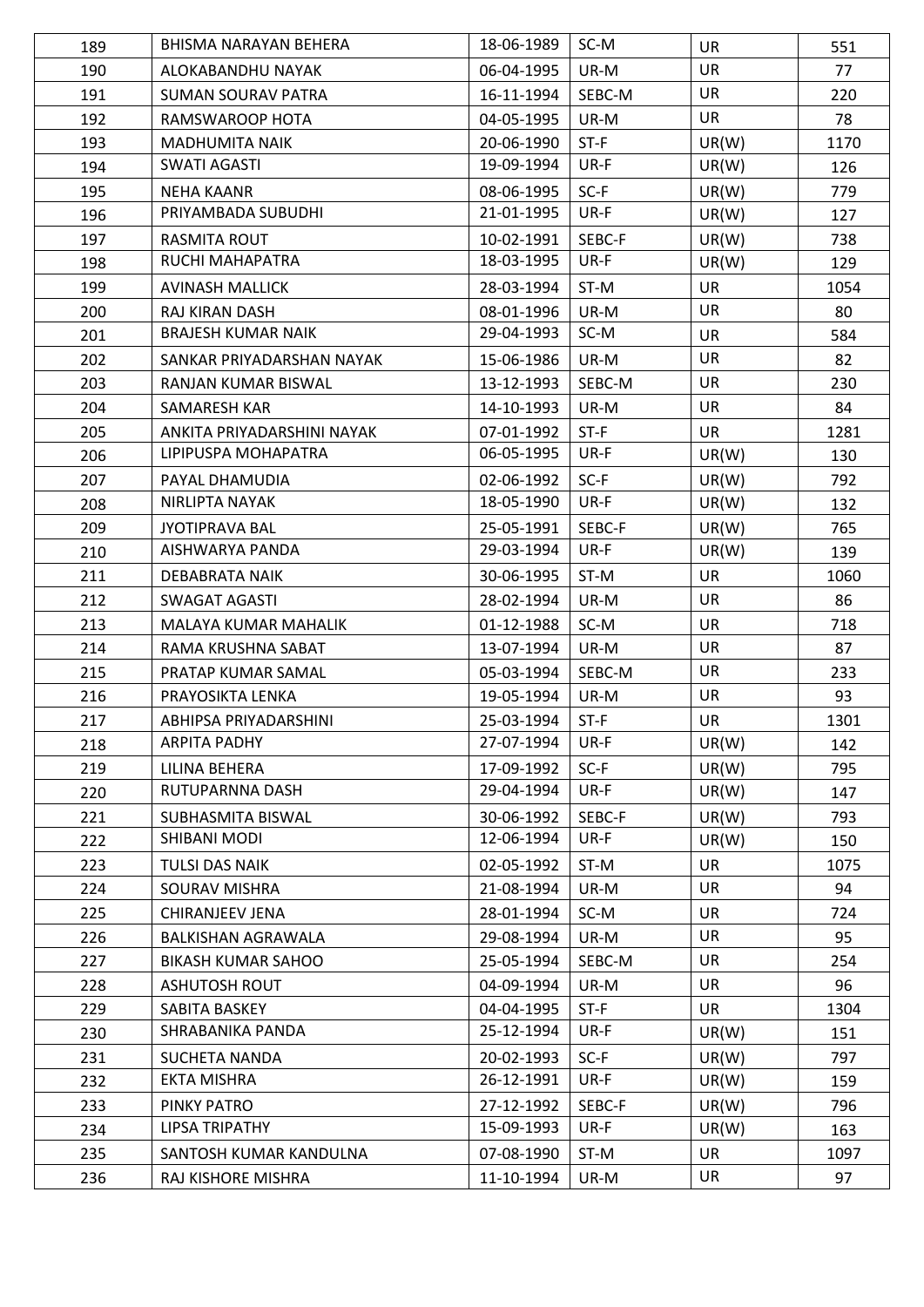| 189 | BHISMA NARAYAN BEHERA | 18-06-1989 | SC-M | UR | 551 |
|---|---|---|---|---|---|
| 190 | ALOKABANDHU NAYAK | 06-04-1995 | UR-M | UR | 77 |
| 191 | SUMAN SOURAV PATRA | 16-11-1994 | SEBC-M | UR | 220 |
| 192 | RAMSWAROOP HOTA | 04-05-1995 | UR-M | UR | 78 |
| 193 | MADHUMITA NAIK | 20-06-1990 | ST-F | UR(W) | 1170 |
| 194 | SWATI AGASTI | 19-09-1994 | UR-F | UR(W) | 126 |
| 195 | NEHA KAANR | 08-06-1995 | SC-F | UR(W) | 779 |
| 196 | PRIYAMBADA SUBUDHI | 21-01-1995 | UR-F | UR(W) | 127 |
| 197 | RASMITA ROUT | 10-02-1991 | SEBC-F | UR(W) | 738 |
| 198 | RUCHI MAHAPATRA | 18-03-1995 | UR-F | UR(W) | 129 |
| 199 | AVINASH MALLICK | 28-03-1994 | ST-M | UR | 1054 |
| 200 | RAJ KIRAN DASH | 08-01-1996 | UR-M | UR | 80 |
| 201 | BRAJESH KUMAR NAIK | 29-04-1993 | SC-M | UR | 584 |
| 202 | SANKAR PRIYADARSHAN NAYAK | 15-06-1986 | UR-M | UR | 82 |
| 203 | RANJAN KUMAR BISWAL | 13-12-1993 | SEBC-M | UR | 230 |
| 204 | SAMARESH KAR | 14-10-1993 | UR-M | UR | 84 |
| 205 | ANKITA PRIYADARSHINI NAYAK | 07-01-1992 | ST-F | UR | 1281 |
| 206 | LIPIPUSPA MOHAPATRA | 06-05-1995 | UR-F | UR(W) | 130 |
| 207 | PAYAL DHAMUDIA | 02-06-1992 | SC-F | UR(W) | 792 |
| 208 | NIRLIPTA NAYAK | 18-05-1990 | UR-F | UR(W) | 132 |
| 209 | JYOTIPRAVA BAL | 25-05-1991 | SEBC-F | UR(W) | 765 |
| 210 | AISHWARYA PANDA | 29-03-1994 | UR-F | UR(W) | 139 |
| 211 | DEBABRATA NAIK | 30-06-1995 | ST-M | UR | 1060 |
| 212 | SWAGAT AGASTI | 28-02-1994 | UR-M | UR | 86 |
| 213 | MALAYA KUMAR MAHALIK | 01-12-1988 | SC-M | UR | 718 |
| 214 | RAMA KRUSHNA SABAT | 13-07-1994 | UR-M | UR | 87 |
| 215 | PRATAP KUMAR SAMAL | 05-03-1994 | SEBC-M | UR | 233 |
| 216 | PRAYOSIKTA LENKA | 19-05-1994 | UR-M | UR | 93 |
| 217 | ABHIPSA PRIYADARSHINI | 25-03-1994 | ST-F | UR | 1301 |
| 218 | ARPITA PADHY | 27-07-1994 | UR-F | UR(W) | 142 |
| 219 | LILINA BEHERA | 17-09-1992 | SC-F | UR(W) | 795 |
| 220 | RUTUPARNNA DASH | 29-04-1994 | UR-F | UR(W) | 147 |
| 221 | SUBHASMITA BISWAL | 30-06-1992 | SEBC-F | UR(W) | 793 |
| 222 | SHIBANI MODI | 12-06-1994 | UR-F | UR(W) | 150 |
| 223 | TULSI DAS NAIK | 02-05-1992 | ST-M | UR | 1075 |
| 224 | SOURAV MISHRA | 21-08-1994 | UR-M | UR | 94 |
| 225 | CHIRANJEEV JENA | 28-01-1994 | SC-M | UR | 724 |
| 226 | BALKISHAN AGRAWALA | 29-08-1994 | UR-M | UR | 95 |
| 227 | BIKASH KUMAR SAHOO | 25-05-1994 | SEBC-M | UR | 254 |
| 228 | ASHUTOSH ROUT | 04-09-1994 | UR-M | UR | 96 |
| 229 | SABITA BASKEY | 04-04-1995 | ST-F | UR | 1304 |
| 230 | SHRABANIKA PANDA | 25-12-1994 | UR-F | UR(W) | 151 |
| 231 | SUCHETA NANDA | 20-02-1993 | SC-F | UR(W) | 797 |
| 232 | EKTA MISHRA | 26-12-1991 | UR-F | UR(W) | 159 |
| 233 | PINKY PATRO | 27-12-1992 | SEBC-F | UR(W) | 796 |
| 234 | LIPSA TRIPATHY | 15-09-1993 | UR-F | UR(W) | 163 |
| 235 | SANTOSH KUMAR KANDULNA | 07-08-1990 | ST-M | UR | 1097 |
| 236 | RAJ KISHORE MISHRA | 11-10-1994 | UR-M | UR | 97 |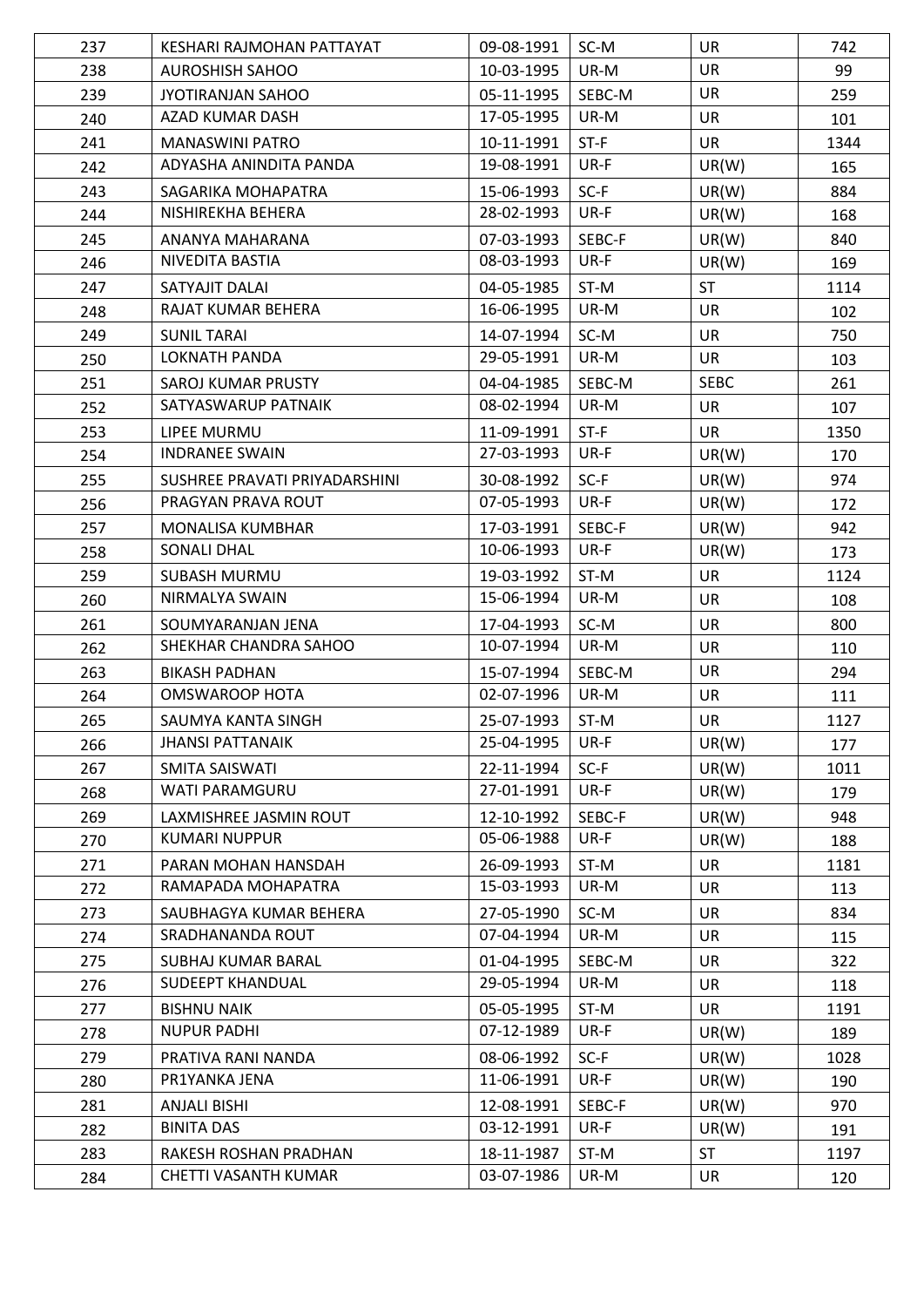| 237 | KESHARI RAJMOHAN PATTAYAT | 09-08-1991 | SC-M | UR | 742 |
|---|---|---|---|---|---|
| 238 | AUROSHISH SAHOO | 10-03-1995 | UR-M | UR | 99 |
| 239 | JYOTIRANJAN SAHOO | 05-11-1995 | SEBC-M | UR | 259 |
| 240 | AZAD KUMAR DASH | 17-05-1995 | UR-M | UR | 101 |
| 241 | MANASWINI PATRO | 10-11-1991 | ST-F | UR | 1344 |
| 242 | ADYASHA ANINDITA PANDA | 19-08-1991 | UR-F | UR(W) | 165 |
| 243 | SAGARIKA MOHAPATRA | 15-06-1993 | SC-F | UR(W) | 884 |
| 244 | NISHIREKHA BEHERA | 28-02-1993 | UR-F | UR(W) | 168 |
| 245 | ANANYA MAHARANA | 07-03-1993 | SEBC-F | UR(W) | 840 |
| 246 | NIVEDITA BASTIA | 08-03-1993 | UR-F | UR(W) | 169 |
| 247 | SATYAJIT DALAI | 04-05-1985 | ST-M | ST | 1114 |
| 248 | RAJAT KUMAR BEHERA | 16-06-1995 | UR-M | UR | 102 |
| 249 | SUNIL TARAI | 14-07-1994 | SC-M | UR | 750 |
| 250 | LOKNATH PANDA | 29-05-1991 | UR-M | UR | 103 |
| 251 | SAROJ KUMAR PRUSTY | 04-04-1985 | SEBC-M | SEBC | 261 |
| 252 | SATYASWARUP PATNAIK | 08-02-1994 | UR-M | UR | 107 |
| 253 | LIPEE MURMU | 11-09-1991 | ST-F | UR | 1350 |
| 254 | INDRANEE SWAIN | 27-03-1993 | UR-F | UR(W) | 170 |
| 255 | SUSHREE PRAVATI PRIYADARSHINI | 30-08-1992 | SC-F | UR(W) | 974 |
| 256 | PRAGYAN PRAVA ROUT | 07-05-1993 | UR-F | UR(W) | 172 |
| 257 | MONALISA KUMBHAR | 17-03-1991 | SEBC-F | UR(W) | 942 |
| 258 | SONALI DHAL | 10-06-1993 | UR-F | UR(W) | 173 |
| 259 | SUBASH MURMU | 19-03-1992 | ST-M | UR | 1124 |
| 260 | NIRMALYA SWAIN | 15-06-1994 | UR-M | UR | 108 |
| 261 | SOUMYARANJAN JENA | 17-04-1993 | SC-M | UR | 800 |
| 262 | SHEKHAR CHANDRA SAHOO | 10-07-1994 | UR-M | UR | 110 |
| 263 | BIKASH PADHAN | 15-07-1994 | SEBC-M | UR | 294 |
| 264 | OMSWAROOP HOTA | 02-07-1996 | UR-M | UR | 111 |
| 265 | SAUMYA KANTA SINGH | 25-07-1993 | ST-M | UR | 1127 |
| 266 | JHANSI PATTANAIK | 25-04-1995 | UR-F | UR(W) | 177 |
| 267 | SMITA SAISWATI | 22-11-1994 | SC-F | UR(W) | 1011 |
| 268 | WATI PARAMGURU | 27-01-1991 | UR-F | UR(W) | 179 |
| 269 | LAXMISHREE JASMIN ROUT | 12-10-1992 | SEBC-F | UR(W) | 948 |
| 270 | KUMARI NUPPUR | 05-06-1988 | UR-F | UR(W) | 188 |
| 271 | PARAN MOHAN HANSDAH | 26-09-1993 | ST-M | UR | 1181 |
| 272 | RAMAPADA MOHAPATRA | 15-03-1993 | UR-M | UR | 113 |
| 273 | SAUBHAGYA KUMAR BEHERA | 27-05-1990 | SC-M | UR | 834 |
| 274 | SRADHANANDA ROUT | 07-04-1994 | UR-M | UR | 115 |
| 275 | SUBHAJ KUMAR BARAL | 01-04-1995 | SEBC-M | UR | 322 |
| 276 | SUDEEPT KHANDUAL | 29-05-1994 | UR-M | UR | 118 |
| 277 | BISHNU NAIK | 05-05-1995 | ST-M | UR | 1191 |
| 278 | NUPUR PADHI | 07-12-1989 | UR-F | UR(W) | 189 |
| 279 | PRATIVA RANI NANDA | 08-06-1992 | SC-F | UR(W) | 1028 |
| 280 | PR1YANKA JENA | 11-06-1991 | UR-F | UR(W) | 190 |
| 281 | ANJALI BISHI | 12-08-1991 | SEBC-F | UR(W) | 970 |
| 282 | BINITA DAS | 03-12-1991 | UR-F | UR(W) | 191 |
| 283 | RAKESH ROSHAN PRADHAN | 18-11-1987 | ST-M | ST | 1197 |
| 284 | CHETTI VASANTH KUMAR | 03-07-1986 | UR-M | UR | 120 |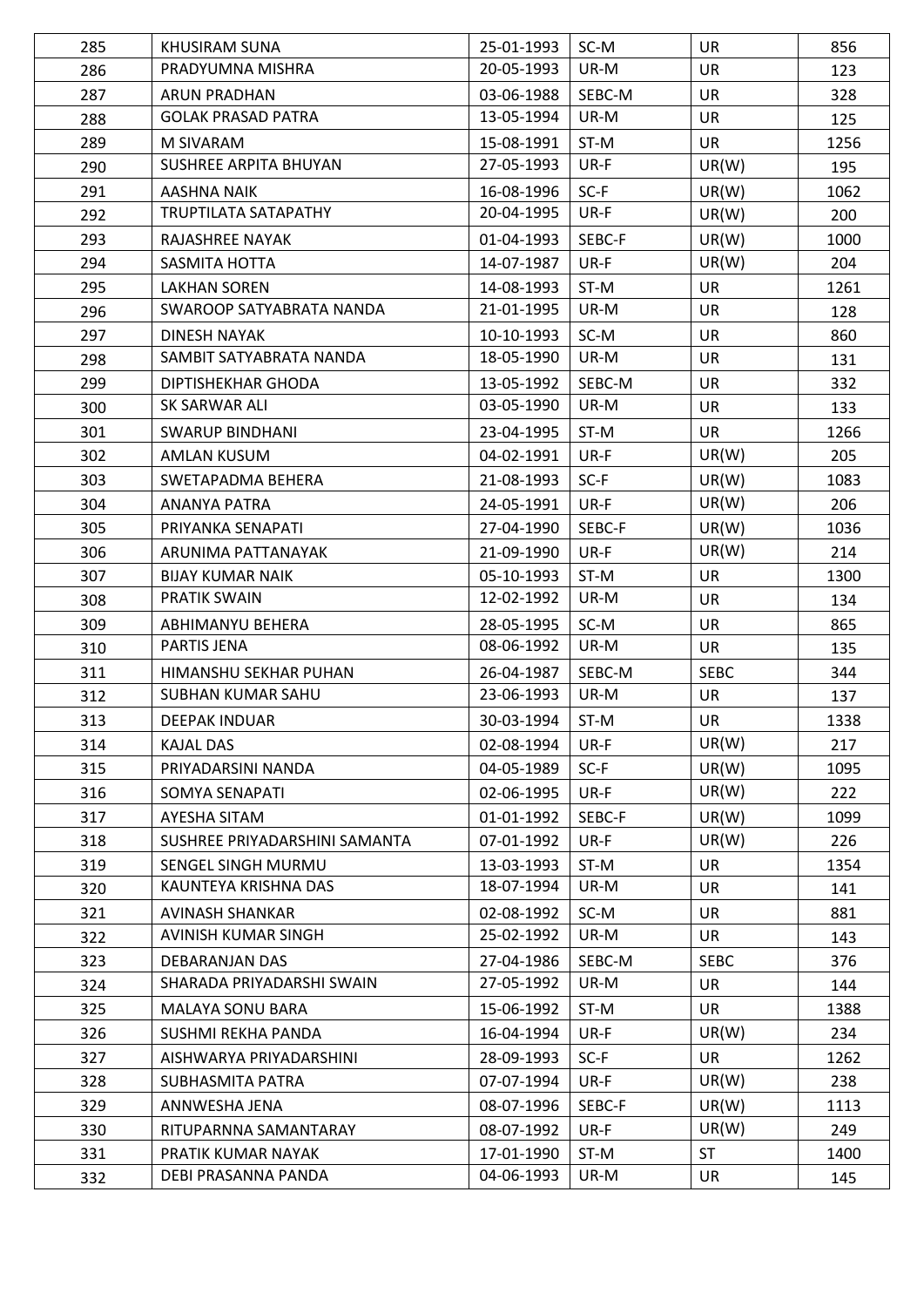| 285 | KHUSIRAM SUNA | 25-01-1993 | SC-M | UR | 856 |
|---|---|---|---|---|---|
| 286 | PRADYUMNA MISHRA | 20-05-1993 | UR-M | UR | 123 |
| 287 | ARUN PRADHAN | 03-06-1988 | SEBC-M | UR | 328 |
| 288 | GOLAK PRASAD PATRA | 13-05-1994 | UR-M | UR | 125 |
| 289 | M SIVARAM | 15-08-1991 | ST-M | UR | 1256 |
| 290 | SUSHREE ARPITA BHUYAN | 27-05-1993 | UR-F | UR(W) | 195 |
| 291 | AASHNA NAIK | 16-08-1996 | SC-F | UR(W) | 1062 |
| 292 | TRUPTILATA SATAPATHY | 20-04-1995 | UR-F | UR(W) | 200 |
| 293 | RAJASHREE NAYAK | 01-04-1993 | SEBC-F | UR(W) | 1000 |
| 294 | SASMITA HOTTA | 14-07-1987 | UR-F | UR(W) | 204 |
| 295 | LAKHAN SOREN | 14-08-1993 | ST-M | UR | 1261 |
| 296 | SWAROOP SATYABRATA NANDA | 21-01-1995 | UR-M | UR | 128 |
| 297 | DINESH NAYAK | 10-10-1993 | SC-M | UR | 860 |
| 298 | SAMBIT SATYABRATA NANDA | 18-05-1990 | UR-M | UR | 131 |
| 299 | DIPTISHEKHAR GHODA | 13-05-1992 | SEBC-M | UR | 332 |
| 300 | SK SARWAR ALI | 03-05-1990 | UR-M | UR | 133 |
| 301 | SWARUP BINDHANI | 23-04-1995 | ST-M | UR | 1266 |
| 302 | AMLAN KUSUM | 04-02-1991 | UR-F | UR(W) | 205 |
| 303 | SWETAPADMA BEHERA | 21-08-1993 | SC-F | UR(W) | 1083 |
| 304 | ANANYA PATRA | 24-05-1991 | UR-F | UR(W) | 206 |
| 305 | PRIYANKA SENAPATI | 27-04-1990 | SEBC-F | UR(W) | 1036 |
| 306 | ARUNIMA PATTANAYAK | 21-09-1990 | UR-F | UR(W) | 214 |
| 307 | BIJAY KUMAR NAIK | 05-10-1993 | ST-M | UR | 1300 |
| 308 | PRATIK SWAIN | 12-02-1992 | UR-M | UR | 134 |
| 309 | ABHIMANYU BEHERA | 28-05-1995 | SC-M | UR | 865 |
| 310 | PARTIS JENA | 08-06-1992 | UR-M | UR | 135 |
| 311 | HIMANSHU SEKHAR PUHAN | 26-04-1987 | SEBC-M | SEBC | 344 |
| 312 | SUBHAN KUMAR SAHU | 23-06-1993 | UR-M | UR | 137 |
| 313 | DEEPAK INDUAR | 30-03-1994 | ST-M | UR | 1338 |
| 314 | KAJAL DAS | 02-08-1994 | UR-F | UR(W) | 217 |
| 315 | PRIYADARSINI NANDA | 04-05-1989 | SC-F | UR(W) | 1095 |
| 316 | SOMYA SENAPATI | 02-06-1995 | UR-F | UR(W) | 222 |
| 317 | AYESHA SITAM | 01-01-1992 | SEBC-F | UR(W) | 1099 |
| 318 | SUSHREE PRIYADARSHINI SAMANTA | 07-01-1992 | UR-F | UR(W) | 226 |
| 319 | SENGEL SINGH MURMU | 13-03-1993 | ST-M | UR | 1354 |
| 320 | KAUNTEYA KRISHNA DAS | 18-07-1994 | UR-M | UR | 141 |
| 321 | AVINASH SHANKAR | 02-08-1992 | SC-M | UR | 881 |
| 322 | AVINISH KUMAR SINGH | 25-02-1992 | UR-M | UR | 143 |
| 323 | DEBARANJAN DAS | 27-04-1986 | SEBC-M | SEBC | 376 |
| 324 | SHARADA PRIYADARSHI SWAIN | 27-05-1992 | UR-M | UR | 144 |
| 325 | MALAYA SONU BARA | 15-06-1992 | ST-M | UR | 1388 |
| 326 | SUSHMI REKHA PANDA | 16-04-1994 | UR-F | UR(W) | 234 |
| 327 | AISHWARYA PRIYADARSHINI | 28-09-1993 | SC-F | UR | 1262 |
| 328 | SUBHASMITA PATRA | 07-07-1994 | UR-F | UR(W) | 238 |
| 329 | ANNWESHA JENA | 08-07-1996 | SEBC-F | UR(W) | 1113 |
| 330 | RITUPARNNA SAMANTARAY | 08-07-1992 | UR-F | UR(W) | 249 |
| 331 | PRATIK KUMAR NAYAK | 17-01-1990 | ST-M | ST | 1400 |
| 332 | DEBI PRASANNA PANDA | 04-06-1993 | UR-M | UR | 145 |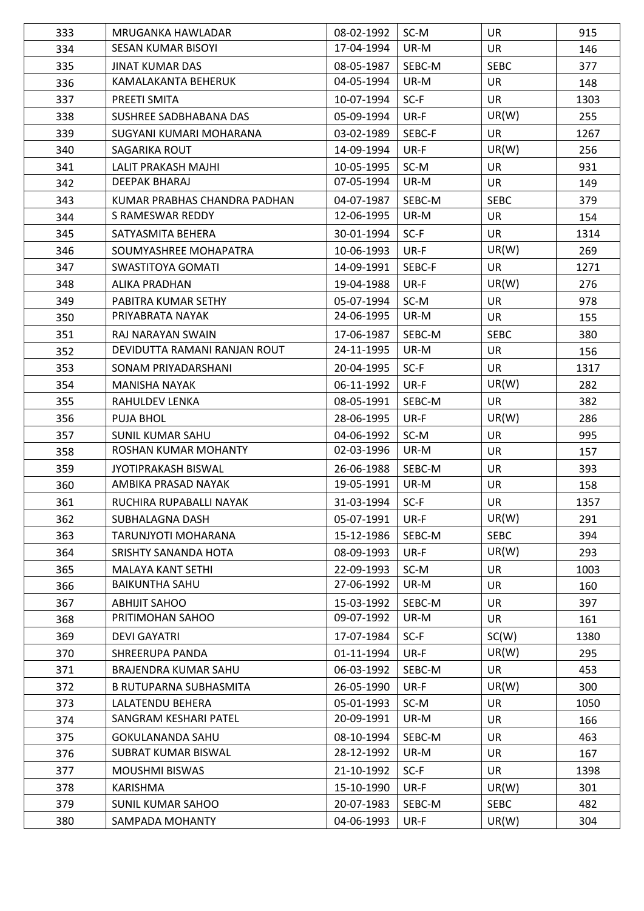| | | | | | |
|---|---|---|---|---|---|
| 333 | MRUGANKA HAWLADAR | 08-02-1992 | SC-M | UR | 915 |
| 334 | SESAN KUMAR BISOYI | 17-04-1994 | UR-M | UR | 146 |
| 335 | JINAT KUMAR DAS | 08-05-1987 | SEBC-M | SEBC | 377 |
| 336 | KAMALAKANTA BEHERUK | 04-05-1994 | UR-M | UR | 148 |
| 337 | PREETI SMITA | 10-07-1994 | SC-F | UR | 1303 |
| 338 | SUSHREE SADBHABANA DAS | 05-09-1994 | UR-F | UR(W) | 255 |
| 339 | SUGYANI KUMARI MOHARANA | 03-02-1989 | SEBC-F | UR | 1267 |
| 340 | SAGARIKA ROUT | 14-09-1994 | UR-F | UR(W) | 256 |
| 341 | LALIT PRAKASH MAJHI | 10-05-1995 | SC-M | UR | 931 |
| 342 | DEEPAK BHARAJ | 07-05-1994 | UR-M | UR | 149 |
| 343 | KUMAR PRABHAS CHANDRA PADHAN | 04-07-1987 | SEBC-M | SEBC | 379 |
| 344 | S RAMESWAR REDDY | 12-06-1995 | UR-M | UR | 154 |
| 345 | SATYASMITA BEHERA | 30-01-1994 | SC-F | UR | 1314 |
| 346 | SOUMYASHREE MOHAPATRA | 10-06-1993 | UR-F | UR(W) | 269 |
| 347 | SWASTITOYA GOMATI | 14-09-1991 | SEBC-F | UR | 1271 |
| 348 | ALIKA PRADHAN | 19-04-1988 | UR-F | UR(W) | 276 |
| 349 | PABITRA KUMAR SETHY | 05-07-1994 | SC-M | UR | 978 |
| 350 | PRIYABRATA NAYAK | 24-06-1995 | UR-M | UR | 155 |
| 351 | RAJ NARAYAN SWAIN | 17-06-1987 | SEBC-M | SEBC | 380 |
| 352 | DEVIDUTTA RAMANI RANJAN ROUT | 24-11-1995 | UR-M | UR | 156 |
| 353 | SONAM PRIYADARSHANI | 20-04-1995 | SC-F | UR | 1317 |
| 354 | MANISHA NAYAK | 06-11-1992 | UR-F | UR(W) | 282 |
| 355 | RAHULDEV LENKA | 08-05-1991 | SEBC-M | UR | 382 |
| 356 | PUJA BHOL | 28-06-1995 | UR-F | UR(W) | 286 |
| 357 | SUNIL KUMAR SAHU | 04-06-1992 | SC-M | UR | 995 |
| 358 | ROSHAN KUMAR MOHANTY | 02-03-1996 | UR-M | UR | 157 |
| 359 | JYOTIPRAKASH BISWAL | 26-06-1988 | SEBC-M | UR | 393 |
| 360 | AMBIKA PRASAD NAYAK | 19-05-1991 | UR-M | UR | 158 |
| 361 | RUCHIRA RUPABALLI NAYAK | 31-03-1994 | SC-F | UR | 1357 |
| 362 | SUBHALAGNA DASH | 05-07-1991 | UR-F | UR(W) | 291 |
| 363 | TARUNJYOTI MOHARANA | 15-12-1986 | SEBC-M | SEBC | 394 |
| 364 | SRISHTY SANANDA HOTA | 08-09-1993 | UR-F | UR(W) | 293 |
| 365 | MALAYA KANT SETHI | 22-09-1993 | SC-M | UR | 1003 |
| 366 | BAIKUNTHA SAHU | 27-06-1992 | UR-M | UR | 160 |
| 367 | ABHIJIT SAHOO | 15-03-1992 | SEBC-M | UR | 397 |
| 368 | PRITIMOHAN SAHOO | 09-07-1992 | UR-M | UR | 161 |
| 369 | DEVI GAYATRI | 17-07-1984 | SC-F | SC(W) | 1380 |
| 370 | SHREERUPA PANDA | 01-11-1994 | UR-F | UR(W) | 295 |
| 371 | BRAJENDRA KUMAR SAHU | 06-03-1992 | SEBC-M | UR | 453 |
| 372 | B RUTUPARNA SUBHASMITA | 26-05-1990 | UR-F | UR(W) | 300 |
| 373 | LALATENDU BEHERA | 05-01-1993 | SC-M | UR | 1050 |
| 374 | SANGRAM KESHARI PATEL | 20-09-1991 | UR-M | UR | 166 |
| 375 | GOKULANANDA SAHU | 08-10-1994 | SEBC-M | UR | 463 |
| 376 | SUBRAT KUMAR BISWAL | 28-12-1992 | UR-M | UR | 167 |
| 377 | MOUSHMI BISWAS | 21-10-1992 | SC-F | UR | 1398 |
| 378 | KARISHMA | 15-10-1990 | UR-F | UR(W) | 301 |
| 379 | SUNIL KUMAR SAHOO | 20-07-1983 | SEBC-M | SEBC | 482 |
| 380 | SAMPADA MOHANTY | 04-06-1993 | UR-F | UR(W) | 304 |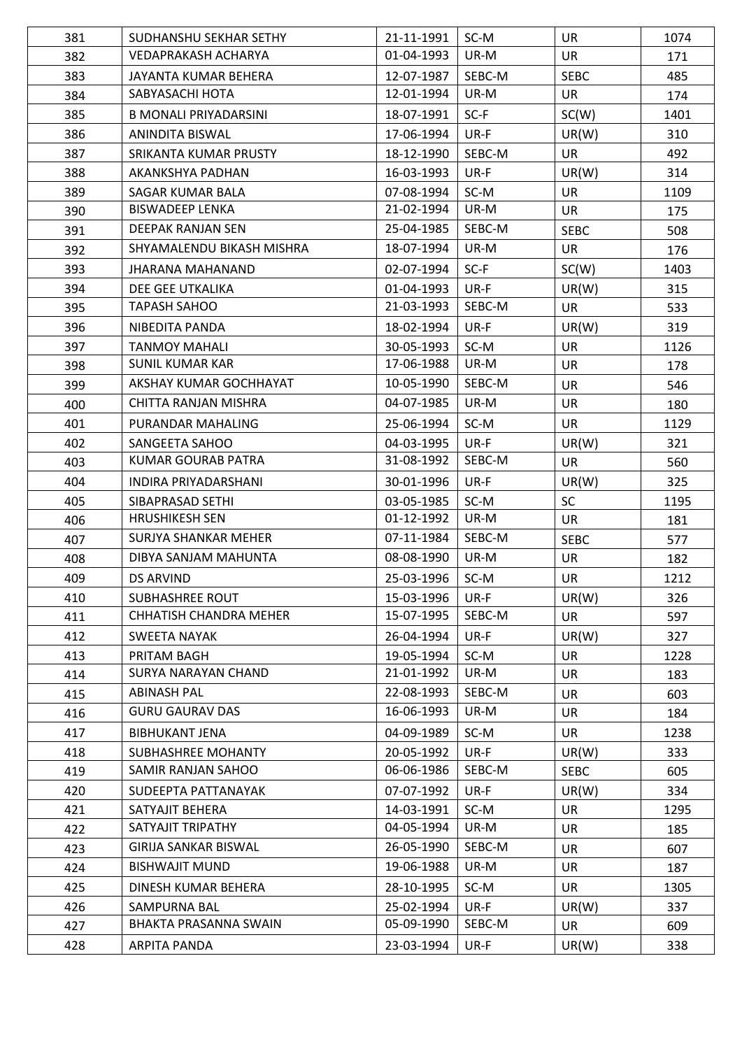| 381 | SUDHANSHU SEKHAR SETHY | 21-11-1991 | SC-M | UR | 1074 |
|---|---|---|---|---|---|
| 382 | VEDAPRAKASH ACHARYA | 01-04-1993 | UR-M | UR | 171 |
| 383 | JAYANTA KUMAR BEHERA | 12-07-1987 | SEBC-M | SEBC | 485 |
| 384 | SABYASACHI HOTA | 12-01-1994 | UR-M | UR | 174 |
| 385 | B MONALI PRIYADARSINI | 18-07-1991 | SC-F | SC(W) | 1401 |
| 386 | ANINDITA BISWAL | 17-06-1994 | UR-F | UR(W) | 310 |
| 387 | SRIKANTA KUMAR PRUSTY | 18-12-1990 | SEBC-M | UR | 492 |
| 388 | AKANKSHYA PADHAN | 16-03-1993 | UR-F | UR(W) | 314 |
| 389 | SAGAR KUMAR BALA | 07-08-1994 | SC-M | UR | 1109 |
| 390 | BISWADEEP LENKA | 21-02-1994 | UR-M | UR | 175 |
| 391 | DEEPAK RANJAN SEN | 25-04-1985 | SEBC-M | SEBC | 508 |
| 392 | SHYAMALENDU BIKASH MISHRA | 18-07-1994 | UR-M | UR | 176 |
| 393 | JHARANA MAHANAND | 02-07-1994 | SC-F | SC(W) | 1403 |
| 394 | DEE GEE UTKALIKA | 01-04-1993 | UR-F | UR(W) | 315 |
| 395 | TAPASH SAHOO | 21-03-1993 | SEBC-M | UR | 533 |
| 396 | NIBEDITA PANDA | 18-02-1994 | UR-F | UR(W) | 319 |
| 397 | TANMOY MAHALI | 30-05-1993 | SC-M | UR | 1126 |
| 398 | SUNIL KUMAR KAR | 17-06-1988 | UR-M | UR | 178 |
| 399 | AKSHAY KUMAR GOCHHAYAT | 10-05-1990 | SEBC-M | UR | 546 |
| 400 | CHITTA RANJAN MISHRA | 04-07-1985 | UR-M | UR | 180 |
| 401 | PURANDAR MAHALING | 25-06-1994 | SC-M | UR | 1129 |
| 402 | SANGEETA SAHOO | 04-03-1995 | UR-F | UR(W) | 321 |
| 403 | KUMAR GOURAB PATRA | 31-08-1992 | SEBC-M | UR | 560 |
| 404 | INDIRA PRIYADARSHANI | 30-01-1996 | UR-F | UR(W) | 325 |
| 405 | SIBAPRASAD SETHI | 03-05-1985 | SC-M | SC | 1195 |
| 406 | HRUSHIKESH SEN | 01-12-1992 | UR-M | UR | 181 |
| 407 | SURJYA SHANKAR MEHER | 07-11-1984 | SEBC-M | SEBC | 577 |
| 408 | DIBYA SANJAM MAHUNTA | 08-08-1990 | UR-M | UR | 182 |
| 409 | DS ARVIND | 25-03-1996 | SC-M | UR | 1212 |
| 410 | SUBHASHREE ROUT | 15-03-1996 | UR-F | UR(W) | 326 |
| 411 | CHHATISH CHANDRA MEHER | 15-07-1995 | SEBC-M | UR | 597 |
| 412 | SWEETA NAYAK | 26-04-1994 | UR-F | UR(W) | 327 |
| 413 | PRITAM BAGH | 19-05-1994 | SC-M | UR | 1228 |
| 414 | SURYA NARAYAN CHAND | 21-01-1992 | UR-M | UR | 183 |
| 415 | ABINASH PAL | 22-08-1993 | SEBC-M | UR | 603 |
| 416 | GURU GAURAV DAS | 16-06-1993 | UR-M | UR | 184 |
| 417 | BIBHUKANT JENA | 04-09-1989 | SC-M | UR | 1238 |
| 418 | SUBHASHREE MOHANTY | 20-05-1992 | UR-F | UR(W) | 333 |
| 419 | SAMIR RANJAN SAHOO | 06-06-1986 | SEBC-M | SEBC | 605 |
| 420 | SUDEEPTA PATTANAYAK | 07-07-1992 | UR-F | UR(W) | 334 |
| 421 | SATYAJIT BEHERA | 14-03-1991 | SC-M | UR | 1295 |
| 422 | SATYAJIT TRIPATHY | 04-05-1994 | UR-M | UR | 185 |
| 423 | GIRIJA SANKAR BISWAL | 26-05-1990 | SEBC-M | UR | 607 |
| 424 | BISHWAJIT MUND | 19-06-1988 | UR-M | UR | 187 |
| 425 | DINESH KUMAR BEHERA | 28-10-1995 | SC-M | UR | 1305 |
| 426 | SAMPURNA BAL | 25-02-1994 | UR-F | UR(W) | 337 |
| 427 | BHAKTA PRASANNA SWAIN | 05-09-1990 | SEBC-M | UR | 609 |
| 428 | ARPITA PANDA | 23-03-1994 | UR-F | UR(W) | 338 |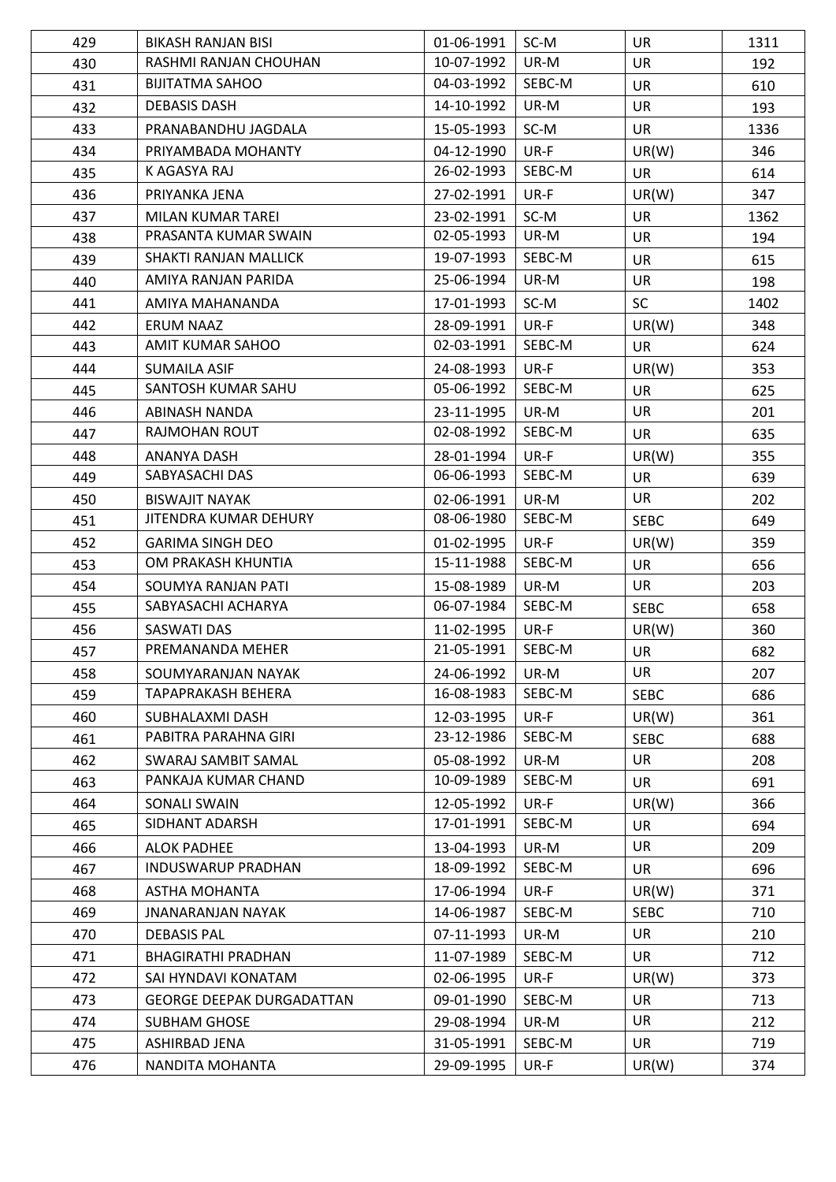| 429 | BIKASH RANJAN BISI | 01-06-1991 | SC-M | UR | 1311 |
|---|---|---|---|---|---|
| 430 | RASHMI RANJAN CHOUHAN | 10-07-1992 | UR-M | UR | 192 |
| 431 | BIJITATMA SAHOO | 04-03-1992 | SEBC-M | UR | 610 |
| 432 | DEBASIS DASH | 14-10-1992 | UR-M | UR | 193 |
| 433 | PRANABANDHU JAGDALA | 15-05-1993 | SC-M | UR | 1336 |
| 434 | PRIYAMBADA MOHANTY | 04-12-1990 | UR-F | UR(W) | 346 |
| 435 | K AGASYA RAJ | 26-02-1993 | SEBC-M | UR | 614 |
| 436 | PRIYANKA JENA | 27-02-1991 | UR-F | UR(W) | 347 |
| 437 | MILAN KUMAR TAREI | 23-02-1991 | SC-M | UR | 1362 |
| 438 | PRASANTA KUMAR SWAIN | 02-05-1993 | UR-M | UR | 194 |
| 439 | SHAKTI RANJAN MALLICK | 19-07-1993 | SEBC-M | UR | 615 |
| 440 | AMIYA RANJAN PARIDA | 25-06-1994 | UR-M | UR | 198 |
| 441 | AMIYA MAHANANDA | 17-01-1993 | SC-M | SC | 1402 |
| 442 | ERUM NAAZ | 28-09-1991 | UR-F | UR(W) | 348 |
| 443 | AMIT KUMAR SAHOO | 02-03-1991 | SEBC-M | UR | 624 |
| 444 | SUMAILA ASIF | 24-08-1993 | UR-F | UR(W) | 353 |
| 445 | SANTOSH KUMAR SAHU | 05-06-1992 | SEBC-M | UR | 625 |
| 446 | ABINASH NANDA | 23-11-1995 | UR-M | UR | 201 |
| 447 | RAJMOHAN ROUT | 02-08-1992 | SEBC-M | UR | 635 |
| 448 | ANANYA DASH | 28-01-1994 | UR-F | UR(W) | 355 |
| 449 | SABYASACHI DAS | 06-06-1993 | SEBC-M | UR | 639 |
| 450 | BISWAJIT NAYAK | 02-06-1991 | UR-M | UR | 202 |
| 451 | JITENDRA KUMAR DEHURY | 08-06-1980 | SEBC-M | SEBC | 649 |
| 452 | GARIMA SINGH DEO | 01-02-1995 | UR-F | UR(W) | 359 |
| 453 | OM PRAKASH KHUNTIA | 15-11-1988 | SEBC-M | UR | 656 |
| 454 | SOUMYA RANJAN PATI | 15-08-1989 | UR-M | UR | 203 |
| 455 | SABYASACHI ACHARYA | 06-07-1984 | SEBC-M | SEBC | 658 |
| 456 | SASWATI DAS | 11-02-1995 | UR-F | UR(W) | 360 |
| 457 | PREMANANDA MEHER | 21-05-1991 | SEBC-M | UR | 682 |
| 458 | SOUMYARANJAN NAYAK | 24-06-1992 | UR-M | UR | 207 |
| 459 | TAPAPRAKASH BEHERA | 16-08-1983 | SEBC-M | SEBC | 686 |
| 460 | SUBHALAXMI DASH | 12-03-1995 | UR-F | UR(W) | 361 |
| 461 | PABITRA PARAHNA GIRI | 23-12-1986 | SEBC-M | SEBC | 688 |
| 462 | SWARAJ SAMBIT SAMAL | 05-08-1992 | UR-M | UR | 208 |
| 463 | PANKAJA KUMAR CHAND | 10-09-1989 | SEBC-M | UR | 691 |
| 464 | SONALI SWAIN | 12-05-1992 | UR-F | UR(W) | 366 |
| 465 | SIDHANT ADARSH | 17-01-1991 | SEBC-M | UR | 694 |
| 466 | ALOK PADHEE | 13-04-1993 | UR-M | UR | 209 |
| 467 | INDUSWARUP PRADHAN | 18-09-1992 | SEBC-M | UR | 696 |
| 468 | ASTHA MOHANTA | 17-06-1994 | UR-F | UR(W) | 371 |
| 469 | JNANARANJAN NAYAK | 14-06-1987 | SEBC-M | SEBC | 710 |
| 470 | DEBASIS PAL | 07-11-1993 | UR-M | UR | 210 |
| 471 | BHAGIRATHI PRADHAN | 11-07-1989 | SEBC-M | UR | 712 |
| 472 | SAI HYNDAVI KONATAM | 02-06-1995 | UR-F | UR(W) | 373 |
| 473 | GEORGE DEEPAK DURGADATTAN | 09-01-1990 | SEBC-M | UR | 713 |
| 474 | SUBHAM GHOSE | 29-08-1994 | UR-M | UR | 212 |
| 475 | ASHIRBAD JENA | 31-05-1991 | SEBC-M | UR | 719 |
| 476 | NANDITA MOHANTA | 29-09-1995 | UR-F | UR(W) | 374 |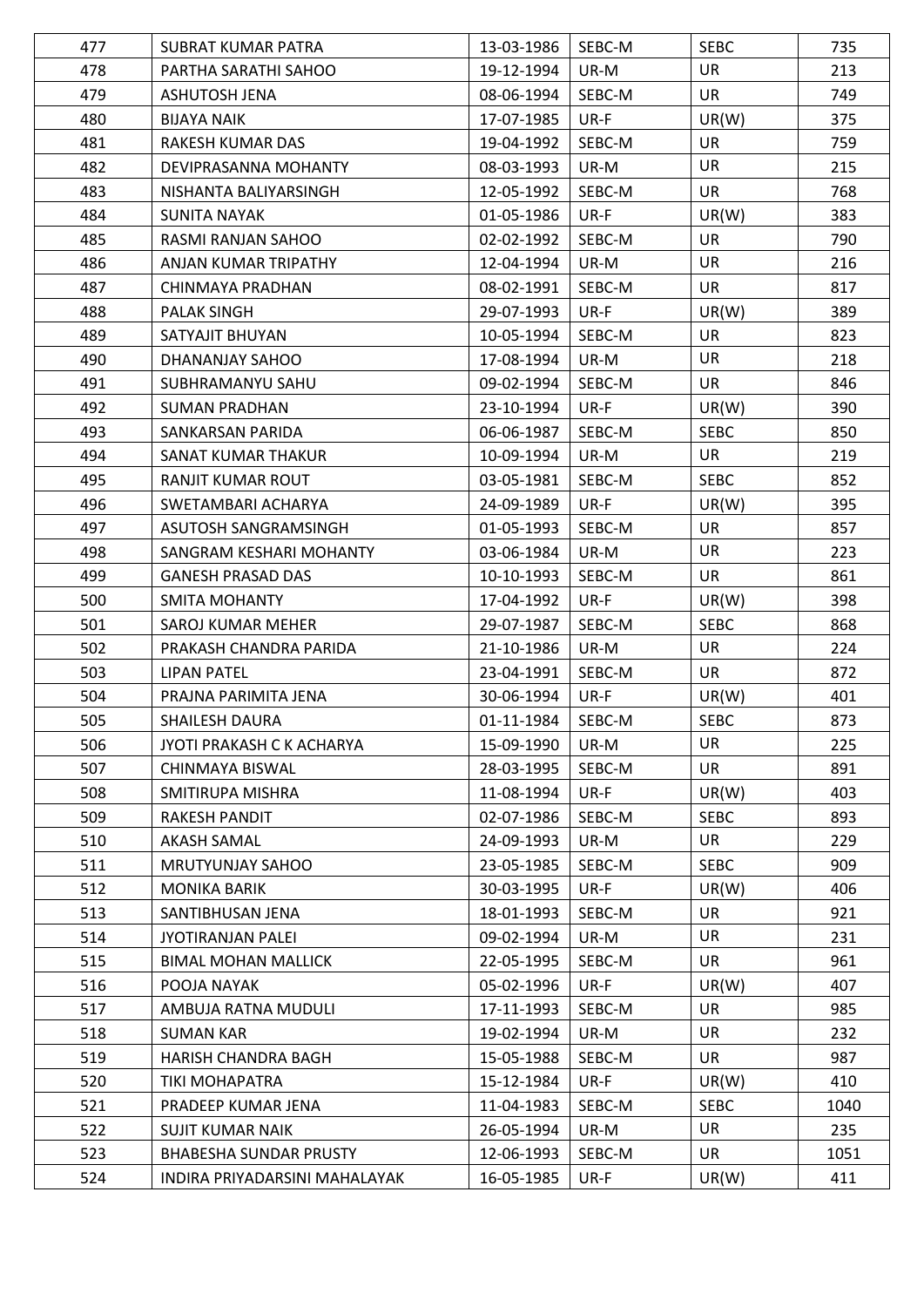| 477 | SUBRAT KUMAR PATRA | 13-03-1986 | SEBC-M | SEBC | 735 |
|---|---|---|---|---|---|
| 478 | PARTHA SARATHI SAHOO | 19-12-1994 | UR-M | UR | 213 |
| 479 | ASHUTOSH JENA | 08-06-1994 | SEBC-M | UR | 749 |
| 480 | BIJAYA NAIK | 17-07-1985 | UR-F | UR(W) | 375 |
| 481 | RAKESH KUMAR DAS | 19-04-1992 | SEBC-M | UR | 759 |
| 482 | DEVIPRASANNA MOHANTY | 08-03-1993 | UR-M | UR | 215 |
| 483 | NISHANTA BALIYARSINGH | 12-05-1992 | SEBC-M | UR | 768 |
| 484 | SUNITA NAYAK | 01-05-1986 | UR-F | UR(W) | 383 |
| 485 | RASMI RANJAN SAHOO | 02-02-1992 | SEBC-M | UR | 790 |
| 486 | ANJAN KUMAR TRIPATHY | 12-04-1994 | UR-M | UR | 216 |
| 487 | CHINMAYA PRADHAN | 08-02-1991 | SEBC-M | UR | 817 |
| 488 | PALAK SINGH | 29-07-1993 | UR-F | UR(W) | 389 |
| 489 | SATYAJIT BHUYAN | 10-05-1994 | SEBC-M | UR | 823 |
| 490 | DHANANJAY SAHOO | 17-08-1994 | UR-M | UR | 218 |
| 491 | SUBHRAMANYU SAHU | 09-02-1994 | SEBC-M | UR | 846 |
| 492 | SUMAN PRADHAN | 23-10-1994 | UR-F | UR(W) | 390 |
| 493 | SANKARSAN PARIDA | 06-06-1987 | SEBC-M | SEBC | 850 |
| 494 | SANAT KUMAR THAKUR | 10-09-1994 | UR-M | UR | 219 |
| 495 | RANJIT KUMAR ROUT | 03-05-1981 | SEBC-M | SEBC | 852 |
| 496 | SWETAMBARI ACHARYA | 24-09-1989 | UR-F | UR(W) | 395 |
| 497 | ASUTOSH SANGRAMSINGH | 01-05-1993 | SEBC-M | UR | 857 |
| 498 | SANGRAM KESHARI MOHANTY | 03-06-1984 | UR-M | UR | 223 |
| 499 | GANESH PRASAD DAS | 10-10-1993 | SEBC-M | UR | 861 |
| 500 | SMITA MOHANTY | 17-04-1992 | UR-F | UR(W) | 398 |
| 501 | SAROJ KUMAR MEHER | 29-07-1987 | SEBC-M | SEBC | 868 |
| 502 | PRAKASH CHANDRA PARIDA | 21-10-1986 | UR-M | UR | 224 |
| 503 | LIPAN PATEL | 23-04-1991 | SEBC-M | UR | 872 |
| 504 | PRAJNA PARIMITA JENA | 30-06-1994 | UR-F | UR(W) | 401 |
| 505 | SHAILESH DAURA | 01-11-1984 | SEBC-M | SEBC | 873 |
| 506 | JYOTI PRAKASH C K ACHARYA | 15-09-1990 | UR-M | UR | 225 |
| 507 | CHINMAYA BISWAL | 28-03-1995 | SEBC-M | UR | 891 |
| 508 | SMITIRUPA MISHRA | 11-08-1994 | UR-F | UR(W) | 403 |
| 509 | RAKESH PANDIT | 02-07-1986 | SEBC-M | SEBC | 893 |
| 510 | AKASH SAMAL | 24-09-1993 | UR-M | UR | 229 |
| 511 | MRUTYUNJAY SAHOO | 23-05-1985 | SEBC-M | SEBC | 909 |
| 512 | MONIKA BARIK | 30-03-1995 | UR-F | UR(W) | 406 |
| 513 | SANTIBHUSAN JENA | 18-01-1993 | SEBC-M | UR | 921 |
| 514 | JYOTIRANJAN PALEI | 09-02-1994 | UR-M | UR | 231 |
| 515 | BIMAL MOHAN MALLICK | 22-05-1995 | SEBC-M | UR | 961 |
| 516 | POOJA NAYAK | 05-02-1996 | UR-F | UR(W) | 407 |
| 517 | AMBUJA RATNA MUDULI | 17-11-1993 | SEBC-M | UR | 985 |
| 518 | SUMAN KAR | 19-02-1994 | UR-M | UR | 232 |
| 519 | HARISH CHANDRA BAGH | 15-05-1988 | SEBC-M | UR | 987 |
| 520 | TIKI MOHAPATRA | 15-12-1984 | UR-F | UR(W) | 410 |
| 521 | PRADEEP KUMAR JENA | 11-04-1983 | SEBC-M | SEBC | 1040 |
| 522 | SUJIT KUMAR NAIK | 26-05-1994 | UR-M | UR | 235 |
| 523 | BHABESHA SUNDAR PRUSTY | 12-06-1993 | SEBC-M | UR | 1051 |
| 524 | INDIRA PRIYADARSINI MAHALAYAK | 16-05-1985 | UR-F | UR(W) | 411 |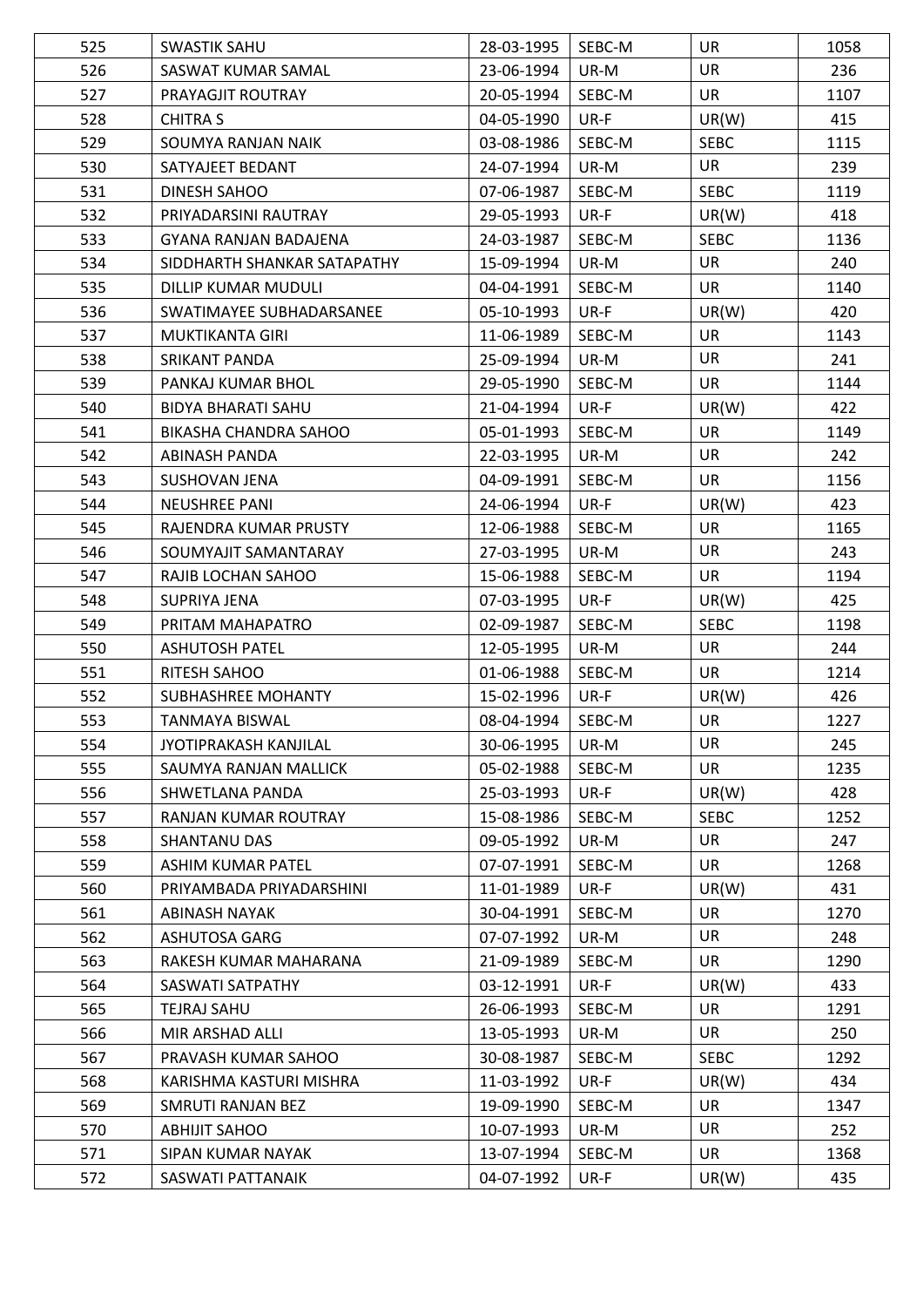| 525 | SWASTIK SAHU | 28-03-1995 | SEBC-M | UR | 1058 |
|---|---|---|---|---|---|
| 526 | SASWAT KUMAR SAMAL | 23-06-1994 | UR-M | UR | 236 |
| 527 | PRAYAGJIT ROUTRAY | 20-05-1994 | SEBC-M | UR | 1107 |
| 528 | CHITRA S | 04-05-1990 | UR-F | UR(W) | 415 |
| 529 | SOUMYA RANJAN NAIK | 03-08-1986 | SEBC-M | SEBC | 1115 |
| 530 | SATYAJEET BEDANT | 24-07-1994 | UR-M | UR | 239 |
| 531 | DINESH SAHOO | 07-06-1987 | SEBC-M | SEBC | 1119 |
| 532 | PRIYADARSINI RAUTRAY | 29-05-1993 | UR-F | UR(W) | 418 |
| 533 | GYANA RANJAN BADAJENA | 24-03-1987 | SEBC-M | SEBC | 1136 |
| 534 | SIDDHARTH SHANKAR SATAPATHY | 15-09-1994 | UR-M | UR | 240 |
| 535 | DILLIP KUMAR MUDULI | 04-04-1991 | SEBC-M | UR | 1140 |
| 536 | SWATIMAYEE SUBHADARSANEE | 05-10-1993 | UR-F | UR(W) | 420 |
| 537 | MUKTIKANTA GIRI | 11-06-1989 | SEBC-M | UR | 1143 |
| 538 | SRIKANT PANDA | 25-09-1994 | UR-M | UR | 241 |
| 539 | PANKAJ KUMAR BHOL | 29-05-1990 | SEBC-M | UR | 1144 |
| 540 | BIDYA BHARATI SAHU | 21-04-1994 | UR-F | UR(W) | 422 |
| 541 | BIKASHA CHANDRA SAHOO | 05-01-1993 | SEBC-M | UR | 1149 |
| 542 | ABINASH PANDA | 22-03-1995 | UR-M | UR | 242 |
| 543 | SUSHOVAN JENA | 04-09-1991 | SEBC-M | UR | 1156 |
| 544 | NEUSHREE PANI | 24-06-1994 | UR-F | UR(W) | 423 |
| 545 | RAJENDRA KUMAR PRUSTY | 12-06-1988 | SEBC-M | UR | 1165 |
| 546 | SOUMYAJIT SAMANTARAY | 27-03-1995 | UR-M | UR | 243 |
| 547 | RAJIB LOCHAN SAHOO | 15-06-1988 | SEBC-M | UR | 1194 |
| 548 | SUPRIYA JENA | 07-03-1995 | UR-F | UR(W) | 425 |
| 549 | PRITAM MAHAPATRO | 02-09-1987 | SEBC-M | SEBC | 1198 |
| 550 | ASHUTOSH PATEL | 12-05-1995 | UR-M | UR | 244 |
| 551 | RITESH SAHOO | 01-06-1988 | SEBC-M | UR | 1214 |
| 552 | SUBHASHREE MOHANTY | 15-02-1996 | UR-F | UR(W) | 426 |
| 553 | TANMAYA BISWAL | 08-04-1994 | SEBC-M | UR | 1227 |
| 554 | JYOTIPRAKASH KANJILAL | 30-06-1995 | UR-M | UR | 245 |
| 555 | SAUMYA RANJAN MALLICK | 05-02-1988 | SEBC-M | UR | 1235 |
| 556 | SHWETLANA PANDA | 25-03-1993 | UR-F | UR(W) | 428 |
| 557 | RANJAN KUMAR ROUTRAY | 15-08-1986 | SEBC-M | SEBC | 1252 |
| 558 | SHANTANU DAS | 09-05-1992 | UR-M | UR | 247 |
| 559 | ASHIM KUMAR PATEL | 07-07-1991 | SEBC-M | UR | 1268 |
| 560 | PRIYAMBADA PRIYADARSHINI | 11-01-1989 | UR-F | UR(W) | 431 |
| 561 | ABINASH NAYAK | 30-04-1991 | SEBC-M | UR | 1270 |
| 562 | ASHUTOSA GARG | 07-07-1992 | UR-M | UR | 248 |
| 563 | RAKESH KUMAR MAHARANA | 21-09-1989 | SEBC-M | UR | 1290 |
| 564 | SASWATI SATPATHY | 03-12-1991 | UR-F | UR(W) | 433 |
| 565 | TEJRAJ SAHU | 26-06-1993 | SEBC-M | UR | 1291 |
| 566 | MIR ARSHAD ALLI | 13-05-1993 | UR-M | UR | 250 |
| 567 | PRAVASH KUMAR SAHOO | 30-08-1987 | SEBC-M | SEBC | 1292 |
| 568 | KARISHMA KASTURI MISHRA | 11-03-1992 | UR-F | UR(W) | 434 |
| 569 | SMRUTI RANJAN BEZ | 19-09-1990 | SEBC-M | UR | 1347 |
| 570 | ABHIJIT SAHOO | 10-07-1993 | UR-M | UR | 252 |
| 571 | SIPAN KUMAR NAYAK | 13-07-1994 | SEBC-M | UR | 1368 |
| 572 | SASWATI PATTANAIK | 04-07-1992 | UR-F | UR(W) | 435 |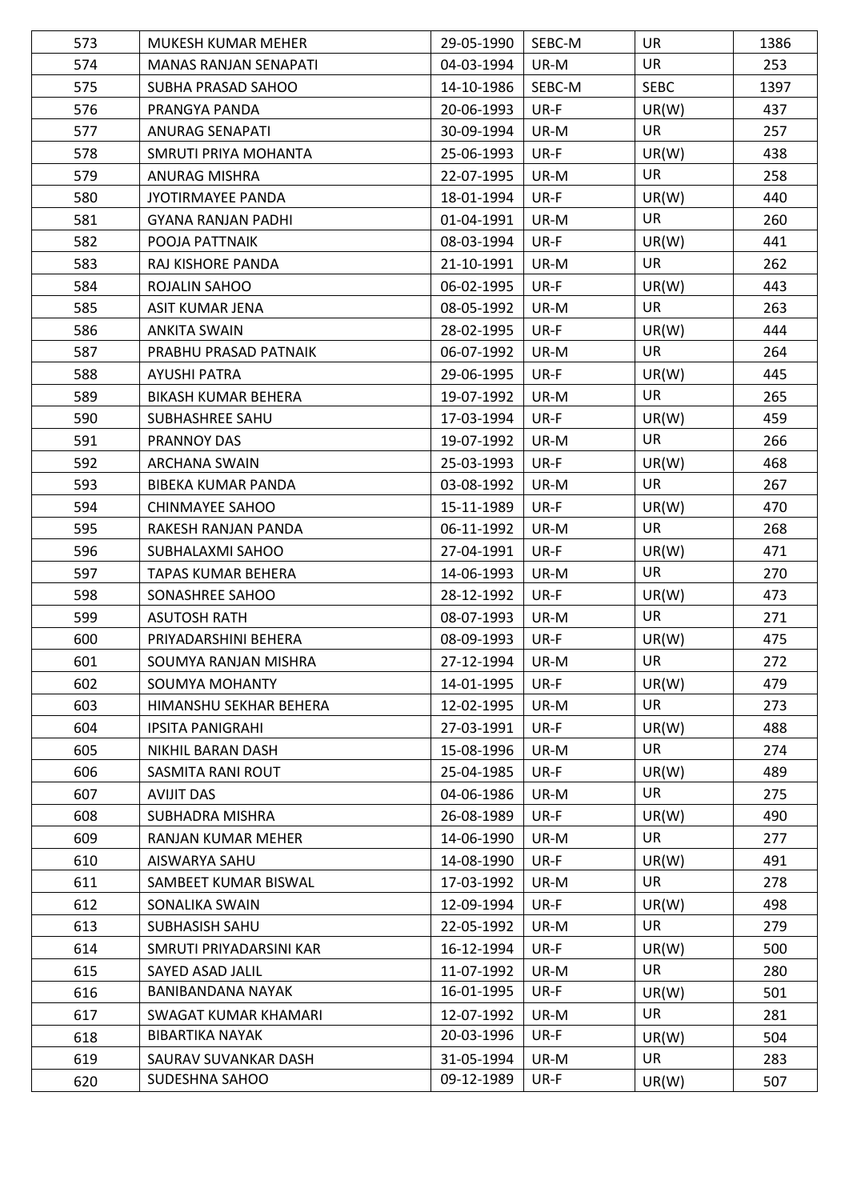| 573 | MUKESH KUMAR MEHER | 29-05-1990 | SEBC-M | UR | 1386 |
|---|---|---|---|---|---|
| 574 | MANAS RANJAN SENAPATI | 04-03-1994 | UR-M | UR | 253 |
| 575 | SUBHA PRASAD SAHOO | 14-10-1986 | SEBC-M | SEBC | 1397 |
| 576 | PRANGYA PANDA | 20-06-1993 | UR-F | UR(W) | 437 |
| 577 | ANURAG SENAPATI | 30-09-1994 | UR-M | UR | 257 |
| 578 | SMRUTI PRIYA MOHANTA | 25-06-1993 | UR-F | UR(W) | 438 |
| 579 | ANURAG MISHRA | 22-07-1995 | UR-M | UR | 258 |
| 580 | JYOTIRMAYEE PANDA | 18-01-1994 | UR-F | UR(W) | 440 |
| 581 | GYANA RANJAN PADHI | 01-04-1991 | UR-M | UR | 260 |
| 582 | POOJA PATTNAIK | 08-03-1994 | UR-F | UR(W) | 441 |
| 583 | RAJ KISHORE PANDA | 21-10-1991 | UR-M | UR | 262 |
| 584 | ROJALIN SAHOO | 06-02-1995 | UR-F | UR(W) | 443 |
| 585 | ASIT KUMAR JENA | 08-05-1992 | UR-M | UR | 263 |
| 586 | ANKITA SWAIN | 28-02-1995 | UR-F | UR(W) | 444 |
| 587 | PRABHU PRASAD PATNAIK | 06-07-1992 | UR-M | UR | 264 |
| 588 | AYUSHI PATRA | 29-06-1995 | UR-F | UR(W) | 445 |
| 589 | BIKASH KUMAR BEHERA | 19-07-1992 | UR-M | UR | 265 |
| 590 | SUBHASHREE SAHU | 17-03-1994 | UR-F | UR(W) | 459 |
| 591 | PRANNOY DAS | 19-07-1992 | UR-M | UR | 266 |
| 592 | ARCHANA SWAIN | 25-03-1993 | UR-F | UR(W) | 468 |
| 593 | BIBEKA KUMAR PANDA | 03-08-1992 | UR-M | UR | 267 |
| 594 | CHINMAYEE SAHOO | 15-11-1989 | UR-F | UR(W) | 470 |
| 595 | RAKESH RANJAN PANDA | 06-11-1992 | UR-M | UR | 268 |
| 596 | SUBHALAXMI SAHOO | 27-04-1991 | UR-F | UR(W) | 471 |
| 597 | TAPAS KUMAR BEHERA | 14-06-1993 | UR-M | UR | 270 |
| 598 | SONASHREE SAHOO | 28-12-1992 | UR-F | UR(W) | 473 |
| 599 | ASUTOSH RATH | 08-07-1993 | UR-M | UR | 271 |
| 600 | PRIYADARSHINI BEHERA | 08-09-1993 | UR-F | UR(W) | 475 |
| 601 | SOUMYA RANJAN MISHRA | 27-12-1994 | UR-M | UR | 272 |
| 602 | SOUMYA MOHANTY | 14-01-1995 | UR-F | UR(W) | 479 |
| 603 | HIMANSHU SEKHAR BEHERA | 12-02-1995 | UR-M | UR | 273 |
| 604 | IPSITA PANIGRAHI | 27-03-1991 | UR-F | UR(W) | 488 |
| 605 | NIKHIL BARAN DASH | 15-08-1996 | UR-M | UR | 274 |
| 606 | SASMITA RANI ROUT | 25-04-1985 | UR-F | UR(W) | 489 |
| 607 | AVIJIT DAS | 04-06-1986 | UR-M | UR | 275 |
| 608 | SUBHADRA MISHRA | 26-08-1989 | UR-F | UR(W) | 490 |
| 609 | RANJAN KUMAR MEHER | 14-06-1990 | UR-M | UR | 277 |
| 610 | AISWARYA SAHU | 14-08-1990 | UR-F | UR(W) | 491 |
| 611 | SAMBEET KUMAR BISWAL | 17-03-1992 | UR-M | UR | 278 |
| 612 | SONALIKA SWAIN | 12-09-1994 | UR-F | UR(W) | 498 |
| 613 | SUBHASISH SAHU | 22-05-1992 | UR-M | UR | 279 |
| 614 | SMRUTI PRIYADARSINI KAR | 16-12-1994 | UR-F | UR(W) | 500 |
| 615 | SAYED ASAD JALIL | 11-07-1992 | UR-M | UR | 280 |
| 616 | BANIBANDANA NAYAK | 16-01-1995 | UR-F | UR(W) | 501 |
| 617 | SWAGAT KUMAR KHAMARI | 12-07-1992 | UR-M | UR | 281 |
| 618 | BIBARTIKA NAYAK | 20-03-1996 | UR-F | UR(W) | 504 |
| 619 | SAURAV SUVANKAR DASH | 31-05-1994 | UR-M | UR | 283 |
| 620 | SUDESHNA SAHOO | 09-12-1989 | UR-F | UR(W) | 507 |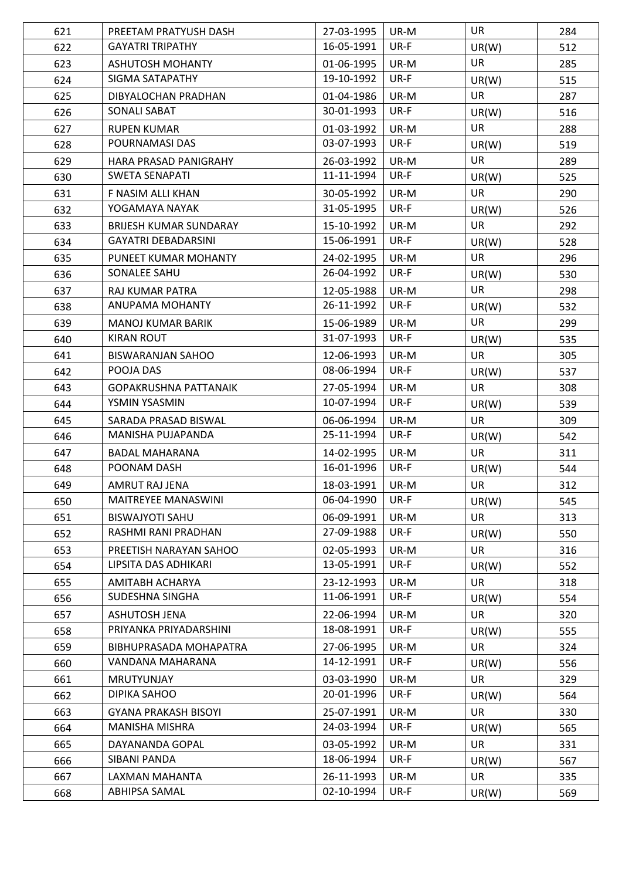| 621 | PREETAM PRATYUSH DASH | 27-03-1995 | UR-M | UR | 284 |
|---|---|---|---|---|---|
| 622 | GAYATRI TRIPATHY | 16-05-1991 | UR-F | UR(W) | 512 |
| 623 | ASHUTOSH MOHANTY | 01-06-1995 | UR-M | UR | 285 |
| 624 | SIGMA SATAPATHY | 19-10-1992 | UR-F | UR(W) | 515 |
| 625 | DIBYALOCHAN PRADHAN | 01-04-1986 | UR-M | UR | 287 |
| 626 | SONALI SABAT | 30-01-1993 | UR-F | UR(W) | 516 |
| 627 | RUPEN KUMAR | 01-03-1992 | UR-M | UR | 288 |
| 628 | POURNAMASI DAS | 03-07-1993 | UR-F | UR(W) | 519 |
| 629 | HARA PRASAD PANIGRAHY | 26-03-1992 | UR-M | UR | 289 |
| 630 | SWETA SENAPATI | 11-11-1994 | UR-F | UR(W) | 525 |
| 631 | F NASIM ALLI KHAN | 30-05-1992 | UR-M | UR | 290 |
| 632 | YOGAMAYA NAYAK | 31-05-1995 | UR-F | UR(W) | 526 |
| 633 | BRIJESH KUMAR SUNDARAY | 15-10-1992 | UR-M | UR | 292 |
| 634 | GAYATRI DEBADARSINI | 15-06-1991 | UR-F | UR(W) | 528 |
| 635 | PUNEET KUMAR MOHANTY | 24-02-1995 | UR-M | UR | 296 |
| 636 | SONALEE SAHU | 26-04-1992 | UR-F | UR(W) | 530 |
| 637 | RAJ KUMAR PATRA | 12-05-1988 | UR-M | UR | 298 |
| 638 | ANUPAMA MOHANTY | 26-11-1992 | UR-F | UR(W) | 532 |
| 639 | MANOJ KUMAR BARIK | 15-06-1989 | UR-M | UR | 299 |
| 640 | KIRAN ROUT | 31-07-1993 | UR-F | UR(W) | 535 |
| 641 | BISWARANJAN SAHOO | 12-06-1993 | UR-M | UR | 305 |
| 642 | POOJA DAS | 08-06-1994 | UR-F | UR(W) | 537 |
| 643 | GOPAKRUSHNA PATTANAIK | 27-05-1994 | UR-M | UR | 308 |
| 644 | YSMIN YSASMIN | 10-07-1994 | UR-F | UR(W) | 539 |
| 645 | SARADA PRASAD BISWAL | 06-06-1994 | UR-M | UR | 309 |
| 646 | MANISHA PUJAPANDA | 25-11-1994 | UR-F | UR(W) | 542 |
| 647 | BADAL MAHARANA | 14-02-1995 | UR-M | UR | 311 |
| 648 | POONAM DASH | 16-01-1996 | UR-F | UR(W) | 544 |
| 649 | AMRUT RAJ JENA | 18-03-1991 | UR-M | UR | 312 |
| 650 | MAITREYEE MANASWINI | 06-04-1990 | UR-F | UR(W) | 545 |
| 651 | BISWAJYOTI SAHU | 06-09-1991 | UR-M | UR | 313 |
| 652 | RASHMI RANI PRADHAN | 27-09-1988 | UR-F | UR(W) | 550 |
| 653 | PREETISH NARAYAN SAHOO | 02-05-1993 | UR-M | UR | 316 |
| 654 | LIPSITA DAS ADHIKARI | 13-05-1991 | UR-F | UR(W) | 552 |
| 655 | AMITABH ACHARYA | 23-12-1993 | UR-M | UR | 318 |
| 656 | SUDESHNA SINGHA | 11-06-1991 | UR-F | UR(W) | 554 |
| 657 | ASHUTOSH JENA | 22-06-1994 | UR-M | UR | 320 |
| 658 | PRIYANKA PRIYADARSHINI | 18-08-1991 | UR-F | UR(W) | 555 |
| 659 | BIBHUPRASADA MOHAPATRA | 27-06-1995 | UR-M | UR | 324 |
| 660 | VANDANA MAHARANA | 14-12-1991 | UR-F | UR(W) | 556 |
| 661 | MRUTYUNJAY | 03-03-1990 | UR-M | UR | 329 |
| 662 | DIPIKA SAHOO | 20-01-1996 | UR-F | UR(W) | 564 |
| 663 | GYANA PRAKASH BISOYI | 25-07-1991 | UR-M | UR | 330 |
| 664 | MANISHA MISHRA | 24-03-1994 | UR-F | UR(W) | 565 |
| 665 | DAYANANDA GOPAL | 03-05-1992 | UR-M | UR | 331 |
| 666 | SIBANI PANDA | 18-06-1994 | UR-F | UR(W) | 567 |
| 667 | LAXMAN MAHANTA | 26-11-1993 | UR-M | UR | 335 |
| 668 | ABHIPSA SAMAL | 02-10-1994 | UR-F | UR(W) | 569 |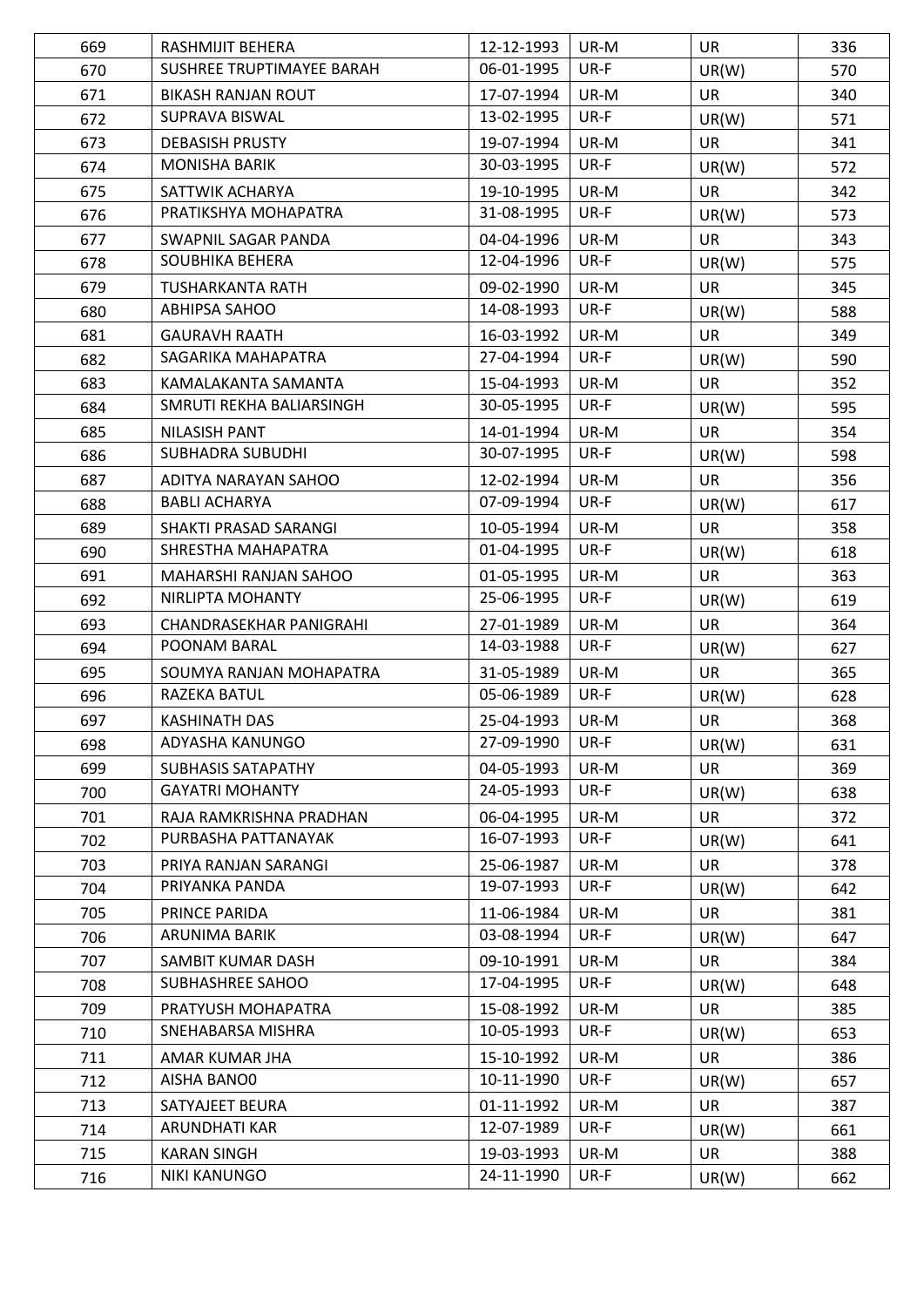| 669 | RASHMIJIT BEHERA | 12-12-1993 | UR-M | UR | 336 |
|---|---|---|---|---|---|
| 670 | SUSHREE TRUPTIMAYEE BARAH | 06-01-1995 | UR-F | UR(W) | 570 |
| 671 | BIKASH RANJAN ROUT | 17-07-1994 | UR-M | UR | 340 |
| 672 | SUPRAVA BISWAL | 13-02-1995 | UR-F | UR(W) | 571 |
| 673 | DEBASISH PRUSTY | 19-07-1994 | UR-M | UR | 341 |
| 674 | MONISHA BARIK | 30-03-1995 | UR-F | UR(W) | 572 |
| 675 | SATTWIK ACHARYA | 19-10-1995 | UR-M | UR | 342 |
| 676 | PRATIKSHYA MOHAPATRA | 31-08-1995 | UR-F | UR(W) | 573 |
| 677 | SWAPNIL SAGAR PANDA | 04-04-1996 | UR-M | UR | 343 |
| 678 | SOUBHIKA BEHERA | 12-04-1996 | UR-F | UR(W) | 575 |
| 679 | TUSHARKANTA RATH | 09-02-1990 | UR-M | UR | 345 |
| 680 | ABHIPSA SAHOO | 14-08-1993 | UR-F | UR(W) | 588 |
| 681 | GAURAVH RAATH | 16-03-1992 | UR-M | UR | 349 |
| 682 | SAGARIKA MAHAPATRA | 27-04-1994 | UR-F | UR(W) | 590 |
| 683 | KAMALAKANTA SAMANTA | 15-04-1993 | UR-M | UR | 352 |
| 684 | SMRUTI REKHA BALIARSINGH | 30-05-1995 | UR-F | UR(W) | 595 |
| 685 | NILASISH PANT | 14-01-1994 | UR-M | UR | 354 |
| 686 | SUBHADRA SUBUDHI | 30-07-1995 | UR-F | UR(W) | 598 |
| 687 | ADITYA NARAYAN SAHOO | 12-02-1994 | UR-M | UR | 356 |
| 688 | BABLI ACHARYA | 07-09-1994 | UR-F | UR(W) | 617 |
| 689 | SHAKTI PRASAD SARANGI | 10-05-1994 | UR-M | UR | 358 |
| 690 | SHRESTHA MAHAPATRA | 01-04-1995 | UR-F | UR(W) | 618 |
| 691 | MAHARSHI RANJAN SAHOO | 01-05-1995 | UR-M | UR | 363 |
| 692 | NIRLIPTA MOHANTY | 25-06-1995 | UR-F | UR(W) | 619 |
| 693 | CHANDRASEKHAR PANIGRAHI | 27-01-1989 | UR-M | UR | 364 |
| 694 | POONAM BARAL | 14-03-1988 | UR-F | UR(W) | 627 |
| 695 | SOUMYA RANJAN MOHAPATRA | 31-05-1989 | UR-M | UR | 365 |
| 696 | RAZEKA BATUL | 05-06-1989 | UR-F | UR(W) | 628 |
| 697 | KASHINATH DAS | 25-04-1993 | UR-M | UR | 368 |
| 698 | ADYASHA KANUNGO | 27-09-1990 | UR-F | UR(W) | 631 |
| 699 | SUBHASIS SATAPATHY | 04-05-1993 | UR-M | UR | 369 |
| 700 | GAYATRI MOHANTY | 24-05-1993 | UR-F | UR(W) | 638 |
| 701 | RAJA RAMKRISHNA PRADHAN | 06-04-1995 | UR-M | UR | 372 |
| 702 | PURBASHA PATTANAYAK | 16-07-1993 | UR-F | UR(W) | 641 |
| 703 | PRIYA RANJAN SARANGI | 25-06-1987 | UR-M | UR | 378 |
| 704 | PRIYANKA PANDA | 19-07-1993 | UR-F | UR(W) | 642 |
| 705 | PRINCE PARIDA | 11-06-1984 | UR-M | UR | 381 |
| 706 | ARUNIMA BARIK | 03-08-1994 | UR-F | UR(W) | 647 |
| 707 | SAMBIT KUMAR DASH | 09-10-1991 | UR-M | UR | 384 |
| 708 | SUBHASHREE SAHOO | 17-04-1995 | UR-F | UR(W) | 648 |
| 709 | PRATYUSH MOHAPATRA | 15-08-1992 | UR-M | UR | 385 |
| 710 | SNEHABARSA MISHRA | 10-05-1993 | UR-F | UR(W) | 653 |
| 711 | AMAR KUMAR JHA | 15-10-1992 | UR-M | UR | 386 |
| 712 | AISHA BANO0 | 10-11-1990 | UR-F | UR(W) | 657 |
| 713 | SATYAJEET BEURA | 01-11-1992 | UR-M | UR | 387 |
| 714 | ARUNDHATI KAR | 12-07-1989 | UR-F | UR(W) | 661 |
| 715 | KARAN SINGH | 19-03-1993 | UR-M | UR | 388 |
| 716 | NIKI KANUNGO | 24-11-1990 | UR-F | UR(W) | 662 |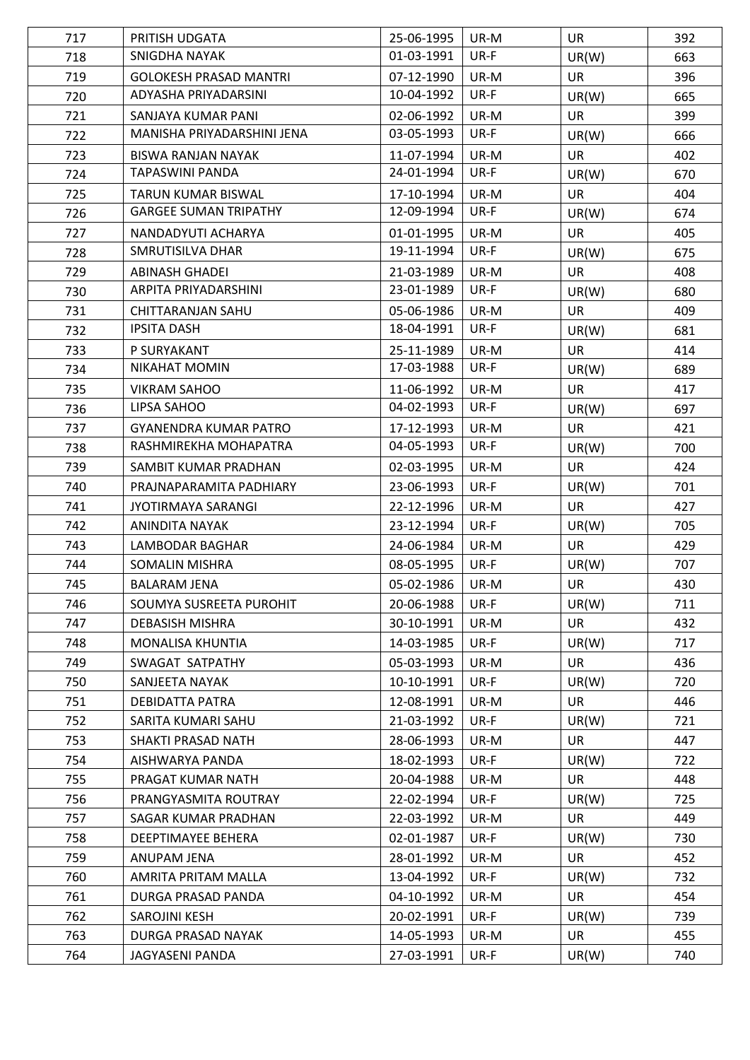| 717 | PRITISH UDGATA | 25-06-1995 | UR-M | UR | 392 |
|---|---|---|---|---|---|
| 718 | SNIGDHA NAYAK | 01-03-1991 | UR-F | UR(W) | 663 |
| 719 | GOLOKESH PRASAD MANTRI | 07-12-1990 | UR-M | UR | 396 |
| 720 | ADYASHA PRIYADARSINI | 10-04-1992 | UR-F | UR(W) | 665 |
| 721 | SANJAYA KUMAR PANI | 02-06-1992 | UR-M | UR | 399 |
| 722 | MANISHA PRIYADARSHINI JENA | 03-05-1993 | UR-F | UR(W) | 666 |
| 723 | BISWA RANJAN NAYAK | 11-07-1994 | UR-M | UR | 402 |
| 724 | TAPASWINI PANDA | 24-01-1994 | UR-F | UR(W) | 670 |
| 725 | TARUN KUMAR BISWAL | 17-10-1994 | UR-M | UR | 404 |
| 726 | GARGEE SUMAN TRIPATHY | 12-09-1994 | UR-F | UR(W) | 674 |
| 727 | NANDADYUTI ACHARYA | 01-01-1995 | UR-M | UR | 405 |
| 728 | SMRUTISILVA DHAR | 19-11-1994 | UR-F | UR(W) | 675 |
| 729 | ABINASH GHADEI | 21-03-1989 | UR-M | UR | 408 |
| 730 | ARPITA PRIYADARSHINI | 23-01-1989 | UR-F | UR(W) | 680 |
| 731 | CHITTARANJAN SAHU | 05-06-1986 | UR-M | UR | 409 |
| 732 | IPSITA DASH | 18-04-1991 | UR-F | UR(W) | 681 |
| 733 | P SURYAKANT | 25-11-1989 | UR-M | UR | 414 |
| 734 | NIKAHAT MOMIN | 17-03-1988 | UR-F | UR(W) | 689 |
| 735 | VIKRAM SAHOO | 11-06-1992 | UR-M | UR | 417 |
| 736 | LIPSA SAHOO | 04-02-1993 | UR-F | UR(W) | 697 |
| 737 | GYANENDRA KUMAR PATRO | 17-12-1993 | UR-M | UR | 421 |
| 738 | RASHMIREKHA MOHAPATRA | 04-05-1993 | UR-F | UR(W) | 700 |
| 739 | SAMBIT KUMAR PRADHAN | 02-03-1995 | UR-M | UR | 424 |
| 740 | PRAJNAPARAMITA PADHIARY | 23-06-1993 | UR-F | UR(W) | 701 |
| 741 | JYOTIRMAYA SARANGI | 22-12-1996 | UR-M | UR | 427 |
| 742 | ANINDITA NAYAK | 23-12-1994 | UR-F | UR(W) | 705 |
| 743 | LAMBODAR BAGHAR | 24-06-1984 | UR-M | UR | 429 |
| 744 | SOMALIN MISHRA | 08-05-1995 | UR-F | UR(W) | 707 |
| 745 | BALARAM JENA | 05-02-1986 | UR-M | UR | 430 |
| 746 | SOUMYA SUSREETA PUROHIT | 20-06-1988 | UR-F | UR(W) | 711 |
| 747 | DEBASISH MISHRA | 30-10-1991 | UR-M | UR | 432 |
| 748 | MONALISA KHUNTIA | 14-03-1985 | UR-F | UR(W) | 717 |
| 749 | SWAGAT SATPATHY | 05-03-1993 | UR-M | UR | 436 |
| 750 | SANJEETA NAYAK | 10-10-1991 | UR-F | UR(W) | 720 |
| 751 | DEBIDATTA PATRA | 12-08-1991 | UR-M | UR | 446 |
| 752 | SARITA KUMARI SAHU | 21-03-1992 | UR-F | UR(W) | 721 |
| 753 | SHAKTI PRASAD NATH | 28-06-1993 | UR-M | UR | 447 |
| 754 | AISHWARYA PANDA | 18-02-1993 | UR-F | UR(W) | 722 |
| 755 | PRAGAT KUMAR NATH | 20-04-1988 | UR-M | UR | 448 |
| 756 | PRANGYASMITA ROUTRAY | 22-02-1994 | UR-F | UR(W) | 725 |
| 757 | SAGAR KUMAR PRADHAN | 22-03-1992 | UR-M | UR | 449 |
| 758 | DEEPTIMAYEE BEHERA | 02-01-1987 | UR-F | UR(W) | 730 |
| 759 | ANUPAM JENA | 28-01-1992 | UR-M | UR | 452 |
| 760 | AMRITA PRITAM MALLA | 13-04-1992 | UR-F | UR(W) | 732 |
| 761 | DURGA PRASAD PANDA | 04-10-1992 | UR-M | UR | 454 |
| 762 | SAROJINI KESH | 20-02-1991 | UR-F | UR(W) | 739 |
| 763 | DURGA PRASAD NAYAK | 14-05-1993 | UR-M | UR | 455 |
| 764 | JAGYASENI PANDA | 27-03-1991 | UR-F | UR(W) | 740 |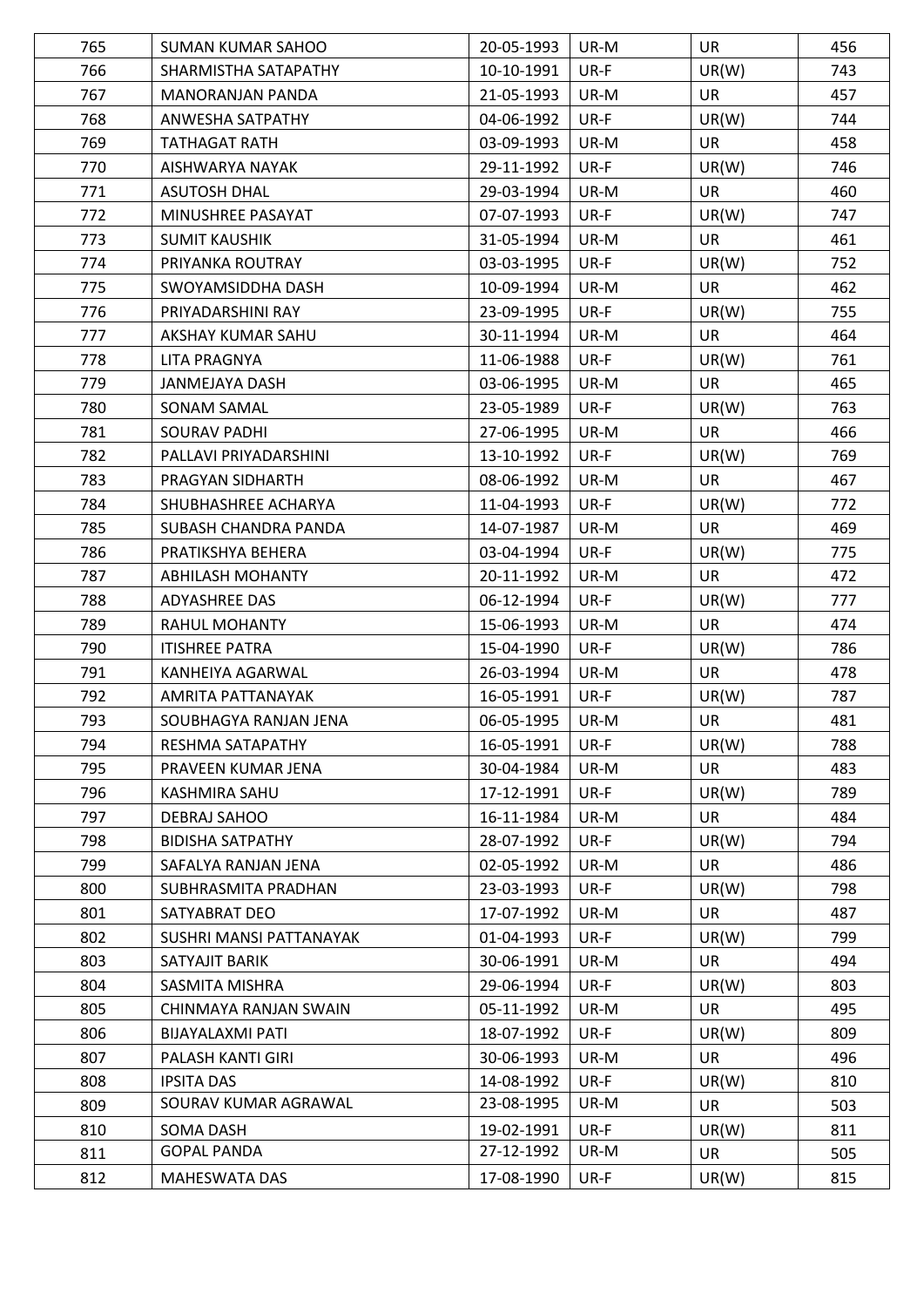| 765 | SUMAN KUMAR SAHOO | 20-05-1993 | UR-M | UR | 456 |
|---|---|---|---|---|---|
| 766 | SHARMISTHA SATAPATHY | 10-10-1991 | UR-F | UR(W) | 743 |
| 767 | MANORANJAN PANDA | 21-05-1993 | UR-M | UR | 457 |
| 768 | ANWESHA SATPATHY | 04-06-1992 | UR-F | UR(W) | 744 |
| 769 | TATHAGAT RATH | 03-09-1993 | UR-M | UR | 458 |
| 770 | AISHWARYA NAYAK | 29-11-1992 | UR-F | UR(W) | 746 |
| 771 | ASUTOSH DHAL | 29-03-1994 | UR-M | UR | 460 |
| 772 | MINUSHREE PASAYAT | 07-07-1993 | UR-F | UR(W) | 747 |
| 773 | SUMIT KAUSHIK | 31-05-1994 | UR-M | UR | 461 |
| 774 | PRIYANKA ROUTRAY | 03-03-1995 | UR-F | UR(W) | 752 |
| 775 | SWOYAMSIDDHA DASH | 10-09-1994 | UR-M | UR | 462 |
| 776 | PRIYADARSHINI RAY | 23-09-1995 | UR-F | UR(W) | 755 |
| 777 | AKSHAY KUMAR SAHU | 30-11-1994 | UR-M | UR | 464 |
| 778 | LITA PRAGNYA | 11-06-1988 | UR-F | UR(W) | 761 |
| 779 | JANMEJAYA DASH | 03-06-1995 | UR-M | UR | 465 |
| 780 | SONAM SAMAL | 23-05-1989 | UR-F | UR(W) | 763 |
| 781 | SOURAV PADHI | 27-06-1995 | UR-M | UR | 466 |
| 782 | PALLAVI PRIYADARSHINI | 13-10-1992 | UR-F | UR(W) | 769 |
| 783 | PRAGYAN SIDHARTH | 08-06-1992 | UR-M | UR | 467 |
| 784 | SHUBHASHREE ACHARYA | 11-04-1993 | UR-F | UR(W) | 772 |
| 785 | SUBASH CHANDRA PANDA | 14-07-1987 | UR-M | UR | 469 |
| 786 | PRATIKSHYA BEHERA | 03-04-1994 | UR-F | UR(W) | 775 |
| 787 | ABHILASH MOHANTY | 20-11-1992 | UR-M | UR | 472 |
| 788 | ADYASHREE DAS | 06-12-1994 | UR-F | UR(W) | 777 |
| 789 | RAHUL MOHANTY | 15-06-1993 | UR-M | UR | 474 |
| 790 | ITISHREE PATRA | 15-04-1990 | UR-F | UR(W) | 786 |
| 791 | KANHEIYA AGARWAL | 26-03-1994 | UR-M | UR | 478 |
| 792 | AMRITA PATTANAYAK | 16-05-1991 | UR-F | UR(W) | 787 |
| 793 | SOUBHAGYA RANJAN JENA | 06-05-1995 | UR-M | UR | 481 |
| 794 | RESHMA SATAPATHY | 16-05-1991 | UR-F | UR(W) | 788 |
| 795 | PRAVEEN KUMAR JENA | 30-04-1984 | UR-M | UR | 483 |
| 796 | KASHMIRA SAHU | 17-12-1991 | UR-F | UR(W) | 789 |
| 797 | DEBRAJ SAHOO | 16-11-1984 | UR-M | UR | 484 |
| 798 | BIDISHA SATPATHY | 28-07-1992 | UR-F | UR(W) | 794 |
| 799 | SAFALYA RANJAN JENA | 02-05-1992 | UR-M | UR | 486 |
| 800 | SUBHRASMITA PRADHAN | 23-03-1993 | UR-F | UR(W) | 798 |
| 801 | SATYABRAT DEO | 17-07-1992 | UR-M | UR | 487 |
| 802 | SUSHRI MANSI PATTANAYAK | 01-04-1993 | UR-F | UR(W) | 799 |
| 803 | SATYAJIT BARIK | 30-06-1991 | UR-M | UR | 494 |
| 804 | SASMITA MISHRA | 29-06-1994 | UR-F | UR(W) | 803 |
| 805 | CHINMAYA RANJAN SWAIN | 05-11-1992 | UR-M | UR | 495 |
| 806 | BIJAYALAXMI PATI | 18-07-1992 | UR-F | UR(W) | 809 |
| 807 | PALASH KANTI GIRI | 30-06-1993 | UR-M | UR | 496 |
| 808 | IPSITA DAS | 14-08-1992 | UR-F | UR(W) | 810 |
| 809 | SOURAV KUMAR AGRAWAL | 23-08-1995 | UR-M | UR | 503 |
| 810 | SOMA DASH | 19-02-1991 | UR-F | UR(W) | 811 |
| 811 | GOPAL PANDA | 27-12-1992 | UR-M | UR | 505 |
| 812 | MAHESWATA DAS | 17-08-1990 | UR-F | UR(W) | 815 |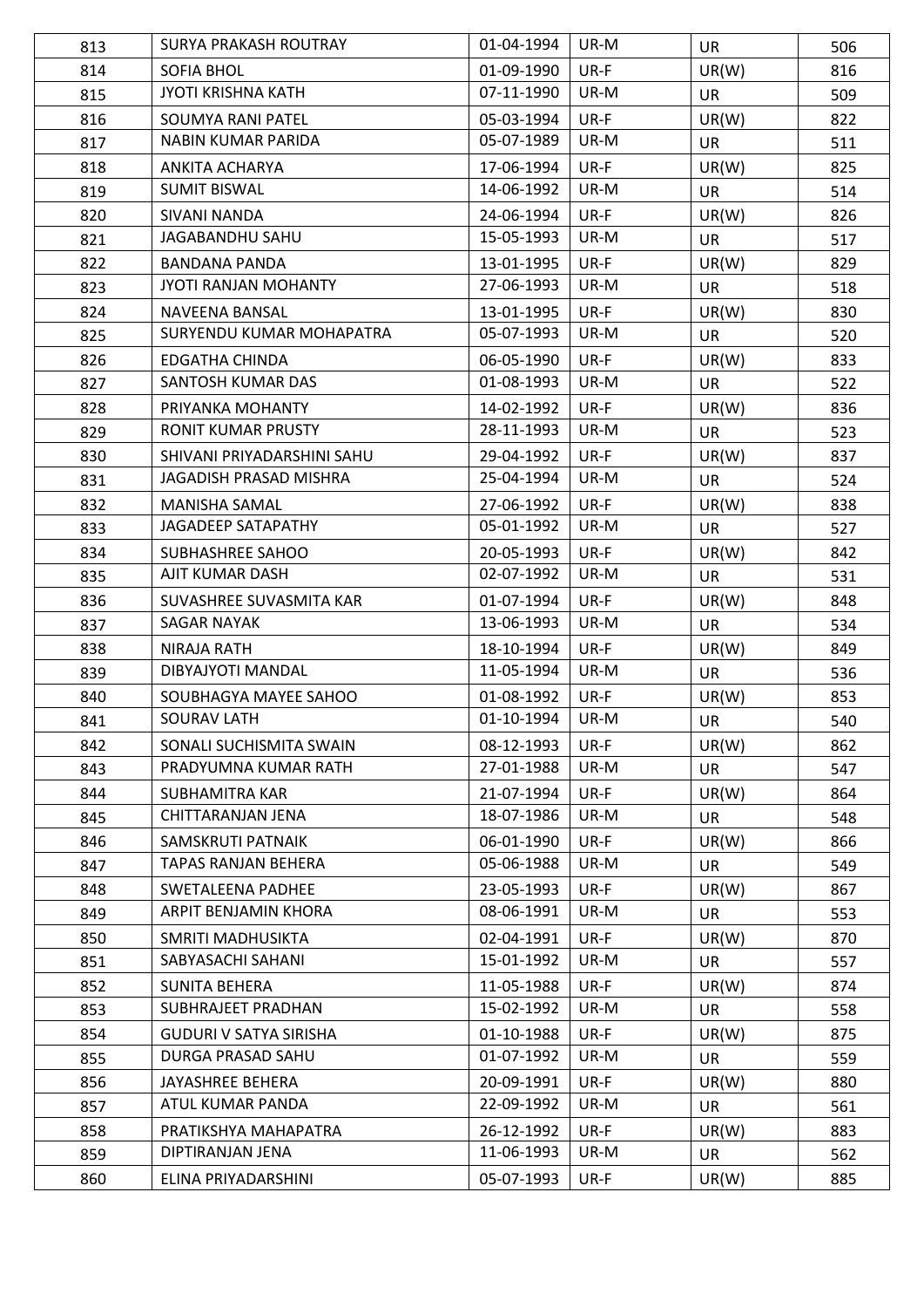| 813 | SURYA PRAKASH ROUTRAY | 01-04-1994 | UR-M | UR | 506 |
|---|---|---|---|---|---|
| 814 | SOFIA BHOL | 01-09-1990 | UR-F | UR(W) | 816 |
| 815 | JYOTI KRISHNA KATH | 07-11-1990 | UR-M | UR | 509 |
| 816 | SOUMYA RANI PATEL | 05-03-1994 | UR-F | UR(W) | 822 |
| 817 | NABIN KUMAR PARIDA | 05-07-1989 | UR-M | UR | 511 |
| 818 | ANKITA ACHARYA | 17-06-1994 | UR-F | UR(W) | 825 |
| 819 | SUMIT BISWAL | 14-06-1992 | UR-M | UR | 514 |
| 820 | SIVANI NANDA | 24-06-1994 | UR-F | UR(W) | 826 |
| 821 | JAGABANDHU SAHU | 15-05-1993 | UR-M | UR | 517 |
| 822 | BANDANA PANDA | 13-01-1995 | UR-F | UR(W) | 829 |
| 823 | JYOTI RANJAN MOHANTY | 27-06-1993 | UR-M | UR | 518 |
| 824 | NAVEENA BANSAL | 13-01-1995 | UR-F | UR(W) | 830 |
| 825 | SURYENDU KUMAR MOHAPATRA | 05-07-1993 | UR-M | UR | 520 |
| 826 | EDGATHA CHINDA | 06-05-1990 | UR-F | UR(W) | 833 |
| 827 | SANTOSH KUMAR DAS | 01-08-1993 | UR-M | UR | 522 |
| 828 | PRIYANKA MOHANTY | 14-02-1992 | UR-F | UR(W) | 836 |
| 829 | RONIT KUMAR PRUSTY | 28-11-1993 | UR-M | UR | 523 |
| 830 | SHIVANI PRIYADARSHINI SAHU | 29-04-1992 | UR-F | UR(W) | 837 |
| 831 | JAGADISH PRASAD MISHRA | 25-04-1994 | UR-M | UR | 524 |
| 832 | MANISHA SAMAL | 27-06-1992 | UR-F | UR(W) | 838 |
| 833 | JAGADEEP SATAPATHY | 05-01-1992 | UR-M | UR | 527 |
| 834 | SUBHASHREE SAHOO | 20-05-1993 | UR-F | UR(W) | 842 |
| 835 | AJIT KUMAR DASH | 02-07-1992 | UR-M | UR | 531 |
| 836 | SUVASHREE SUVASMITA KAR | 01-07-1994 | UR-F | UR(W) | 848 |
| 837 | SAGAR NAYAK | 13-06-1993 | UR-M | UR | 534 |
| 838 | NIRAJA RATH | 18-10-1994 | UR-F | UR(W) | 849 |
| 839 | DIBYAJYOTI MANDAL | 11-05-1994 | UR-M | UR | 536 |
| 840 | SOUBHAGYA MAYEE SAHOO | 01-08-1992 | UR-F | UR(W) | 853 |
| 841 | SOURAV LATH | 01-10-1994 | UR-M | UR | 540 |
| 842 | SONALI SUCHISMITA SWAIN | 08-12-1993 | UR-F | UR(W) | 862 |
| 843 | PRADYUMNA KUMAR RATH | 27-01-1988 | UR-M | UR | 547 |
| 844 | SUBHAMITRA KAR | 21-07-1994 | UR-F | UR(W) | 864 |
| 845 | CHITTARANJAN JENA | 18-07-1986 | UR-M | UR | 548 |
| 846 | SAMSKRUTI PATNAIK | 06-01-1990 | UR-F | UR(W) | 866 |
| 847 | TAPAS RANJAN BEHERA | 05-06-1988 | UR-M | UR | 549 |
| 848 | SWETALEENA PADHEE | 23-05-1993 | UR-F | UR(W) | 867 |
| 849 | ARPIT BENJAMIN KHORA | 08-06-1991 | UR-M | UR | 553 |
| 850 | SMRITI MADHUSIKTA | 02-04-1991 | UR-F | UR(W) | 870 |
| 851 | SABYASACHI SAHANI | 15-01-1992 | UR-M | UR | 557 |
| 852 | SUNITA BEHERA | 11-05-1988 | UR-F | UR(W) | 874 |
| 853 | SUBHRAJEET PRADHAN | 15-02-1992 | UR-M | UR | 558 |
| 854 | GUDURI V SATYA SIRISHA | 01-10-1988 | UR-F | UR(W) | 875 |
| 855 | DURGA PRASAD SAHU | 01-07-1992 | UR-M | UR | 559 |
| 856 | JAYASHREE BEHERA | 20-09-1991 | UR-F | UR(W) | 880 |
| 857 | ATUL KUMAR PANDA | 22-09-1992 | UR-M | UR | 561 |
| 858 | PRATIKSHYA MAHAPATRA | 26-12-1992 | UR-F | UR(W) | 883 |
| 859 | DIPTIRANJAN JENA | 11-06-1993 | UR-M | UR | 562 |
| 860 | ELINA PRIYADARSHINI | 05-07-1993 | UR-F | UR(W) | 885 |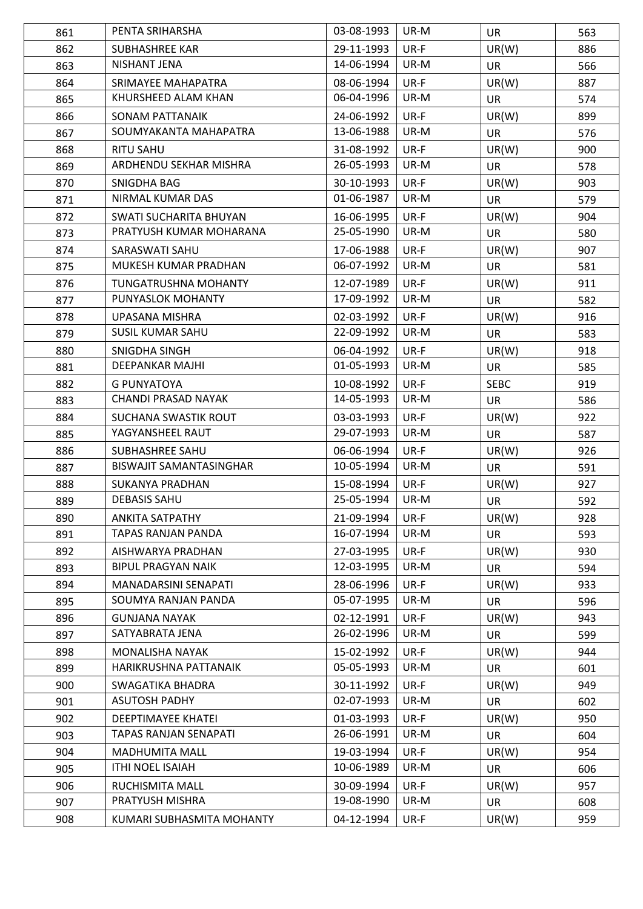| 861 | PENTA SRIHARSHA | 03-08-1993 | UR-M | UR | 563 |
|---|---|---|---|---|---|
| 862 | SUBHASHREE KAR | 29-11-1993 | UR-F | UR(W) | 886 |
| 863 | NISHANT JENA | 14-06-1994 | UR-M | UR | 566 |
| 864 | SRIMAYEE MAHAPATRA | 08-06-1994 | UR-F | UR(W) | 887 |
| 865 | KHURSHEED ALAM KHAN | 06-04-1996 | UR-M | UR | 574 |
| 866 | SONAM PATTANAIK | 24-06-1992 | UR-F | UR(W) | 899 |
| 867 | SOUMYAKANTA MAHAPATRA | 13-06-1988 | UR-M | UR | 576 |
| 868 | RITU SAHU | 31-08-1992 | UR-F | UR(W) | 900 |
| 869 | ARDHENDU SEKHAR MISHRA | 26-05-1993 | UR-M | UR | 578 |
| 870 | SNIGDHA BAG | 30-10-1993 | UR-F | UR(W) | 903 |
| 871 | NIRMAL KUMAR DAS | 01-06-1987 | UR-M | UR | 579 |
| 872 | SWATI SUCHARITA BHUYAN | 16-06-1995 | UR-F | UR(W) | 904 |
| 873 | PRATYUSH KUMAR MOHARANA | 25-05-1990 | UR-M | UR | 580 |
| 874 | SARASWATI SAHU | 17-06-1988 | UR-F | UR(W) | 907 |
| 875 | MUKESH KUMAR PRADHAN | 06-07-1992 | UR-M | UR | 581 |
| 876 | TUNGATRUSHNA MOHANTY | 12-07-1989 | UR-F | UR(W) | 911 |
| 877 | PUNYASLOK MOHANTY | 17-09-1992 | UR-M | UR | 582 |
| 878 | UPASANA MISHRA | 02-03-1992 | UR-F | UR(W) | 916 |
| 879 | SUSIL KUMAR SAHU | 22-09-1992 | UR-M | UR | 583 |
| 880 | SNIGDHA SINGH | 06-04-1992 | UR-F | UR(W) | 918 |
| 881 | DEEPANKAR MAJHI | 01-05-1993 | UR-M | UR | 585 |
| 882 | G PUNYATOYA | 10-08-1992 | UR-F | SEBC | 919 |
| 883 | CHANDI PRASAD NAYAK | 14-05-1993 | UR-M | UR | 586 |
| 884 | SUCHANA SWASTIK ROUT | 03-03-1993 | UR-F | UR(W) | 922 |
| 885 | YAGYANSHEEL RAUT | 29-07-1993 | UR-M | UR | 587 |
| 886 | SUBHASHREE SAHU | 06-06-1994 | UR-F | UR(W) | 926 |
| 887 | BISWAJIT SAMANTASINGHAR | 10-05-1994 | UR-M | UR | 591 |
| 888 | SUKANYA PRADHAN | 15-08-1994 | UR-F | UR(W) | 927 |
| 889 | DEBASIS SAHU | 25-05-1994 | UR-M | UR | 592 |
| 890 | ANKITA SATPATHY | 21-09-1994 | UR-F | UR(W) | 928 |
| 891 | TAPAS RANJAN PANDA | 16-07-1994 | UR-M | UR | 593 |
| 892 | AISHWARYA PRADHAN | 27-03-1995 | UR-F | UR(W) | 930 |
| 893 | BIPUL PRAGYAN NAIK | 12-03-1995 | UR-M | UR | 594 |
| 894 | MANADARSINI SENAPATI | 28-06-1996 | UR-F | UR(W) | 933 |
| 895 | SOUMYA RANJAN PANDA | 05-07-1995 | UR-M | UR | 596 |
| 896 | GUNJANA NAYAK | 02-12-1991 | UR-F | UR(W) | 943 |
| 897 | SATYABRATA JENA | 26-02-1996 | UR-M | UR | 599 |
| 898 | MONALISHA NAYAK | 15-02-1992 | UR-F | UR(W) | 944 |
| 899 | HARIKRUSHNA PATTANAIK | 05-05-1993 | UR-M | UR | 601 |
| 900 | SWAGATIKA BHADRA | 30-11-1992 | UR-F | UR(W) | 949 |
| 901 | ASUTOSH PADHY | 02-07-1993 | UR-M | UR | 602 |
| 902 | DEEPTIMAYEE KHATEI | 01-03-1993 | UR-F | UR(W) | 950 |
| 903 | TAPAS RANJAN SENAPATI | 26-06-1991 | UR-M | UR | 604 |
| 904 | MADHUMITA MALL | 19-03-1994 | UR-F | UR(W) | 954 |
| 905 | ITHI NOEL ISAIAH | 10-06-1989 | UR-M | UR | 606 |
| 906 | RUCHISMITA MALL | 30-09-1994 | UR-F | UR(W) | 957 |
| 907 | PRATYUSH MISHRA | 19-08-1990 | UR-M | UR | 608 |
| 908 | KUMARI SUBHASMITA MOHANTY | 04-12-1994 | UR-F | UR(W) | 959 |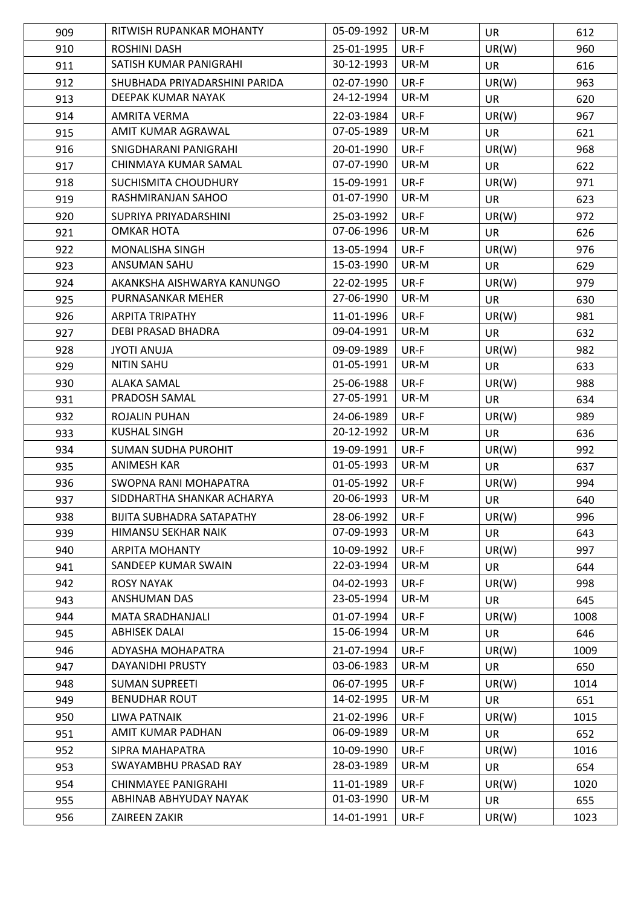| 909 | RITWISH RUPANKAR MOHANTY | 05-09-1992 | UR-M | UR | 612 |
|---|---|---|---|---|---|
| 910 | ROSHINI DASH | 25-01-1995 | UR-F | UR(W) | 960 |
| 911 | SATISH KUMAR PANIGRAHI | 30-12-1993 | UR-M | UR | 616 |
| 912 | SHUBHADA PRIYADARSHINI PARIDA | 02-07-1990 | UR-F | UR(W) | 963 |
| 913 | DEEPAK KUMAR NAYAK | 24-12-1994 | UR-M | UR | 620 |
| 914 | AMRITA VERMA | 22-03-1984 | UR-F | UR(W) | 967 |
| 915 | AMIT KUMAR AGRAWAL | 07-05-1989 | UR-M | UR | 621 |
| 916 | SNIGDHARANI PANIGRAHI | 20-01-1990 | UR-F | UR(W) | 968 |
| 917 | CHINMAYA KUMAR SAMAL | 07-07-1990 | UR-M | UR | 622 |
| 918 | SUCHISMITA CHOUDHURY | 15-09-1991 | UR-F | UR(W) | 971 |
| 919 | RASHMIRANJAN SAHOO | 01-07-1990 | UR-M | UR | 623 |
| 920 | SUPRIYA PRIYADARSHINI | 25-03-1992 | UR-F | UR(W) | 972 |
| 921 | OMKAR HOTA | 07-06-1996 | UR-M | UR | 626 |
| 922 | MONALISHA SINGH | 13-05-1994 | UR-F | UR(W) | 976 |
| 923 | ANSUMAN SAHU | 15-03-1990 | UR-M | UR | 629 |
| 924 | AKANKSHA AISHWARYA KANUNGO | 22-02-1995 | UR-F | UR(W) | 979 |
| 925 | PURNASANKAR MEHER | 27-06-1990 | UR-M | UR | 630 |
| 926 | ARPITA TRIPATHY | 11-01-1996 | UR-F | UR(W) | 981 |
| 927 | DEBI PRASAD BHADRA | 09-04-1991 | UR-M | UR | 632 |
| 928 | JYOTI ANUJA | 09-09-1989 | UR-F | UR(W) | 982 |
| 929 | NITIN SAHU | 01-05-1991 | UR-M | UR | 633 |
| 930 | ALAKA SAMAL | 25-06-1988 | UR-F | UR(W) | 988 |
| 931 | PRADOSH SAMAL | 27-05-1991 | UR-M | UR | 634 |
| 932 | ROJALIN PUHAN | 24-06-1989 | UR-F | UR(W) | 989 |
| 933 | KUSHAL SINGH | 20-12-1992 | UR-M | UR | 636 |
| 934 | SUMAN SUDHA PUROHIT | 19-09-1991 | UR-F | UR(W) | 992 |
| 935 | ANIMESH KAR | 01-05-1993 | UR-M | UR | 637 |
| 936 | SWOPNA RANI MOHAPATRA | 01-05-1992 | UR-F | UR(W) | 994 |
| 937 | SIDDHARTHA SHANKAR ACHARYA | 20-06-1993 | UR-M | UR | 640 |
| 938 | BIJITA SUBHADRA SATAPATHY | 28-06-1992 | UR-F | UR(W) | 996 |
| 939 | HIMANSU SEKHAR NAIK | 07-09-1993 | UR-M | UR | 643 |
| 940 | ARPITA MOHANTY | 10-09-1992 | UR-F | UR(W) | 997 |
| 941 | SANDEEP KUMAR SWAIN | 22-03-1994 | UR-M | UR | 644 |
| 942 | ROSY NAYAK | 04-02-1993 | UR-F | UR(W) | 998 |
| 943 | ANSHUMAN DAS | 23-05-1994 | UR-M | UR | 645 |
| 944 | MATA SRADHANJALI | 01-07-1994 | UR-F | UR(W) | 1008 |
| 945 | ABHISEK DALAI | 15-06-1994 | UR-M | UR | 646 |
| 946 | ADYASHA MOHAPATRA | 21-07-1994 | UR-F | UR(W) | 1009 |
| 947 | DAYANIDHI PRUSTY | 03-06-1983 | UR-M | UR | 650 |
| 948 | SUMAN SUPREETI | 06-07-1995 | UR-F | UR(W) | 1014 |
| 949 | BENUDHAR ROUT | 14-02-1995 | UR-M | UR | 651 |
| 950 | LIWA PATNAIK | 21-02-1996 | UR-F | UR(W) | 1015 |
| 951 | AMIT KUMAR PADHAN | 06-09-1989 | UR-M | UR | 652 |
| 952 | SIPRA MAHAPATRA | 10-09-1990 | UR-F | UR(W) | 1016 |
| 953 | SWAYAMBHU PRASAD RAY | 28-03-1989 | UR-M | UR | 654 |
| 954 | CHINMAYEE PANIGRAHI | 11-01-1989 | UR-F | UR(W) | 1020 |
| 955 | ABHINAB ABHYUDAY NAYAK | 01-03-1990 | UR-M | UR | 655 |
| 956 | ZAIREEN ZAKIR | 14-01-1991 | UR-F | UR(W) | 1023 |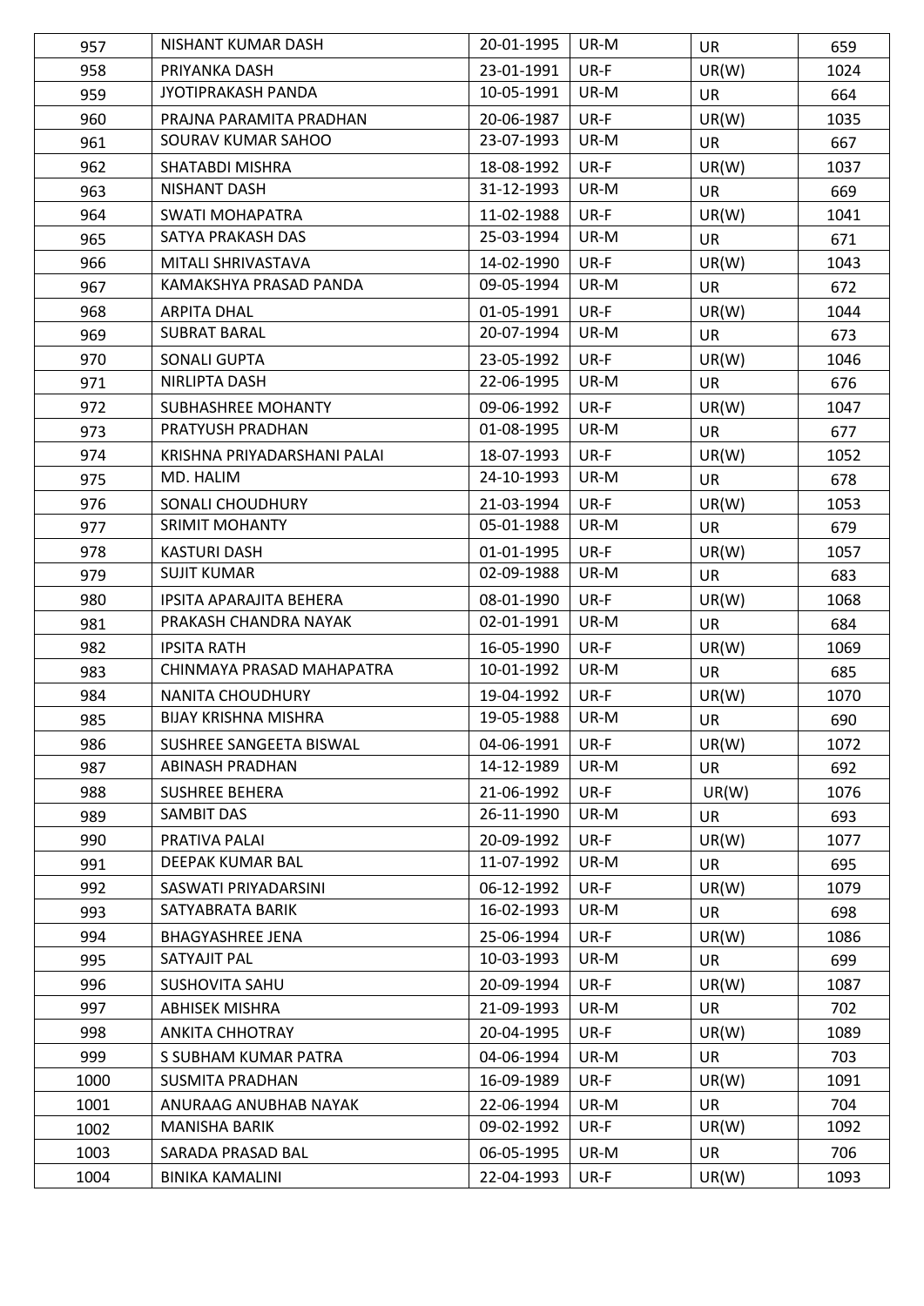| 957 | NISHANT KUMAR DASH | 20-01-1995 | UR-M | UR | 659 |
|---|---|---|---|---|---|
| 958 | PRIYANKA DASH | 23-01-1991 | UR-F | UR(W) | 1024 |
| 959 | JYOTIPRAKASH PANDA | 10-05-1991 | UR-M | UR | 664 |
| 960 | PRAJNA PARAMITA PRADHAN | 20-06-1987 | UR-F | UR(W) | 1035 |
| 961 | SOURAV KUMAR SAHOO | 23-07-1993 | UR-M | UR | 667 |
| 962 | SHATABDI MISHRA | 18-08-1992 | UR-F | UR(W) | 1037 |
| 963 | NISHANT DASH | 31-12-1993 | UR-M | UR | 669 |
| 964 | SWATI MOHAPATRA | 11-02-1988 | UR-F | UR(W) | 1041 |
| 965 | SATYA PRAKASH DAS | 25-03-1994 | UR-M | UR | 671 |
| 966 | MITALI SHRIVASTAVA | 14-02-1990 | UR-F | UR(W) | 1043 |
| 967 | KAMAKSHYA PRASAD PANDA | 09-05-1994 | UR-M | UR | 672 |
| 968 | ARPITA DHAL | 01-05-1991 | UR-F | UR(W) | 1044 |
| 969 | SUBRAT BARAL | 20-07-1994 | UR-M | UR | 673 |
| 970 | SONALI GUPTA | 23-05-1992 | UR-F | UR(W) | 1046 |
| 971 | NIRLIPTA DASH | 22-06-1995 | UR-M | UR | 676 |
| 972 | SUBHASHREE MOHANTY | 09-06-1992 | UR-F | UR(W) | 1047 |
| 973 | PRATYUSH PRADHAN | 01-08-1995 | UR-M | UR | 677 |
| 974 | KRISHNA PRIYADARSHANI PALAI | 18-07-1993 | UR-F | UR(W) | 1052 |
| 975 | MD. HALIM | 24-10-1993 | UR-M | UR | 678 |
| 976 | SONALI CHOUDHURY | 21-03-1994 | UR-F | UR(W) | 1053 |
| 977 | SRIMIT MOHANTY | 05-01-1988 | UR-M | UR | 679 |
| 978 | KASTURI DASH | 01-01-1995 | UR-F | UR(W) | 1057 |
| 979 | SUJIT KUMAR | 02-09-1988 | UR-M | UR | 683 |
| 980 | IPSITA APARAJITA BEHERA | 08-01-1990 | UR-F | UR(W) | 1068 |
| 981 | PRAKASH CHANDRA NAYAK | 02-01-1991 | UR-M | UR | 684 |
| 982 | IPSITA RATH | 16-05-1990 | UR-F | UR(W) | 1069 |
| 983 | CHINMAYA PRASAD MAHAPATRA | 10-01-1992 | UR-M | UR | 685 |
| 984 | NANITA CHOUDHURY | 19-04-1992 | UR-F | UR(W) | 1070 |
| 985 | BIJAY KRISHNA MISHRA | 19-05-1988 | UR-M | UR | 690 |
| 986 | SUSHREE SANGEETA BISWAL | 04-06-1991 | UR-F | UR(W) | 1072 |
| 987 | ABINASH PRADHAN | 14-12-1989 | UR-M | UR | 692 |
| 988 | SUSHREE BEHERA | 21-06-1992 | UR-F | UR(W) | 1076 |
| 989 | SAMBIT DAS | 26-11-1990 | UR-M | UR | 693 |
| 990 | PRATIVA PALAI | 20-09-1992 | UR-F | UR(W) | 1077 |
| 991 | DEEPAK KUMAR BAL | 11-07-1992 | UR-M | UR | 695 |
| 992 | SASWATI PRIYADARSINI | 06-12-1992 | UR-F | UR(W) | 1079 |
| 993 | SATYABRATA BARIK | 16-02-1993 | UR-M | UR | 698 |
| 994 | BHAGYASHREE JENA | 25-06-1994 | UR-F | UR(W) | 1086 |
| 995 | SATYAJIT PAL | 10-03-1993 | UR-M | UR | 699 |
| 996 | SUSHOVITA SAHU | 20-09-1994 | UR-F | UR(W) | 1087 |
| 997 | ABHISEK MISHRA | 21-09-1993 | UR-M | UR | 702 |
| 998 | ANKITA CHHOTRAY | 20-04-1995 | UR-F | UR(W) | 1089 |
| 999 | S SUBHAM KUMAR PATRA | 04-06-1994 | UR-M | UR | 703 |
| 1000 | SUSMITA PRADHAN | 16-09-1989 | UR-F | UR(W) | 1091 |
| 1001 | ANURAAG ANUBHAB NAYAK | 22-06-1994 | UR-M | UR | 704 |
| 1002 | MANISHA BARIK | 09-02-1992 | UR-F | UR(W) | 1092 |
| 1003 | SARADA PRASAD BAL | 06-05-1995 | UR-M | UR | 706 |
| 1004 | BINIKA KAMALINI | 22-04-1993 | UR-F | UR(W) | 1093 |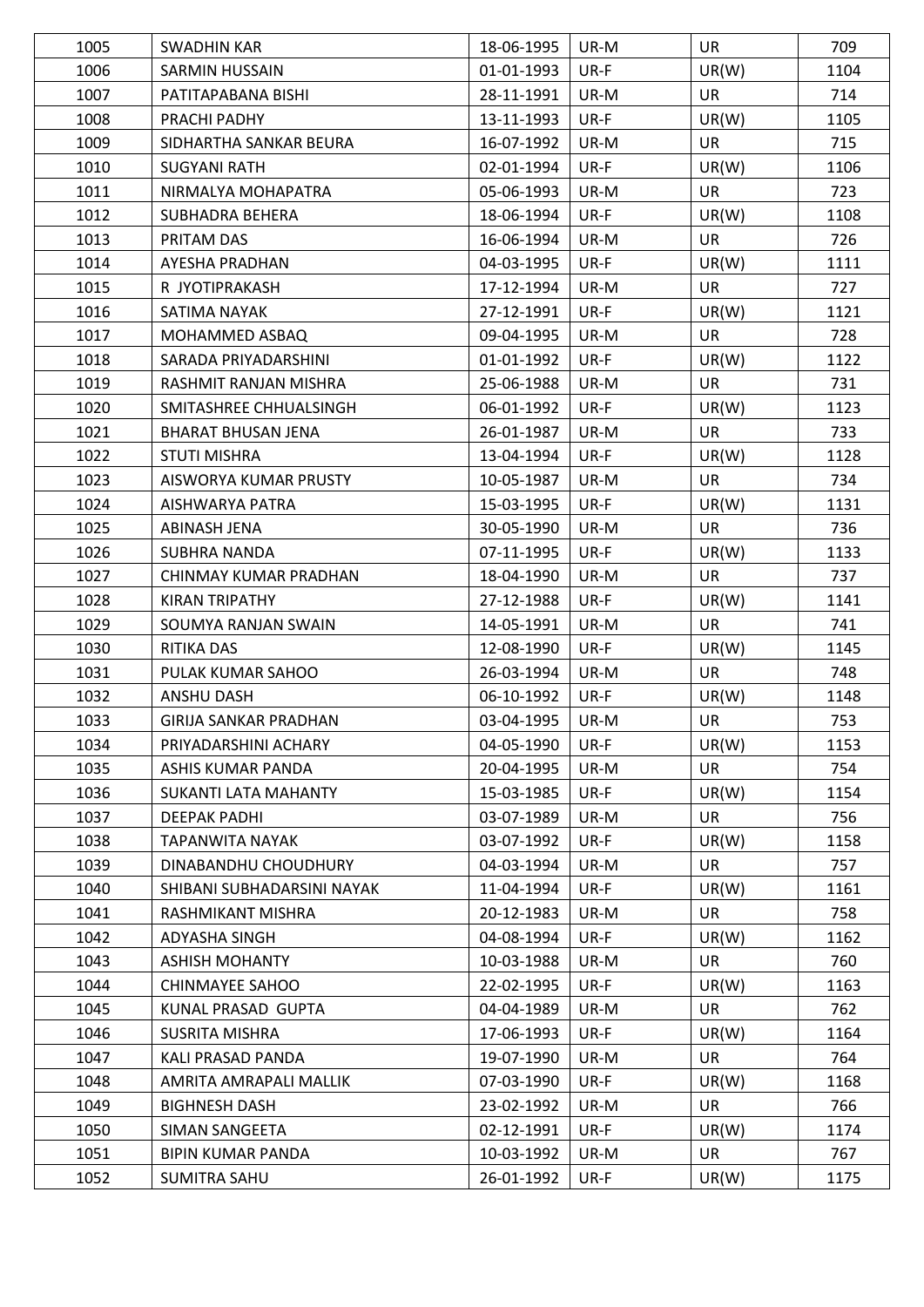| 1005 | SWADHIN KAR | 18-06-1995 | UR-M | UR | 709 |
|---|---|---|---|---|---|
| 1006 | SARMIN HUSSAIN | 01-01-1993 | UR-F | UR(W) | 1104 |
| 1007 | PATITAPABANA BISHI | 28-11-1991 | UR-M | UR | 714 |
| 1008 | PRACHI PADHY | 13-11-1993 | UR-F | UR(W) | 1105 |
| 1009 | SIDHARTHA SANKAR BEURA | 16-07-1992 | UR-M | UR | 715 |
| 1010 | SUGYANI RATH | 02-01-1994 | UR-F | UR(W) | 1106 |
| 1011 | NIRMALYA MOHAPATRA | 05-06-1993 | UR-M | UR | 723 |
| 1012 | SUBHADRA BEHERA | 18-06-1994 | UR-F | UR(W) | 1108 |
| 1013 | PRITAM DAS | 16-06-1994 | UR-M | UR | 726 |
| 1014 | AYESHA PRADHAN | 04-03-1995 | UR-F | UR(W) | 1111 |
| 1015 | R JYOTIPRAKASH | 17-12-1994 | UR-M | UR | 727 |
| 1016 | SATIMA NAYAK | 27-12-1991 | UR-F | UR(W) | 1121 |
| 1017 | MOHAMMED ASBAQ | 09-04-1995 | UR-M | UR | 728 |
| 1018 | SARADA PRIYADARSHINI | 01-01-1992 | UR-F | UR(W) | 1122 |
| 1019 | RASHMIT RANJAN MISHRA | 25-06-1988 | UR-M | UR | 731 |
| 1020 | SMITASHREE CHHUALSINGH | 06-01-1992 | UR-F | UR(W) | 1123 |
| 1021 | BHARAT BHUSAN JENA | 26-01-1987 | UR-M | UR | 733 |
| 1022 | STUTI MISHRA | 13-04-1994 | UR-F | UR(W) | 1128 |
| 1023 | AISWORYA KUMAR PRUSTY | 10-05-1987 | UR-M | UR | 734 |
| 1024 | AISHWARYA PATRA | 15-03-1995 | UR-F | UR(W) | 1131 |
| 1025 | ABINASH JENA | 30-05-1990 | UR-M | UR | 736 |
| 1026 | SUBHRA NANDA | 07-11-1995 | UR-F | UR(W) | 1133 |
| 1027 | CHINMAY KUMAR PRADHAN | 18-04-1990 | UR-M | UR | 737 |
| 1028 | KIRAN TRIPATHY | 27-12-1988 | UR-F | UR(W) | 1141 |
| 1029 | SOUMYA RANJAN SWAIN | 14-05-1991 | UR-M | UR | 741 |
| 1030 | RITIKA DAS | 12-08-1990 | UR-F | UR(W) | 1145 |
| 1031 | PULAK KUMAR SAHOO | 26-03-1994 | UR-M | UR | 748 |
| 1032 | ANSHU DASH | 06-10-1992 | UR-F | UR(W) | 1148 |
| 1033 | GIRIJA SANKAR PRADHAN | 03-04-1995 | UR-M | UR | 753 |
| 1034 | PRIYADARSHINI ACHARY | 04-05-1990 | UR-F | UR(W) | 1153 |
| 1035 | ASHIS KUMAR PANDA | 20-04-1995 | UR-M | UR | 754 |
| 1036 | SUKANTI LATA MAHANTY | 15-03-1985 | UR-F | UR(W) | 1154 |
| 1037 | DEEPAK PADHI | 03-07-1989 | UR-M | UR | 756 |
| 1038 | TAPANWITA NAYAK | 03-07-1992 | UR-F | UR(W) | 1158 |
| 1039 | DINABANDHU CHOUDHURY | 04-03-1994 | UR-M | UR | 757 |
| 1040 | SHIBANI SUBHADARSINI NAYAK | 11-04-1994 | UR-F | UR(W) | 1161 |
| 1041 | RASHMIKANT MISHRA | 20-12-1983 | UR-M | UR | 758 |
| 1042 | ADYASHA SINGH | 04-08-1994 | UR-F | UR(W) | 1162 |
| 1043 | ASHISH MOHANTY | 10-03-1988 | UR-M | UR | 760 |
| 1044 | CHINMAYEE SAHOO | 22-02-1995 | UR-F | UR(W) | 1163 |
| 1045 | KUNAL PRASAD GUPTA | 04-04-1989 | UR-M | UR | 762 |
| 1046 | SUSRITA MISHRA | 17-06-1993 | UR-F | UR(W) | 1164 |
| 1047 | KALI PRASAD PANDA | 19-07-1990 | UR-M | UR | 764 |
| 1048 | AMRITA AMRAPALI MALLIK | 07-03-1990 | UR-F | UR(W) | 1168 |
| 1049 | BIGHNESH DASH | 23-02-1992 | UR-M | UR | 766 |
| 1050 | SIMAN SANGEETA | 02-12-1991 | UR-F | UR(W) | 1174 |
| 1051 | BIPIN KUMAR PANDA | 10-03-1992 | UR-M | UR | 767 |
| 1052 | SUMITRA SAHU | 26-01-1992 | UR-F | UR(W) | 1175 |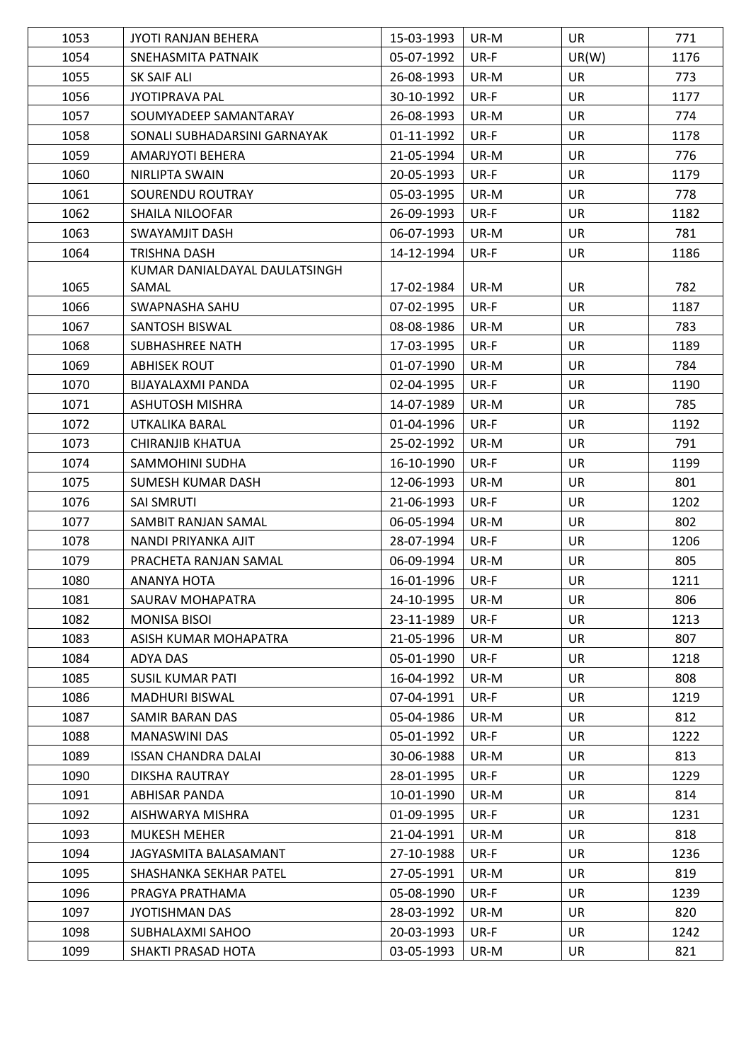| 1053 | JYOTI RANJAN BEHERA | 15-03-1993 | UR-M | UR | 771 |
|---|---|---|---|---|---|
| 1054 | SNEHASMITA PATNAIK | 05-07-1992 | UR-F | UR(W) | 1176 |
| 1055 | SK SAIF ALI | 26-08-1993 | UR-M | UR | 773 |
| 1056 | JYOTIPRAVA PAL | 30-10-1992 | UR-F | UR | 1177 |
| 1057 | SOUMYADEEP SAMANTARAY | 26-08-1993 | UR-M | UR | 774 |
| 1058 | SONALI SUBHADARSINI GARNAYAK | 01-11-1992 | UR-F | UR | 1178 |
| 1059 | AMARJYOTI BEHERA | 21-05-1994 | UR-M | UR | 776 |
| 1060 | NIRLIPTA SWAIN | 20-05-1993 | UR-F | UR | 1179 |
| 1061 | SOURENDU ROUTRAY | 05-03-1995 | UR-M | UR | 778 |
| 1062 | SHAILA NILOOFAR | 26-09-1993 | UR-F | UR | 1182 |
| 1063 | SWAYAMJIT DASH | 06-07-1993 | UR-M | UR | 781 |
| 1064 | TRISHNA DASH | 14-12-1994 | UR-F | UR | 1186 |
| 1065 | KUMAR DANIALDAYAL DAULATSINGH SAMAL | 17-02-1984 | UR-M | UR | 782 |
| 1066 | SWAPNASHA SAHU | 07-02-1995 | UR-F | UR | 1187 |
| 1067 | SANTOSH BISWAL | 08-08-1986 | UR-M | UR | 783 |
| 1068 | SUBHASHREE NATH | 17-03-1995 | UR-F | UR | 1189 |
| 1069 | ABHISEK ROUT | 01-07-1990 | UR-M | UR | 784 |
| 1070 | BIJAYALAXMI PANDA | 02-04-1995 | UR-F | UR | 1190 |
| 1071 | ASHUTOSH MISHRA | 14-07-1989 | UR-M | UR | 785 |
| 1072 | UTKALIKA BARAL | 01-04-1996 | UR-F | UR | 1192 |
| 1073 | CHIRANJIB KHATUA | 25-02-1992 | UR-M | UR | 791 |
| 1074 | SAMMOHINI SUDHA | 16-10-1990 | UR-F | UR | 1199 |
| 1075 | SUMESH KUMAR DASH | 12-06-1993 | UR-M | UR | 801 |
| 1076 | SAI SMRUTI | 21-06-1993 | UR-F | UR | 1202 |
| 1077 | SAMBIT RANJAN SAMAL | 06-05-1994 | UR-M | UR | 802 |
| 1078 | NANDI PRIYANKA AJIT | 28-07-1994 | UR-F | UR | 1206 |
| 1079 | PRACHETA RANJAN SAMAL | 06-09-1994 | UR-M | UR | 805 |
| 1080 | ANANYA HOTA | 16-01-1996 | UR-F | UR | 1211 |
| 1081 | SAURAV MOHAPATRA | 24-10-1995 | UR-M | UR | 806 |
| 1082 | MONISA BISOI | 23-11-1989 | UR-F | UR | 1213 |
| 1083 | ASISH KUMAR MOHAPATRA | 21-05-1996 | UR-M | UR | 807 |
| 1084 | ADYA DAS | 05-01-1990 | UR-F | UR | 1218 |
| 1085 | SUSIL KUMAR PATI | 16-04-1992 | UR-M | UR | 808 |
| 1086 | MADHURI BISWAL | 07-04-1991 | UR-F | UR | 1219 |
| 1087 | SAMIR BARAN DAS | 05-04-1986 | UR-M | UR | 812 |
| 1088 | MANASWINI DAS | 05-01-1992 | UR-F | UR | 1222 |
| 1089 | ISSAN CHANDRA DALAI | 30-06-1988 | UR-M | UR | 813 |
| 1090 | DIKSHA RAUTRAY | 28-01-1995 | UR-F | UR | 1229 |
| 1091 | ABHISAR PANDA | 10-01-1990 | UR-M | UR | 814 |
| 1092 | AISHWARYA MISHRA | 01-09-1995 | UR-F | UR | 1231 |
| 1093 | MUKESH MEHER | 21-04-1991 | UR-M | UR | 818 |
| 1094 | JAGYASMITA BALASAMANT | 27-10-1988 | UR-F | UR | 1236 |
| 1095 | SHASHANKA SEKHAR PATEL | 27-05-1991 | UR-M | UR | 819 |
| 1096 | PRAGYA PRATHAMA | 05-08-1990 | UR-F | UR | 1239 |
| 1097 | JYOTISHMAN DAS | 28-03-1992 | UR-M | UR | 820 |
| 1098 | SUBHALAXMI SAHOO | 20-03-1993 | UR-F | UR | 1242 |
| 1099 | SHAKTI PRASAD HOTA | 03-05-1993 | UR-M | UR | 821 |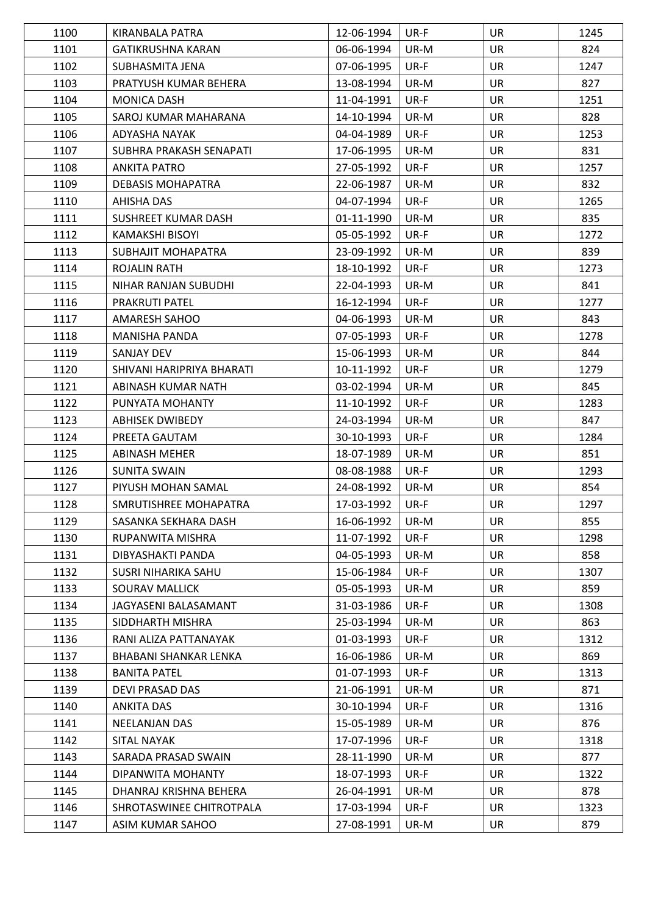| 1100 | KIRANBALA PATRA | 12-06-1994 | UR-F | UR | 1245 |
|---|---|---|---|---|---|
| 1101 | GATIKRUSHNA KARAN | 06-06-1994 | UR-M | UR | 824 |
| 1102 | SUBHASMITA JENA | 07-06-1995 | UR-F | UR | 1247 |
| 1103 | PRATYUSH KUMAR BEHERA | 13-08-1994 | UR-M | UR | 827 |
| 1104 | MONICA DASH | 11-04-1991 | UR-F | UR | 1251 |
| 1105 | SAROJ KUMAR MAHARANA | 14-10-1994 | UR-M | UR | 828 |
| 1106 | ADYASHA NAYAK | 04-04-1989 | UR-F | UR | 1253 |
| 1107 | SUBHRA PRAKASH SENAPATI | 17-06-1995 | UR-M | UR | 831 |
| 1108 | ANKITA PATRO | 27-05-1992 | UR-F | UR | 1257 |
| 1109 | DEBASIS MOHAPATRA | 22-06-1987 | UR-M | UR | 832 |
| 1110 | AHISHA DAS | 04-07-1994 | UR-F | UR | 1265 |
| 1111 | SUSHREET KUMAR DASH | 01-11-1990 | UR-M | UR | 835 |
| 1112 | KAMAKSHI BISOYI | 05-05-1992 | UR-F | UR | 1272 |
| 1113 | SUBHAJIT MOHAPATRA | 23-09-1992 | UR-M | UR | 839 |
| 1114 | ROJALIN RATH | 18-10-1992 | UR-F | UR | 1273 |
| 1115 | NIHAR RANJAN SUBUDHI | 22-04-1993 | UR-M | UR | 841 |
| 1116 | PRAKRUTI PATEL | 16-12-1994 | UR-F | UR | 1277 |
| 1117 | AMARESH SAHOO | 04-06-1993 | UR-M | UR | 843 |
| 1118 | MANISHA PANDA | 07-05-1993 | UR-F | UR | 1278 |
| 1119 | SANJAY DEV | 15-06-1993 | UR-M | UR | 844 |
| 1120 | SHIVANI HARIPRIYA BHARATI | 10-11-1992 | UR-F | UR | 1279 |
| 1121 | ABINASH KUMAR NATH | 03-02-1994 | UR-M | UR | 845 |
| 1122 | PUNYATA MOHANTY | 11-10-1992 | UR-F | UR | 1283 |
| 1123 | ABHISEK DWIBEDY | 24-03-1994 | UR-M | UR | 847 |
| 1124 | PREETA GAUTAM | 30-10-1993 | UR-F | UR | 1284 |
| 1125 | ABINASH MEHER | 18-07-1989 | UR-M | UR | 851 |
| 1126 | SUNITA SWAIN | 08-08-1988 | UR-F | UR | 1293 |
| 1127 | PIYUSH MOHAN SAMAL | 24-08-1992 | UR-M | UR | 854 |
| 1128 | SMRUTISHREE MOHAPATRA | 17-03-1992 | UR-F | UR | 1297 |
| 1129 | SASANKA SEKHARA DASH | 16-06-1992 | UR-M | UR | 855 |
| 1130 | RUPANWITA MISHRA | 11-07-1992 | UR-F | UR | 1298 |
| 1131 | DIBYASHAKTI PANDA | 04-05-1993 | UR-M | UR | 858 |
| 1132 | SUSRI NIHARIKA SAHU | 15-06-1984 | UR-F | UR | 1307 |
| 1133 | SOURAV MALLICK | 05-05-1993 | UR-M | UR | 859 |
| 1134 | JAGYASENI BALASAMANT | 31-03-1986 | UR-F | UR | 1308 |
| 1135 | SIDDHARTH MISHRA | 25-03-1994 | UR-M | UR | 863 |
| 1136 | RANI ALIZA PATTANAYAK | 01-03-1993 | UR-F | UR | 1312 |
| 1137 | BHABANI SHANKAR LENKA | 16-06-1986 | UR-M | UR | 869 |
| 1138 | BANITA PATEL | 01-07-1993 | UR-F | UR | 1313 |
| 1139 | DEVI PRASAD DAS | 21-06-1991 | UR-M | UR | 871 |
| 1140 | ANKITA DAS | 30-10-1994 | UR-F | UR | 1316 |
| 1141 | NEELANJAN DAS | 15-05-1989 | UR-M | UR | 876 |
| 1142 | SITAL NAYAK | 17-07-1996 | UR-F | UR | 1318 |
| 1143 | SARADA PRASAD SWAIN | 28-11-1990 | UR-M | UR | 877 |
| 1144 | DIPANWITA MOHANTY | 18-07-1993 | UR-F | UR | 1322 |
| 1145 | DHANRAJ KRISHNA BEHERA | 26-04-1991 | UR-M | UR | 878 |
| 1146 | SHROTASWINEE CHITROTPALA | 17-03-1994 | UR-F | UR | 1323 |
| 1147 | ASIM KUMAR SAHOO | 27-08-1991 | UR-M | UR | 879 |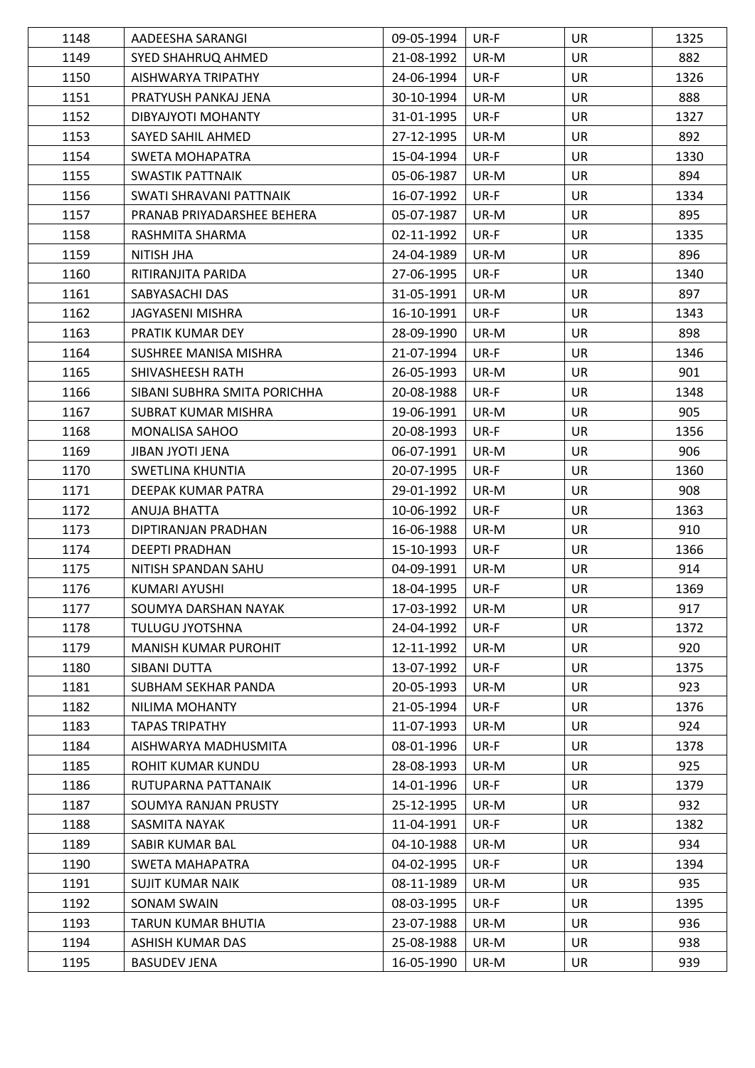| 1148 | AADEESHA SARANGI | 09-05-1994 | UR-F | UR | 1325 |
|---|---|---|---|---|---|
| 1149 | SYED SHAHRUQ AHMED | 21-08-1992 | UR-M | UR | 882 |
| 1150 | AISHWARYA TRIPATHY | 24-06-1994 | UR-F | UR | 1326 |
| 1151 | PRATYUSH PANKAJ JENA | 30-10-1994 | UR-M | UR | 888 |
| 1152 | DIBYAJYOTI MOHANTY | 31-01-1995 | UR-F | UR | 1327 |
| 1153 | SAYED SAHIL AHMED | 27-12-1995 | UR-M | UR | 892 |
| 1154 | SWETA MOHAPATRA | 15-04-1994 | UR-F | UR | 1330 |
| 1155 | SWASTIK PATTNAIK | 05-06-1987 | UR-M | UR | 894 |
| 1156 | SWATI SHRAVANI PATTNAIK | 16-07-1992 | UR-F | UR | 1334 |
| 1157 | PRANAB PRIYADARSHEE BEHERA | 05-07-1987 | UR-M | UR | 895 |
| 1158 | RASHMITA SHARMA | 02-11-1992 | UR-F | UR | 1335 |
| 1159 | NITISH JHA | 24-04-1989 | UR-M | UR | 896 |
| 1160 | RITIRANJITA PARIDA | 27-06-1995 | UR-F | UR | 1340 |
| 1161 | SABYASACHI DAS | 31-05-1991 | UR-M | UR | 897 |
| 1162 | JAGYASENI MISHRA | 16-10-1991 | UR-F | UR | 1343 |
| 1163 | PRATIK KUMAR DEY | 28-09-1990 | UR-M | UR | 898 |
| 1164 | SUSHREE MANISA MISHRA | 21-07-1994 | UR-F | UR | 1346 |
| 1165 | SHIVASHEESH RATH | 26-05-1993 | UR-M | UR | 901 |
| 1166 | SIBANI SUBHRA SMITA PORICHHA | 20-08-1988 | UR-F | UR | 1348 |
| 1167 | SUBRAT KUMAR MISHRA | 19-06-1991 | UR-M | UR | 905 |
| 1168 | MONALISA SAHOO | 20-08-1993 | UR-F | UR | 1356 |
| 1169 | JIBAN JYOTI JENA | 06-07-1991 | UR-M | UR | 906 |
| 1170 | SWETLINA KHUNTIA | 20-07-1995 | UR-F | UR | 1360 |
| 1171 | DEEPAK KUMAR PATRA | 29-01-1992 | UR-M | UR | 908 |
| 1172 | ANUJA BHATTA | 10-06-1992 | UR-F | UR | 1363 |
| 1173 | DIPTIRANJAN PRADHAN | 16-06-1988 | UR-M | UR | 910 |
| 1174 | DEEPTI PRADHAN | 15-10-1993 | UR-F | UR | 1366 |
| 1175 | NITISH SPANDAN SAHU | 04-09-1991 | UR-M | UR | 914 |
| 1176 | KUMARI AYUSHI | 18-04-1995 | UR-F | UR | 1369 |
| 1177 | SOUMYA DARSHAN NAYAK | 17-03-1992 | UR-M | UR | 917 |
| 1178 | TULUGU JYOTSHNA | 24-04-1992 | UR-F | UR | 1372 |
| 1179 | MANISH KUMAR PUROHIT | 12-11-1992 | UR-M | UR | 920 |
| 1180 | SIBANI DUTTA | 13-07-1992 | UR-F | UR | 1375 |
| 1181 | SUBHAM SEKHAR PANDA | 20-05-1993 | UR-M | UR | 923 |
| 1182 | NILIMA MOHANTY | 21-05-1994 | UR-F | UR | 1376 |
| 1183 | TAPAS TRIPATHY | 11-07-1993 | UR-M | UR | 924 |
| 1184 | AISHWARYA MADHUSMITA | 08-01-1996 | UR-F | UR | 1378 |
| 1185 | ROHIT KUMAR KUNDU | 28-08-1993 | UR-M | UR | 925 |
| 1186 | RUTUPARNA PATTANAIK | 14-01-1996 | UR-F | UR | 1379 |
| 1187 | SOUMYA RANJAN PRUSTY | 25-12-1995 | UR-M | UR | 932 |
| 1188 | SASMITA NAYAK | 11-04-1991 | UR-F | UR | 1382 |
| 1189 | SABIR KUMAR BAL | 04-10-1988 | UR-M | UR | 934 |
| 1190 | SWETA MAHAPATRA | 04-02-1995 | UR-F | UR | 1394 |
| 1191 | SUJIT KUMAR NAIK | 08-11-1989 | UR-M | UR | 935 |
| 1192 | SONAM SWAIN | 08-03-1995 | UR-F | UR | 1395 |
| 1193 | TARUN KUMAR BHUTIA | 23-07-1988 | UR-M | UR | 936 |
| 1194 | ASHISH KUMAR DAS | 25-08-1988 | UR-M | UR | 938 |
| 1195 | BASUDEV JENA | 16-05-1990 | UR-M | UR | 939 |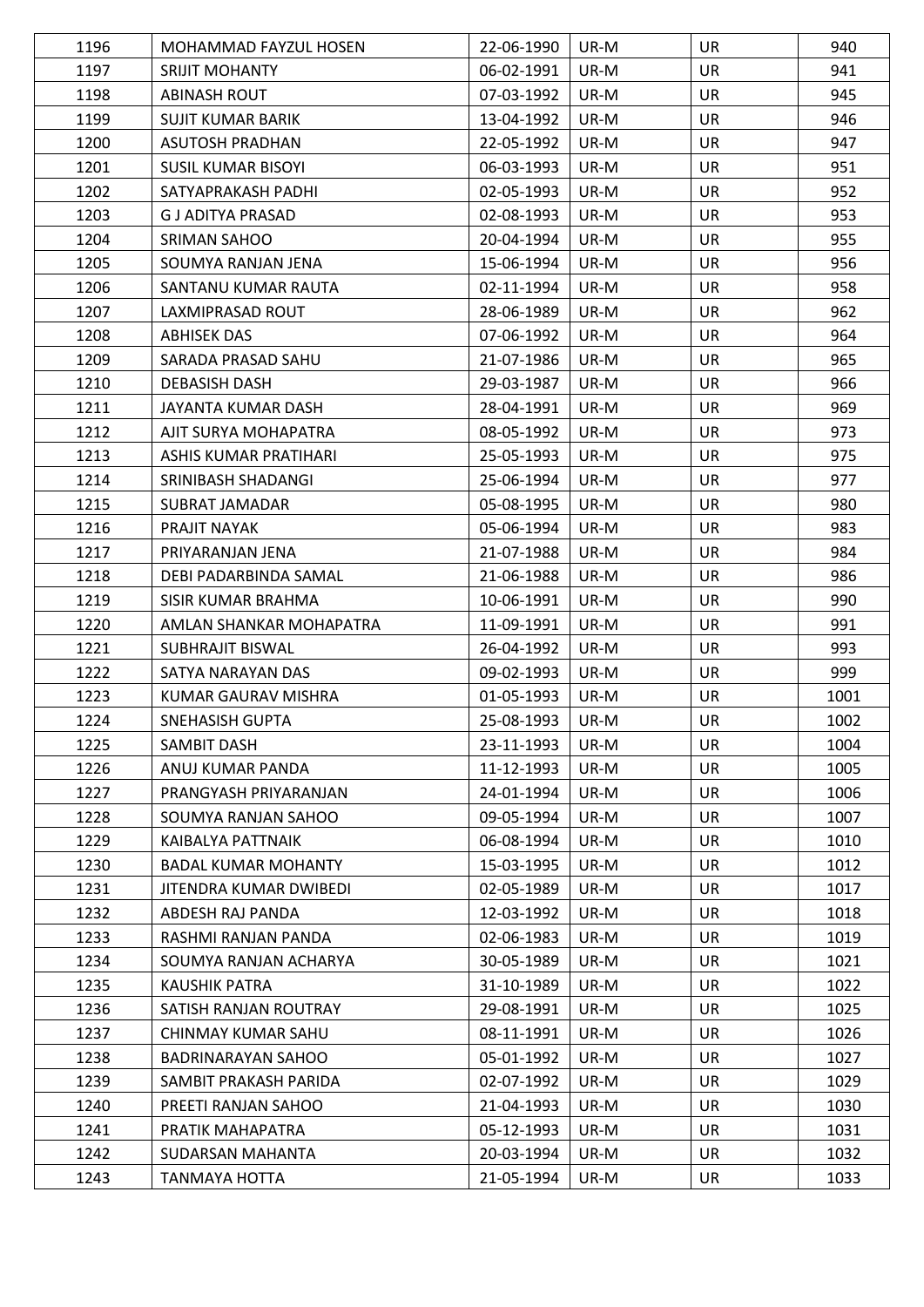| 1196 | MOHAMMAD FAYZUL HOSEN | 22-06-1990 | UR-M | UR | 940 |
|---|---|---|---|---|---|
| 1197 | SRIJIT MOHANTY | 06-02-1991 | UR-M | UR | 941 |
| 1198 | ABINASH ROUT | 07-03-1992 | UR-M | UR | 945 |
| 1199 | SUJIT KUMAR BARIK | 13-04-1992 | UR-M | UR | 946 |
| 1200 | ASUTOSH PRADHAN | 22-05-1992 | UR-M | UR | 947 |
| 1201 | SUSIL KUMAR BISOYI | 06-03-1993 | UR-M | UR | 951 |
| 1202 | SATYAPRAKASH PADHI | 02-05-1993 | UR-M | UR | 952 |
| 1203 | G J ADITYA PRASAD | 02-08-1993 | UR-M | UR | 953 |
| 1204 | SRIMAN SAHOO | 20-04-1994 | UR-M | UR | 955 |
| 1205 | SOUMYA RANJAN JENA | 15-06-1994 | UR-M | UR | 956 |
| 1206 | SANTANU KUMAR RAUTA | 02-11-1994 | UR-M | UR | 958 |
| 1207 | LAXMIPRASAD ROUT | 28-06-1989 | UR-M | UR | 962 |
| 1208 | ABHISEK DAS | 07-06-1992 | UR-M | UR | 964 |
| 1209 | SARADA PRASAD SAHU | 21-07-1986 | UR-M | UR | 965 |
| 1210 | DEBASISH DASH | 29-03-1987 | UR-M | UR | 966 |
| 1211 | JAYANTA KUMAR DASH | 28-04-1991 | UR-M | UR | 969 |
| 1212 | AJIT SURYA MOHAPATRA | 08-05-1992 | UR-M | UR | 973 |
| 1213 | ASHIS KUMAR PRATIHARI | 25-05-1993 | UR-M | UR | 975 |
| 1214 | SRINIBASH SHADANGI | 25-06-1994 | UR-M | UR | 977 |
| 1215 | SUBRAT JAMADAR | 05-08-1995 | UR-M | UR | 980 |
| 1216 | PRAJIT NAYAK | 05-06-1994 | UR-M | UR | 983 |
| 1217 | PRIYARANJAN JENA | 21-07-1988 | UR-M | UR | 984 |
| 1218 | DEBI PADARBINDA SAMAL | 21-06-1988 | UR-M | UR | 986 |
| 1219 | SISIR KUMAR BRAHMA | 10-06-1991 | UR-M | UR | 990 |
| 1220 | AMLAN SHANKAR MOHAPATRA | 11-09-1991 | UR-M | UR | 991 |
| 1221 | SUBHRAJIT BISWAL | 26-04-1992 | UR-M | UR | 993 |
| 1222 | SATYA NARAYAN DAS | 09-02-1993 | UR-M | UR | 999 |
| 1223 | KUMAR GAURAV MISHRA | 01-05-1993 | UR-M | UR | 1001 |
| 1224 | SNEHASISH GUPTA | 25-08-1993 | UR-M | UR | 1002 |
| 1225 | SAMBIT DASH | 23-11-1993 | UR-M | UR | 1004 |
| 1226 | ANUJ KUMAR PANDA | 11-12-1993 | UR-M | UR | 1005 |
| 1227 | PRANGYASH PRIYARANJAN | 24-01-1994 | UR-M | UR | 1006 |
| 1228 | SOUMYA RANJAN SAHOO | 09-05-1994 | UR-M | UR | 1007 |
| 1229 | KAIBALYA PATTNAIK | 06-08-1994 | UR-M | UR | 1010 |
| 1230 | BADAL KUMAR MOHANTY | 15-03-1995 | UR-M | UR | 1012 |
| 1231 | JITENDRA KUMAR DWIBEDI | 02-05-1989 | UR-M | UR | 1017 |
| 1232 | ABDESH RAJ PANDA | 12-03-1992 | UR-M | UR | 1018 |
| 1233 | RASHMI RANJAN PANDA | 02-06-1983 | UR-M | UR | 1019 |
| 1234 | SOUMYA RANJAN ACHARYA | 30-05-1989 | UR-M | UR | 1021 |
| 1235 | KAUSHIK PATRA | 31-10-1989 | UR-M | UR | 1022 |
| 1236 | SATISH RANJAN ROUTRAY | 29-08-1991 | UR-M | UR | 1025 |
| 1237 | CHINMAY KUMAR SAHU | 08-11-1991 | UR-M | UR | 1026 |
| 1238 | BADRINARAYAN SAHOO | 05-01-1992 | UR-M | UR | 1027 |
| 1239 | SAMBIT PRAKASH PARIDA | 02-07-1992 | UR-M | UR | 1029 |
| 1240 | PREETI RANJAN SAHOO | 21-04-1993 | UR-M | UR | 1030 |
| 1241 | PRATIK MAHAPATRA | 05-12-1993 | UR-M | UR | 1031 |
| 1242 | SUDARSAN MAHANTA | 20-03-1994 | UR-M | UR | 1032 |
| 1243 | TANMAYA HOTTA | 21-05-1994 | UR-M | UR | 1033 |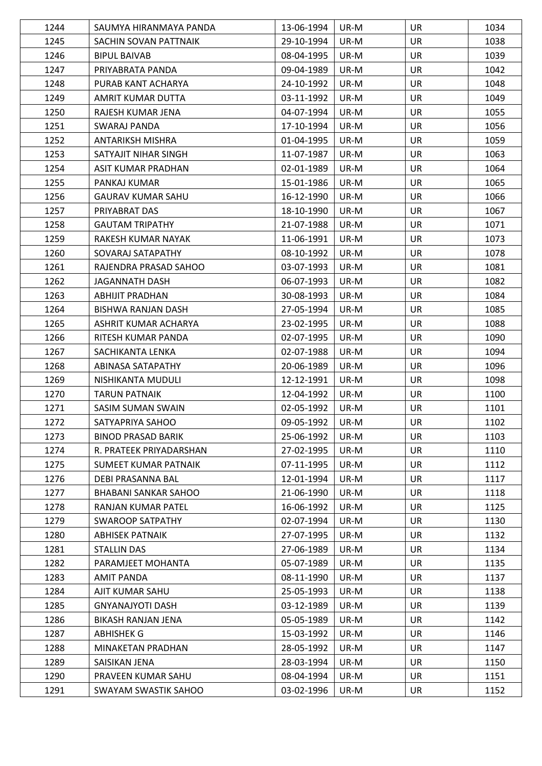| 1244 | SAUMYA HIRANMAYA PANDA | 13-06-1994 | UR-M | UR | 1034 |
|---|---|---|---|---|---|
| 1245 | SACHIN SOVAN PATTNAIK | 29-10-1994 | UR-M | UR | 1038 |
| 1246 | BIPUL BAIVAB | 08-04-1995 | UR-M | UR | 1039 |
| 1247 | PRIYABRATA PANDA | 09-04-1989 | UR-M | UR | 1042 |
| 1248 | PURAB KANT ACHARYA | 24-10-1992 | UR-M | UR | 1048 |
| 1249 | AMRIT KUMAR DUTTA | 03-11-1992 | UR-M | UR | 1049 |
| 1250 | RAJESH KUMAR JENA | 04-07-1994 | UR-M | UR | 1055 |
| 1251 | SWARAJ PANDA | 17-10-1994 | UR-M | UR | 1056 |
| 1252 | ANTARIKSH MISHRA | 01-04-1995 | UR-M | UR | 1059 |
| 1253 | SATYAJIT NIHAR SINGH | 11-07-1987 | UR-M | UR | 1063 |
| 1254 | ASIT KUMAR PRADHAN | 02-01-1989 | UR-M | UR | 1064 |
| 1255 | PANKAJ KUMAR | 15-01-1986 | UR-M | UR | 1065 |
| 1256 | GAURAV KUMAR SAHU | 16-12-1990 | UR-M | UR | 1066 |
| 1257 | PRIYABRAT DAS | 18-10-1990 | UR-M | UR | 1067 |
| 1258 | GAUTAM TRIPATHY | 21-07-1988 | UR-M | UR | 1071 |
| 1259 | RAKESH KUMAR NAYAK | 11-06-1991 | UR-M | UR | 1073 |
| 1260 | SOVARAJ SATAPATHY | 08-10-1992 | UR-M | UR | 1078 |
| 1261 | RAJENDRA PRASAD SAHOO | 03-07-1993 | UR-M | UR | 1081 |
| 1262 | JAGANNATH DASH | 06-07-1993 | UR-M | UR | 1082 |
| 1263 | ABHIJIT PRADHAN | 30-08-1993 | UR-M | UR | 1084 |
| 1264 | BISHWA RANJAN DASH | 27-05-1994 | UR-M | UR | 1085 |
| 1265 | ASHRIT KUMAR ACHARYA | 23-02-1995 | UR-M | UR | 1088 |
| 1266 | RITESH KUMAR PANDA | 02-07-1995 | UR-M | UR | 1090 |
| 1267 | SACHIKANTA LENKA | 02-07-1988 | UR-M | UR | 1094 |
| 1268 | ABINASA SATAPATHY | 20-06-1989 | UR-M | UR | 1096 |
| 1269 | NISHIKANTA MUDULI | 12-12-1991 | UR-M | UR | 1098 |
| 1270 | TARUN PATNAIK | 12-04-1992 | UR-M | UR | 1100 |
| 1271 | SASIM SUMAN SWAIN | 02-05-1992 | UR-M | UR | 1101 |
| 1272 | SATYAPRIYA SAHOO | 09-05-1992 | UR-M | UR | 1102 |
| 1273 | BINOD PRASAD BARIK | 25-06-1992 | UR-M | UR | 1103 |
| 1274 | R. PRATEEK PRIYADARSHAN | 27-02-1995 | UR-M | UR | 1110 |
| 1275 | SUMEET KUMAR PATNAIK | 07-11-1995 | UR-M | UR | 1112 |
| 1276 | DEBI PRASANNA BAL | 12-01-1994 | UR-M | UR | 1117 |
| 1277 | BHABANI SANKAR SAHOO | 21-06-1990 | UR-M | UR | 1118 |
| 1278 | RANJAN KUMAR PATEL | 16-06-1992 | UR-M | UR | 1125 |
| 1279 | SWAROOP SATPATHY | 02-07-1994 | UR-M | UR | 1130 |
| 1280 | ABHISEK PATNAIK | 27-07-1995 | UR-M | UR | 1132 |
| 1281 | STALLIN DAS | 27-06-1989 | UR-M | UR | 1134 |
| 1282 | PARAMJEET MOHANTA | 05-07-1989 | UR-M | UR | 1135 |
| 1283 | AMIT PANDA | 08-11-1990 | UR-M | UR | 1137 |
| 1284 | AJIT KUMAR SAHU | 25-05-1993 | UR-M | UR | 1138 |
| 1285 | GNYANAJYOTI DASH | 03-12-1989 | UR-M | UR | 1139 |
| 1286 | BIKASH RANJAN JENA | 05-05-1989 | UR-M | UR | 1142 |
| 1287 | ABHISHEK G | 15-03-1992 | UR-M | UR | 1146 |
| 1288 | MINAKETAN PRADHAN | 28-05-1992 | UR-M | UR | 1147 |
| 1289 | SAISIKAN JENA | 28-03-1994 | UR-M | UR | 1150 |
| 1290 | PRAVEEN KUMAR SAHU | 08-04-1994 | UR-M | UR | 1151 |
| 1291 | SWAYAM SWASTIK SAHOO | 03-02-1996 | UR-M | UR | 1152 |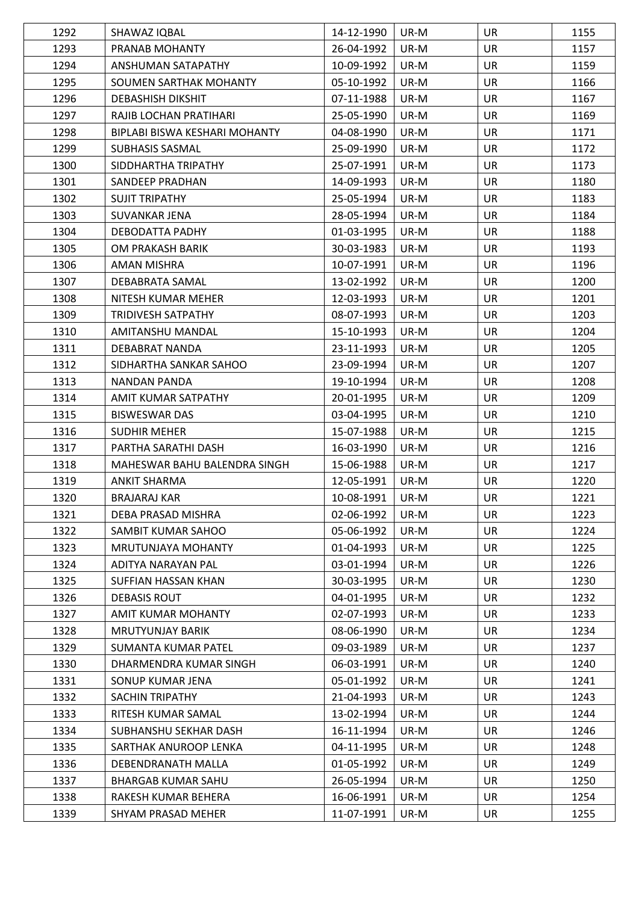| | | | | | |
|---|---|---|---|---|---|
| 1292 | SHAWAZ IQBAL | 14-12-1990 | UR-M | UR | 1155 |
| 1293 | PRANAB MOHANTY | 26-04-1992 | UR-M | UR | 1157 |
| 1294 | ANSHUMAN SATAPATHY | 10-09-1992 | UR-M | UR | 1159 |
| 1295 | SOUMEN SARTHAK MOHANTY | 05-10-1992 | UR-M | UR | 1166 |
| 1296 | DEBASHISH DIKSHIT | 07-11-1988 | UR-M | UR | 1167 |
| 1297 | RAJIB LOCHAN PRATIHARI | 25-05-1990 | UR-M | UR | 1169 |
| 1298 | BIPLABI BISWA KESHARI MOHANTY | 04-08-1990 | UR-M | UR | 1171 |
| 1299 | SUBHASIS SASMAL | 25-09-1990 | UR-M | UR | 1172 |
| 1300 | SIDDHARTHA TRIPATHY | 25-07-1991 | UR-M | UR | 1173 |
| 1301 | SANDEEP PRADHAN | 14-09-1993 | UR-M | UR | 1180 |
| 1302 | SUJIT TRIPATHY | 25-05-1994 | UR-M | UR | 1183 |
| 1303 | SUVANKAR JENA | 28-05-1994 | UR-M | UR | 1184 |
| 1304 | DEBODATTA PADHY | 01-03-1995 | UR-M | UR | 1188 |
| 1305 | OM PRAKASH BARIK | 30-03-1983 | UR-M | UR | 1193 |
| 1306 | AMAN MISHRA | 10-07-1991 | UR-M | UR | 1196 |
| 1307 | DEBABRATA SAMAL | 13-02-1992 | UR-M | UR | 1200 |
| 1308 | NITESH KUMAR MEHER | 12-03-1993 | UR-M | UR | 1201 |
| 1309 | TRIDIVESH SATPATHY | 08-07-1993 | UR-M | UR | 1203 |
| 1310 | AMITANSHU MANDAL | 15-10-1993 | UR-M | UR | 1204 |
| 1311 | DEBABRAT NANDA | 23-11-1993 | UR-M | UR | 1205 |
| 1312 | SIDHARTHA SANKAR SAHOO | 23-09-1994 | UR-M | UR | 1207 |
| 1313 | NANDAN PANDA | 19-10-1994 | UR-M | UR | 1208 |
| 1314 | AMIT KUMAR SATPATHY | 20-01-1995 | UR-M | UR | 1209 |
| 1315 | BISWESWAR DAS | 03-04-1995 | UR-M | UR | 1210 |
| 1316 | SUDHIR MEHER | 15-07-1988 | UR-M | UR | 1215 |
| 1317 | PARTHA SARATHI DASH | 16-03-1990 | UR-M | UR | 1216 |
| 1318 | MAHESWAR BAHU BALENDRA SINGH | 15-06-1988 | UR-M | UR | 1217 |
| 1319 | ANKIT SHARMA | 12-05-1991 | UR-M | UR | 1220 |
| 1320 | BRAJARAJ KAR | 10-08-1991 | UR-M | UR | 1221 |
| 1321 | DEBA PRASAD MISHRA | 02-06-1992 | UR-M | UR | 1223 |
| 1322 | SAMBIT KUMAR SAHOO | 05-06-1992 | UR-M | UR | 1224 |
| 1323 | MRUTUNJAYA MOHANTY | 01-04-1993 | UR-M | UR | 1225 |
| 1324 | ADITYA NARAYAN PAL | 03-01-1994 | UR-M | UR | 1226 |
| 1325 | SUFFIAN HASSAN KHAN | 30-03-1995 | UR-M | UR | 1230 |
| 1326 | DEBASIS ROUT | 04-01-1995 | UR-M | UR | 1232 |
| 1327 | AMIT KUMAR MOHANTY | 02-07-1993 | UR-M | UR | 1233 |
| 1328 | MRUTYUNJAY BARIK | 08-06-1990 | UR-M | UR | 1234 |
| 1329 | SUMANTA KUMAR PATEL | 09-03-1989 | UR-M | UR | 1237 |
| 1330 | DHARMENDRA KUMAR SINGH | 06-03-1991 | UR-M | UR | 1240 |
| 1331 | SONUP KUMAR JENA | 05-01-1992 | UR-M | UR | 1241 |
| 1332 | SACHIN TRIPATHY | 21-04-1993 | UR-M | UR | 1243 |
| 1333 | RITESH KUMAR SAMAL | 13-02-1994 | UR-M | UR | 1244 |
| 1334 | SUBHANSHU SEKHAR DASH | 16-11-1994 | UR-M | UR | 1246 |
| 1335 | SARTHAK ANUROOP LENKA | 04-11-1995 | UR-M | UR | 1248 |
| 1336 | DEBENDRANATH MALLA | 01-05-1992 | UR-M | UR | 1249 |
| 1337 | BHARGAB KUMAR SAHU | 26-05-1994 | UR-M | UR | 1250 |
| 1338 | RAKESH KUMAR BEHERA | 16-06-1991 | UR-M | UR | 1254 |
| 1339 | SHYAM PRASAD MEHER | 11-07-1991 | UR-M | UR | 1255 |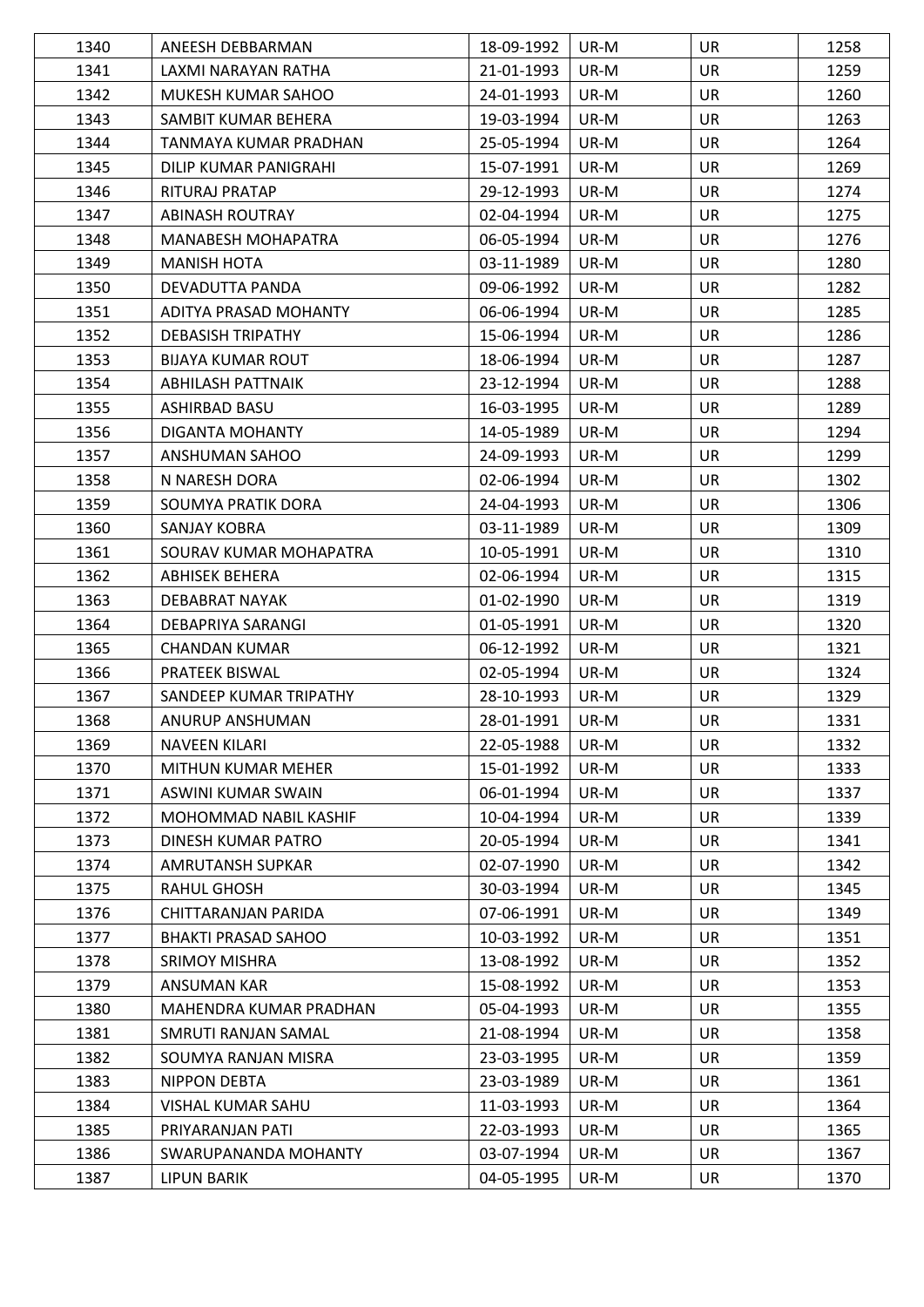| 1340 | ANEESH DEBBARMAN | 18-09-1992 | UR-M | UR | 1258 |
|---|---|---|---|---|---|
| 1341 | LAXMI NARAYAN RATHA | 21-01-1993 | UR-M | UR | 1259 |
| 1342 | MUKESH KUMAR SAHOO | 24-01-1993 | UR-M | UR | 1260 |
| 1343 | SAMBIT KUMAR BEHERA | 19-03-1994 | UR-M | UR | 1263 |
| 1344 | TANMAYA KUMAR PRADHAN | 25-05-1994 | UR-M | UR | 1264 |
| 1345 | DILIP KUMAR PANIGRAHI | 15-07-1991 | UR-M | UR | 1269 |
| 1346 | RITURAJ PRATAP | 29-12-1993 | UR-M | UR | 1274 |
| 1347 | ABINASH ROUTRAY | 02-04-1994 | UR-M | UR | 1275 |
| 1348 | MANABESH MOHAPATRA | 06-05-1994 | UR-M | UR | 1276 |
| 1349 | MANISH HOTA | 03-11-1989 | UR-M | UR | 1280 |
| 1350 | DEVADUTTA PANDA | 09-06-1992 | UR-M | UR | 1282 |
| 1351 | ADITYA PRASAD MOHANTY | 06-06-1994 | UR-M | UR | 1285 |
| 1352 | DEBASISH TRIPATHY | 15-06-1994 | UR-M | UR | 1286 |
| 1353 | BIJAYA KUMAR ROUT | 18-06-1994 | UR-M | UR | 1287 |
| 1354 | ABHILASH PATTNAIK | 23-12-1994 | UR-M | UR | 1288 |
| 1355 | ASHIRBAD BASU | 16-03-1995 | UR-M | UR | 1289 |
| 1356 | DIGANTA MOHANTY | 14-05-1989 | UR-M | UR | 1294 |
| 1357 | ANSHUMAN SAHOO | 24-09-1993 | UR-M | UR | 1299 |
| 1358 | N NARESH DORA | 02-06-1994 | UR-M | UR | 1302 |
| 1359 | SOUMYA PRATIK DORA | 24-04-1993 | UR-M | UR | 1306 |
| 1360 | SANJAY KOBRA | 03-11-1989 | UR-M | UR | 1309 |
| 1361 | SOURAV KUMAR MOHAPATRA | 10-05-1991 | UR-M | UR | 1310 |
| 1362 | ABHISEK BEHERA | 02-06-1994 | UR-M | UR | 1315 |
| 1363 | DEBABRAT NAYAK | 01-02-1990 | UR-M | UR | 1319 |
| 1364 | DEBAPRIYA SARANGI | 01-05-1991 | UR-M | UR | 1320 |
| 1365 | CHANDAN KUMAR | 06-12-1992 | UR-M | UR | 1321 |
| 1366 | PRATEEK BISWAL | 02-05-1994 | UR-M | UR | 1324 |
| 1367 | SANDEEP KUMAR TRIPATHY | 28-10-1993 | UR-M | UR | 1329 |
| 1368 | ANURUP ANSHUMAN | 28-01-1991 | UR-M | UR | 1331 |
| 1369 | NAVEEN KILARI | 22-05-1988 | UR-M | UR | 1332 |
| 1370 | MITHUN KUMAR MEHER | 15-01-1992 | UR-M | UR | 1333 |
| 1371 | ASWINI KUMAR SWAIN | 06-01-1994 | UR-M | UR | 1337 |
| 1372 | MOHOMMAD NABIL KASHIF | 10-04-1994 | UR-M | UR | 1339 |
| 1373 | DINESH KUMAR PATRO | 20-05-1994 | UR-M | UR | 1341 |
| 1374 | AMRUTANSH SUPKAR | 02-07-1990 | UR-M | UR | 1342 |
| 1375 | RAHUL GHOSH | 30-03-1994 | UR-M | UR | 1345 |
| 1376 | CHITTARANJAN PARIDA | 07-06-1991 | UR-M | UR | 1349 |
| 1377 | BHAKTI PRASAD SAHOO | 10-03-1992 | UR-M | UR | 1351 |
| 1378 | SRIMOY MISHRA | 13-08-1992 | UR-M | UR | 1352 |
| 1379 | ANSUMAN KAR | 15-08-1992 | UR-M | UR | 1353 |
| 1380 | MAHENDRA KUMAR PRADHAN | 05-04-1993 | UR-M | UR | 1355 |
| 1381 | SMRUTI RANJAN SAMAL | 21-08-1994 | UR-M | UR | 1358 |
| 1382 | SOUMYA RANJAN MISRA | 23-03-1995 | UR-M | UR | 1359 |
| 1383 | NIPPON DEBTA | 23-03-1989 | UR-M | UR | 1361 |
| 1384 | VISHAL KUMAR SAHU | 11-03-1993 | UR-M | UR | 1364 |
| 1385 | PRIYARANJAN PATI | 22-03-1993 | UR-M | UR | 1365 |
| 1386 | SWARUPANANDA MOHANTY | 03-07-1994 | UR-M | UR | 1367 |
| 1387 | LIPUN BARIK | 04-05-1995 | UR-M | UR | 1370 |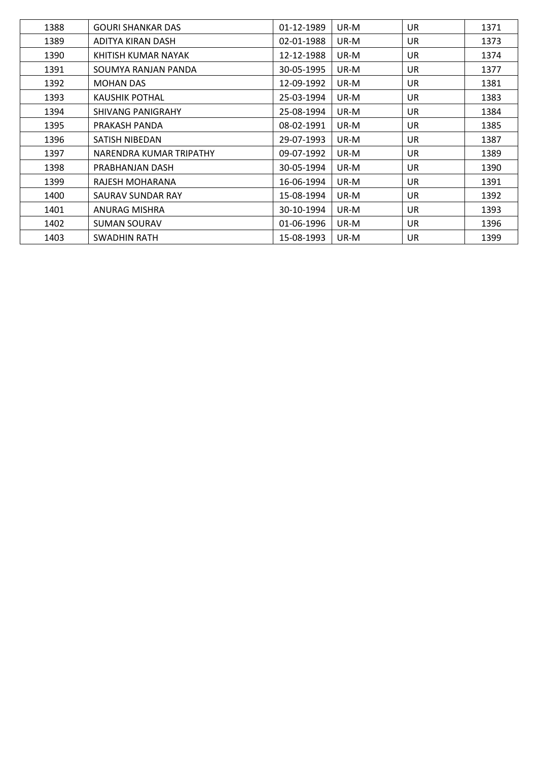| | | | | | |
|---|---|---|---|---|---|
| 1388 | GOURI SHANKAR DAS | 01-12-1989 | UR-M | UR | 1371 |
| 1389 | ADITYA KIRAN DASH | 02-01-1988 | UR-M | UR | 1373 |
| 1390 | KHITISH KUMAR NAYAK | 12-12-1988 | UR-M | UR | 1374 |
| 1391 | SOUMYA RANJAN PANDA | 30-05-1995 | UR-M | UR | 1377 |
| 1392 | MOHAN DAS | 12-09-1992 | UR-M | UR | 1381 |
| 1393 | KAUSHIK POTHAL | 25-03-1994 | UR-M | UR | 1383 |
| 1394 | SHIVANG PANIGRAHY | 25-08-1994 | UR-M | UR | 1384 |
| 1395 | PRAKASH PANDA | 08-02-1991 | UR-M | UR | 1385 |
| 1396 | SATISH NIBEDAN | 29-07-1993 | UR-M | UR | 1387 |
| 1397 | NARENDRA KUMAR TRIPATHY | 09-07-1992 | UR-M | UR | 1389 |
| 1398 | PRABHANJAN DASH | 30-05-1994 | UR-M | UR | 1390 |
| 1399 | RAJESH MOHARANA | 16-06-1994 | UR-M | UR | 1391 |
| 1400 | SAURAV SUNDAR RAY | 15-08-1994 | UR-M | UR | 1392 |
| 1401 | ANURAG MISHRA | 30-10-1994 | UR-M | UR | 1393 |
| 1402 | SUMAN SOURAV | 01-06-1996 | UR-M | UR | 1396 |
| 1403 | SWADHIN RATH | 15-08-1993 | UR-M | UR | 1399 |